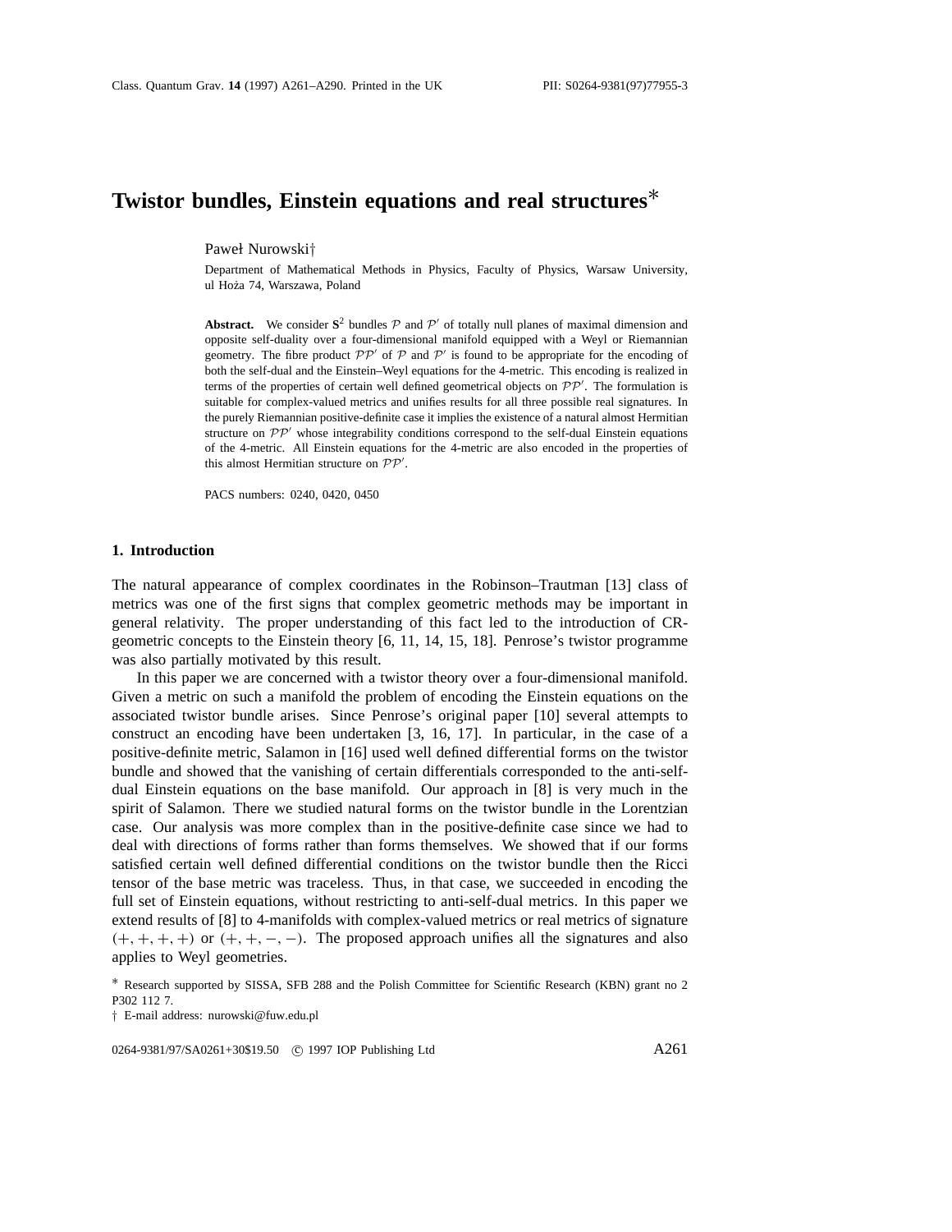# Twistor bundles, Einstein equations and real structures*

Paweł Nurowski†

Department of Mathematical Methods in Physics, Faculty of Physics, Warsaw University, ul Hoża 74, Warszawa, Poland

**Abstract.** We consider $\mathbf{S}^2$ bundles $\mathcal{P}$ and $\mathcal{P}'$ of totally null planes of maximal dimension and opposite self-duality over a four-dimensional manifold equipped with a Weyl or Riemannian geometry. The fibre product $\mathcal{P}\mathcal{P}'$ of $\mathcal{P}$ and $\mathcal{P}'$ is found to be appropriate for the encoding of both the self-dual and the Einstein–Weyl equations for the 4-metric. This encoding is realized in terms of the properties of certain well defined geometrical objects on $\mathcal{P}\mathcal{P}'$. The formulation is suitable for complex-valued metrics and unifies results for all three possible real signatures. In the purely Riemannian positive-definite case it implies the existence of a natural almost Hermitian structure on $\mathcal{P}\mathcal{P}'$ whose integrability conditions correspond to the self-dual Einstein equations of the 4-metric. All Einstein equations for the 4-metric are also encoded in the properties of this almost Hermitian structure on $\mathcal{P}\mathcal{P}'$.

PACS numbers: 0240, 0420, 0450

## 1. Introduction

The natural appearance of complex coordinates in the Robinson–Trautman [13] class of metrics was one of the first signs that complex geometric methods may be important in general relativity. The proper understanding of this fact led to the introduction of CR-geometric concepts to the Einstein theory [6, 11, 14, 15, 18]. Penrose's twistor programme was also partially motivated by this result.

In this paper we are concerned with a twistor theory over a four-dimensional manifold. Given a metric on such a manifold the problem of encoding the Einstein equations on the associated twistor bundle arises. Since Penrose's original paper [10] several attempts to construct an encoding have been undertaken [3, 16, 17]. In particular, in the case of a positive-definite metric, Salamon in [16] used well defined differential forms on the twistor bundle and showed that the vanishing of certain differentials corresponded to the anti-self-dual Einstein equations on the base manifold. Our approach in [8] is very much in the spirit of Salamon. There we studied natural forms on the twistor bundle in the Lorentzian case. Our analysis was more complex than in the positive-definite case since we had to deal with directions of forms rather than forms themselves. We showed that if our forms satisfied certain well defined differential conditions on the twistor bundle then the Ricci tensor of the base metric was traceless. Thus, in that case, we succeeded in encoding the full set of Einstein equations, without restricting to anti-self-dual metrics. In this paper we extend results of [8] to 4-manifolds with complex-valued metrics or real metrics of signature $(+,+,+,+)$ or $(+,+,-,-)$. The proposed approach unifies all the signatures and also applies to Weyl geometries.

* Research supported by SISSA, SFB 288 and the Polish Committee for Scientific Research (KBN) grant no 2 P302 112 7.

† E-mail address: nurowski@fuw.edu.pl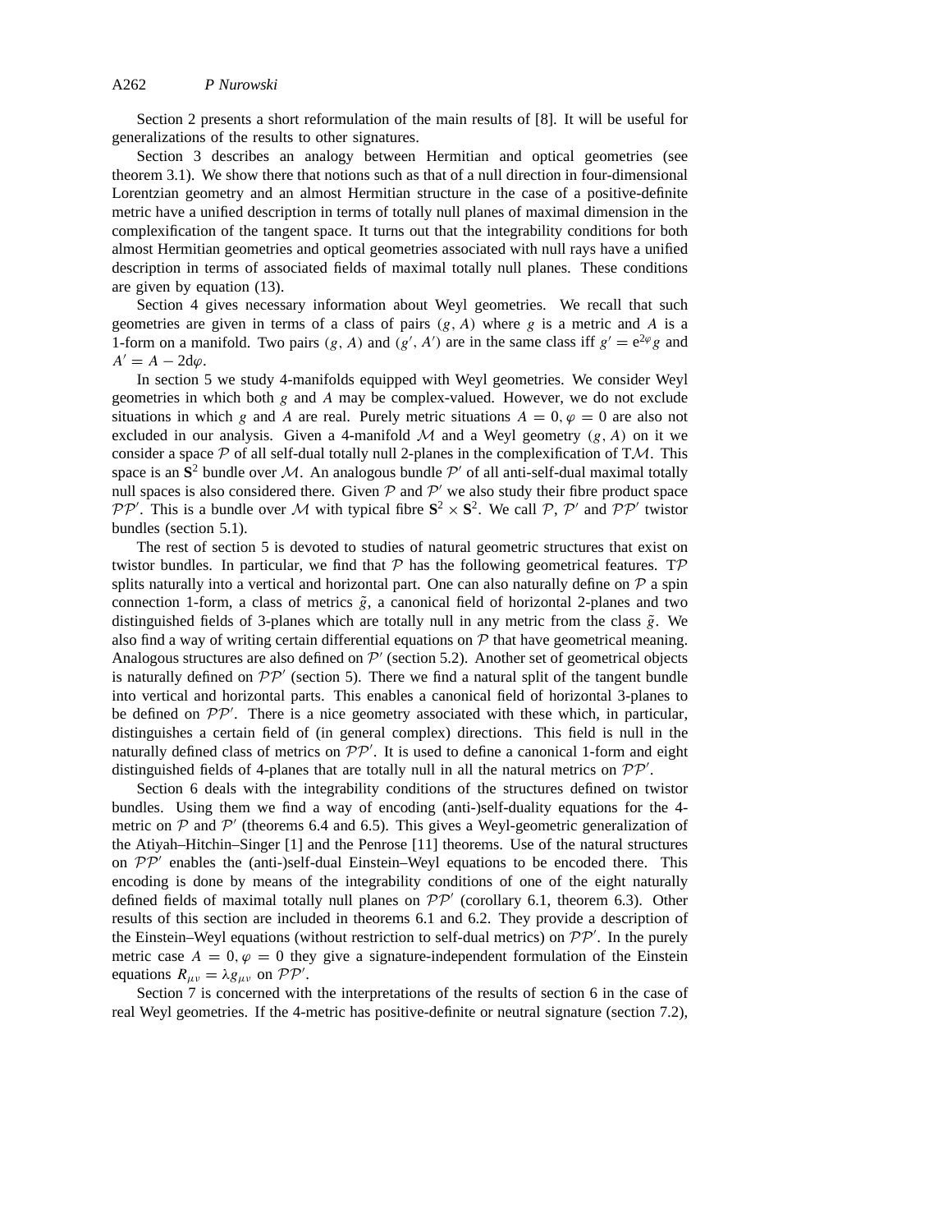Section 2 presents a short reformulation of the main results of [8]. It will be useful for generalizations of the results to other signatures.

Section 3 describes an analogy between Hermitian and optical geometries (see theorem 3.1). We show there that notions such as that of a null direction in four-dimensional Lorentzian geometry and an almost Hermitian structure in the case of a positive-definite metric have a unified description in terms of totally null planes of maximal dimension in the complexification of the tangent space. It turns out that the integrability conditions for both almost Hermitian geometries and optical geometries associated with null rays have a unified description in terms of associated fields of maximal totally null planes. These conditions are given by equation (13).

Section 4 gives necessary information about Weyl geometries. We recall that such geometries are given in terms of a class of pairs $(g, A)$ where $g$ is a metric and $A$ is a 1-form on a manifold. Two pairs $(g, A)$ and $(g', A')$ are in the same class iff $g' = e^{2\varphi} g$ and $A' = A - 2d\varphi$.

In section 5 we study 4-manifolds equipped with Weyl geometries. We consider Weyl geometries in which both $g$ and $A$ may be complex-valued. However, we do not exclude situations in which $g$ and $A$ are real. Purely metric situations $A = 0, \varphi = 0$ are also not excluded in our analysis. Given a 4-manifold $\mathcal{M}$ and a Weyl geometry $(g, A)$ on it we consider a space $\mathcal{P}$ of all self-dual totally null 2-planes in the complexification of $T\mathcal{M}$. This space is an $\mathbf{S}^2$ bundle over $\mathcal{M}$. An analogous bundle $\mathcal{P}'$ of all anti-self-dual maximal totally null spaces is also considered there. Given $\mathcal{P}$ and $\mathcal{P}'$ we also study their fibre product space $\mathcal{PP}'$. This is a bundle over $\mathcal{M}$ with typical fibre $\mathbf{S}^2 \times \mathbf{S}^2$. We call $\mathcal{P}$, $\mathcal{P}'$ and $\mathcal{PP}'$ twistor bundles (section 5.1).

The rest of section 5 is devoted to studies of natural geometric structures that exist on twistor bundles. In particular, we find that $\mathcal{P}$ has the following geometrical features. $T\mathcal{P}$ splits naturally into a vertical and horizontal part. One can also naturally define on $\mathcal{P}$ a spin connection 1-form, a class of metrics $\tilde{g}$, a canonical field of horizontal 2-planes and two distinguished fields of 3-planes which are totally null in any metric from the class $\tilde{g}$. We also find a way of writing certain differential equations on $\mathcal{P}$ that have geometrical meaning. Analogous structures are also defined on $\mathcal{P}'$ (section 5.2). Another set of geometrical objects is naturally defined on $\mathcal{PP}'$ (section 5). There we find a natural split of the tangent bundle into vertical and horizontal parts. This enables a canonical field of horizontal 3-planes to be defined on $\mathcal{PP}'$. There is a nice geometry associated with these which, in particular, distinguishes a certain field of (in general complex) directions. This field is null in the naturally defined class of metrics on $\mathcal{PP}'$. It is used to define a canonical 1-form and eight distinguished fields of 4-planes that are totally null in all the natural metrics on $\mathcal{PP}'$.

Section 6 deals with the integrability conditions of the structures defined on twistor bundles. Using them we find a way of encoding (anti-)self-duality equations for the 4-metric on $\mathcal{P}$ and $\mathcal{P}'$ (theorems 6.4 and 6.5). This gives a Weyl-geometric generalization of the Atiyah–Hitchin–Singer [1] and the Penrose [11] theorems. Use of the natural structures on $\mathcal{PP}'$ enables the (anti-)self-dual Einstein–Weyl equations to be encoded there. This encoding is done by means of the integrability conditions of one of the eight naturally defined fields of maximal totally null planes on $\mathcal{PP}'$ (corollary 6.1, theorem 6.3). Other results of this section are included in theorems 6.1 and 6.2. They provide a description of the Einstein–Weyl equations (without restriction to self-dual metrics) on $\mathcal{PP}'$. In the purely metric case $A = 0, \varphi = 0$ they give a signature-independent formulation of the Einstein equations $R_{\mu\nu} = \lambda g_{\mu\nu}$ on $\mathcal{PP}'$.

Section 7 is concerned with the interpretations of the results of section 6 in the case of real Weyl geometries. If the 4-metric has positive-definite or neutral signature (section 7.2),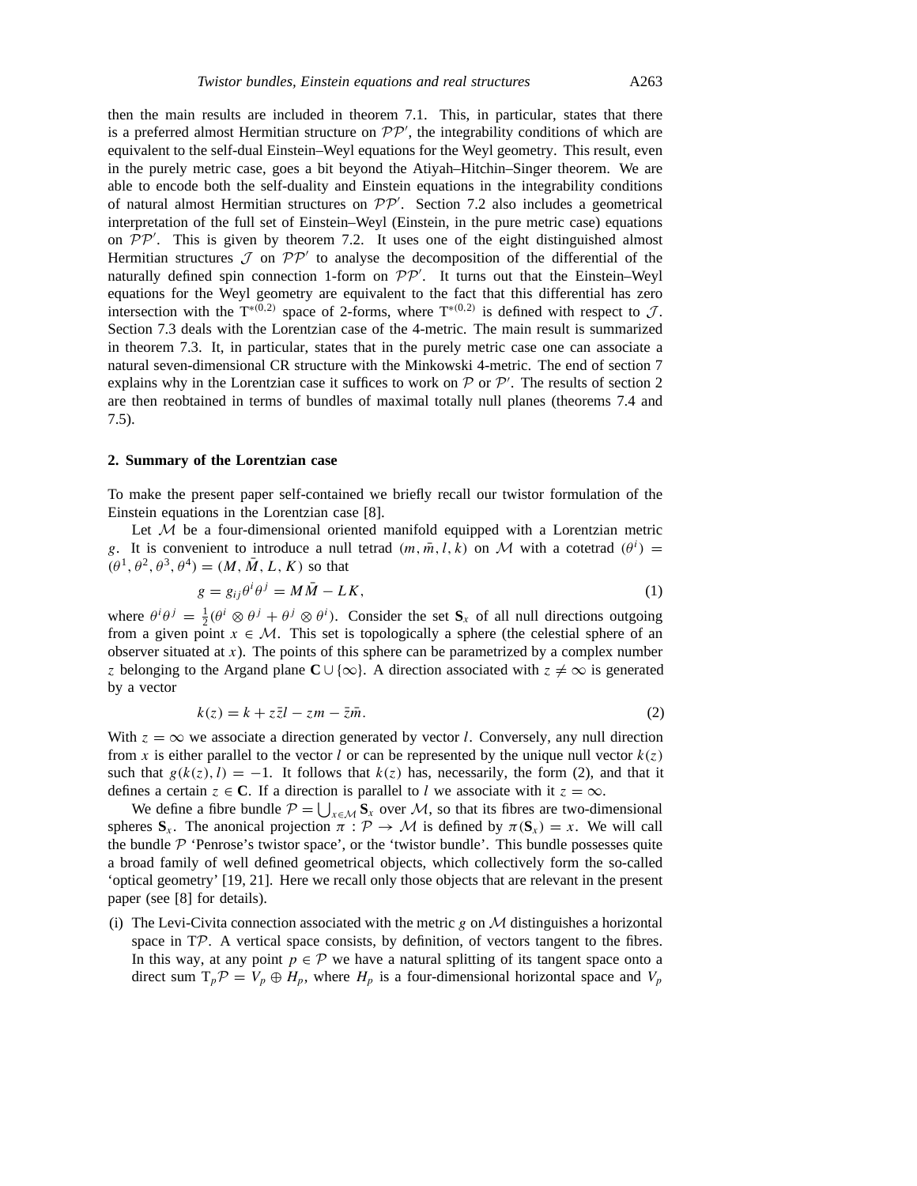then the main results are included in theorem 7.1. This, in particular, states that there is a preferred almost Hermitian structure on $\mathcal{P}\mathcal{P}'$, the integrability conditions of which are equivalent to the self-dual Einstein–Weyl equations for the Weyl geometry. This result, even in the purely metric case, goes a bit beyond the Atiyah–Hitchin–Singer theorem. We are able to encode both the self-duality and Einstein equations in the integrability conditions of natural almost Hermitian structures on $\mathcal{P}\mathcal{P}'$. Section 7.2 also includes a geometrical interpretation of the full set of Einstein–Weyl (Einstein, in the pure metric case) equations on $\mathcal{P}\mathcal{P}'$. This is given by theorem 7.2. It uses one of the eight distinguished almost Hermitian structures $\mathcal{J}$ on $\mathcal{P}\mathcal{P}'$ to analyse the decomposition of the differential of the naturally defined spin connection 1-form on $\mathcal{P}\mathcal{P}'$. It turns out that the Einstein–Weyl equations for the Weyl geometry are equivalent to the fact that this differential has zero intersection with the $\mathrm{T}^{*(0,2)}$ space of 2-forms, where $\mathrm{T}^{*(0,2)}$ is defined with respect to $\mathcal{J}$. Section 7.3 deals with the Lorentzian case of the 4-metric. The main result is summarized in theorem 7.3. It, in particular, states that in the purely metric case one can associate a natural seven-dimensional CR structure with the Minkowski 4-metric. The end of section 7 explains why in the Lorentzian case it suffices to work on $\mathcal{P}$ or $\mathcal{P}'$. The results of section 2 are then reobtained in terms of bundles of maximal totally null planes (theorems 7.4 and 7.5).

## 2. Summary of the Lorentzian case

To make the present paper self-contained we briefly recall our twistor formulation of the Einstein equations in the Lorentzian case [8].

Let $\mathcal{M}$ be a four-dimensional oriented manifold equipped with a Lorentzian metric $g$. It is convenient to introduce a null tetrad $(m, \bar{m}, l, k)$ on $\mathcal{M}$ with a cotetrad $(\theta^i) = (\theta^1, \theta^2, \theta^3, \theta^4) = (M, \bar{M}, L, K)$ so that

$$g = g_{ij}\theta^i\theta^j = M\bar{M} - LK, \tag{1}$$

where $\theta^i\theta^j = \frac{1}{2}(\theta^i \otimes \theta^j + \theta^j \otimes \theta^i)$. Consider the set $\mathbf{S}_x$ of all null directions outgoing from a given point $x \in \mathcal{M}$. This set is topologically a sphere (the celestial sphere of an observer situated at $x$). The points of this sphere can be parametrized by a complex number $z$ belonging to the Argand plane $\mathbf{C} \cup \{\infty\}$. A direction associated with $z \neq \infty$ is generated by a vector

$$k(z) = k + z\bar{z}l - zm - \bar{z}\bar{m}. \tag{2}$$

With $z = \infty$ we associate a direction generated by vector $l$. Conversely, any null direction from $x$ is either parallel to the vector $l$ or can be represented by the unique null vector $k(z)$ such that $g(k(z), l) = -1$. It follows that $k(z)$ has, necessarily, the form (2), and that it defines a certain $z \in \mathbf{C}$. If a direction is parallel to $l$ we associate with it $z = \infty$.

We define a fibre bundle $\mathcal{P} = \bigcup_{x\in\mathcal{M}} \mathbf{S}_x$ over $\mathcal{M}$, so that its fibres are two-dimensional spheres $\mathbf{S}_x$. The anonical projection $\pi : \mathcal{P} \to \mathcal{M}$ is defined by $\pi(\mathbf{S}_x) = x$. We will call the bundle $\mathcal{P}$ 'Penrose's twistor space', or the 'twistor bundle'. This bundle possesses quite a broad family of well defined geometrical objects, which collectively form the so-called 'optical geometry' [19, 21]. Here we recall only those objects that are relevant in the present paper (see [8] for details).

(i) The Levi-Civita connection associated with the metric $g$ on $\mathcal{M}$ distinguishes a horizontal space in $\mathrm{T}\mathcal{P}$. A vertical space consists, by definition, of vectors tangent to the fibres. In this way, at any point $p \in \mathcal{P}$ we have a natural splitting of its tangent space onto a direct sum $\mathrm{T}_p\mathcal{P} = V_p \oplus H_p$, where $H_p$ is a four-dimensional horizontal space and $V_p$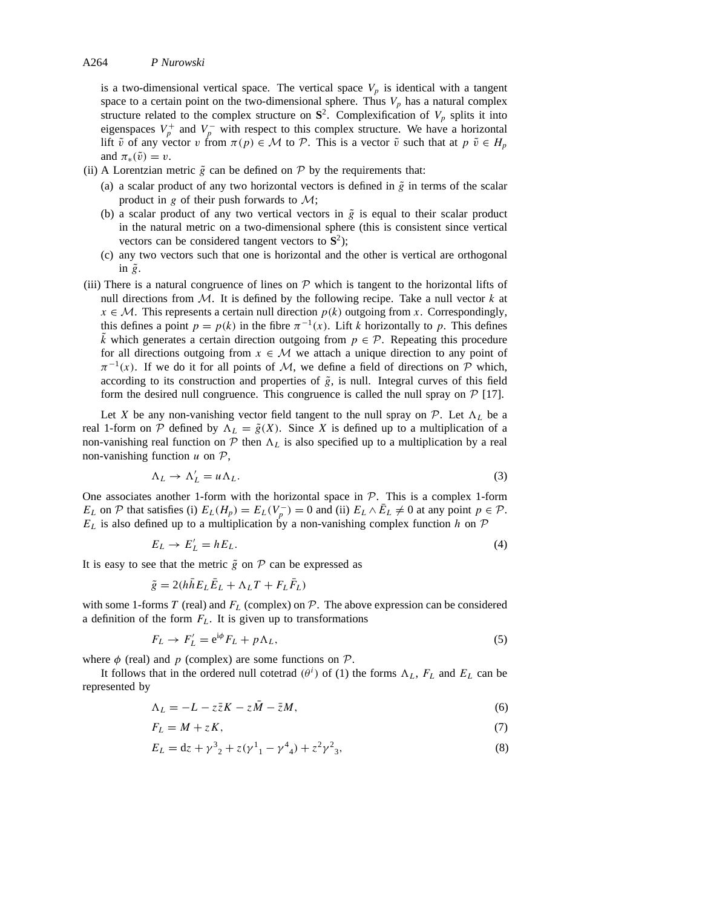is a two-dimensional vertical space. The vertical space $V_p$ is identical with a tangent space to a certain point on the two-dimensional sphere. Thus $V_p$ has a natural complex structure related to the complex structure on $\mathbf{S}^2$. Complexification of $V_p$ splits it into eigenspaces $V_p^+$ and $V_p^-$ with respect to this complex structure. We have a horizontal lift $\tilde{v}$ of any vector $v$ from $\pi(p) \in \mathcal{M}$ to $\mathcal{P}$. This is a vector $\tilde{v}$ such that at $p$ $\tilde{v} \in H_p$ and $\pi_*(\tilde{v}) = v$.

(ii) A Lorentzian metric $\tilde{g}$ can be defined on $\mathcal{P}$ by the requirements that:

   (a) a scalar product of any two horizontal vectors is defined in $\tilde{g}$ in terms of the scalar product in $g$ of their push forwards to $\mathcal{M}$;

   (b) a scalar product of any two vertical vectors in $\tilde{g}$ is equal to their scalar product in the natural metric on a two-dimensional sphere (this is consistent since vertical vectors can be considered tangent vectors to $\mathbf{S}^2$);

   (c) any two vectors such that one is horizontal and the other is vertical are orthogonal in $\tilde{g}$.

(iii) There is a natural congruence of lines on $\mathcal{P}$ which is tangent to the horizontal lifts of null directions from $\mathcal{M}$. It is defined by the following recipe. Take a null vector $k$ at $x \in \mathcal{M}$. This represents a certain null direction $p(k)$ outgoing from $x$. Correspondingly, this defines a point $p = p(k)$ in the fibre $\pi^{-1}(x)$. Lift $k$ horizontally to $p$. This defines $\tilde{k}$ which generates a certain direction outgoing from $p \in \mathcal{P}$. Repeating this procedure for all directions outgoing from $x \in \mathcal{M}$ we attach a unique direction to any point of $\pi^{-1}(x)$. If we do it for all points of $\mathcal{M}$, we define a field of directions on $\mathcal{P}$ which, according to its construction and properties of $\tilde{g}$, is null. Integral curves of this field form the desired null congruence. This congruence is called the null spray on $\mathcal{P}$ [17].

Let $X$ be any non-vanishing vector field tangent to the null spray on $\mathcal{P}$. Let $\Lambda_L$ be a real 1-form on $\mathcal{P}$ defined by $\Lambda_L = \tilde{g}(X)$. Since $X$ is defined up to a multiplication of a non-vanishing real function on $\mathcal{P}$ then $\Lambda_L$ is also specified up to a multiplication by a real non-vanishing function $u$ on $\mathcal{P}$,

$$\Lambda_L \to \Lambda_L' = u\Lambda_L. \tag{3}$$

One associates another 1-form with the horizontal space in $\mathcal{P}$. This is a complex 1-form $E_L$ on $\mathcal{P}$ that satisfies (i) $E_L(H_p) = E_L(V_p^-) = 0$ and (ii) $E_L \wedge \bar{E}_L \neq 0$ at any point $p \in \mathcal{P}$. $E_L$ is also defined up to a multiplication by a non-vanishing complex function $h$ on $\mathcal{P}$

$$E_L \to E_L' = hE_L. \tag{4}$$

It is easy to see that the metric $\tilde{g}$ on $\mathcal{P}$ can be expressed as

$$\tilde{g} = 2(h\bar{h}E_L\bar{E}_L + \Lambda_L T + F_L\bar{F}_L)$$

with some 1-forms $T$ (real) and $F_L$ (complex) on $\mathcal{P}$. The above expression can be considered a definition of the form $F_L$. It is given up to transformations

$$F_L \to F_L' = \mathrm{e}^{\mathrm{i}\phi}F_L + p\Lambda_L, \tag{5}$$

where $\phi$ (real) and $p$ (complex) are some functions on $\mathcal{P}$.

It follows that in the ordered null cotetrad $(\theta^i)$ of (1) the forms $\Lambda_L$, $F_L$ and $E_L$ can be represented by

$$\Lambda_L = -L - z\bar{z}K - z\bar{M} - \bar{z}M, \tag{6}$$

$$F_L = M + zK, \tag{7}$$

$$E_L = \mathrm{d}z + \gamma^3{}_2 + z(\gamma^1{}_1 - \gamma^4{}_4) + z^2\gamma^2{}_3, \tag{8}$$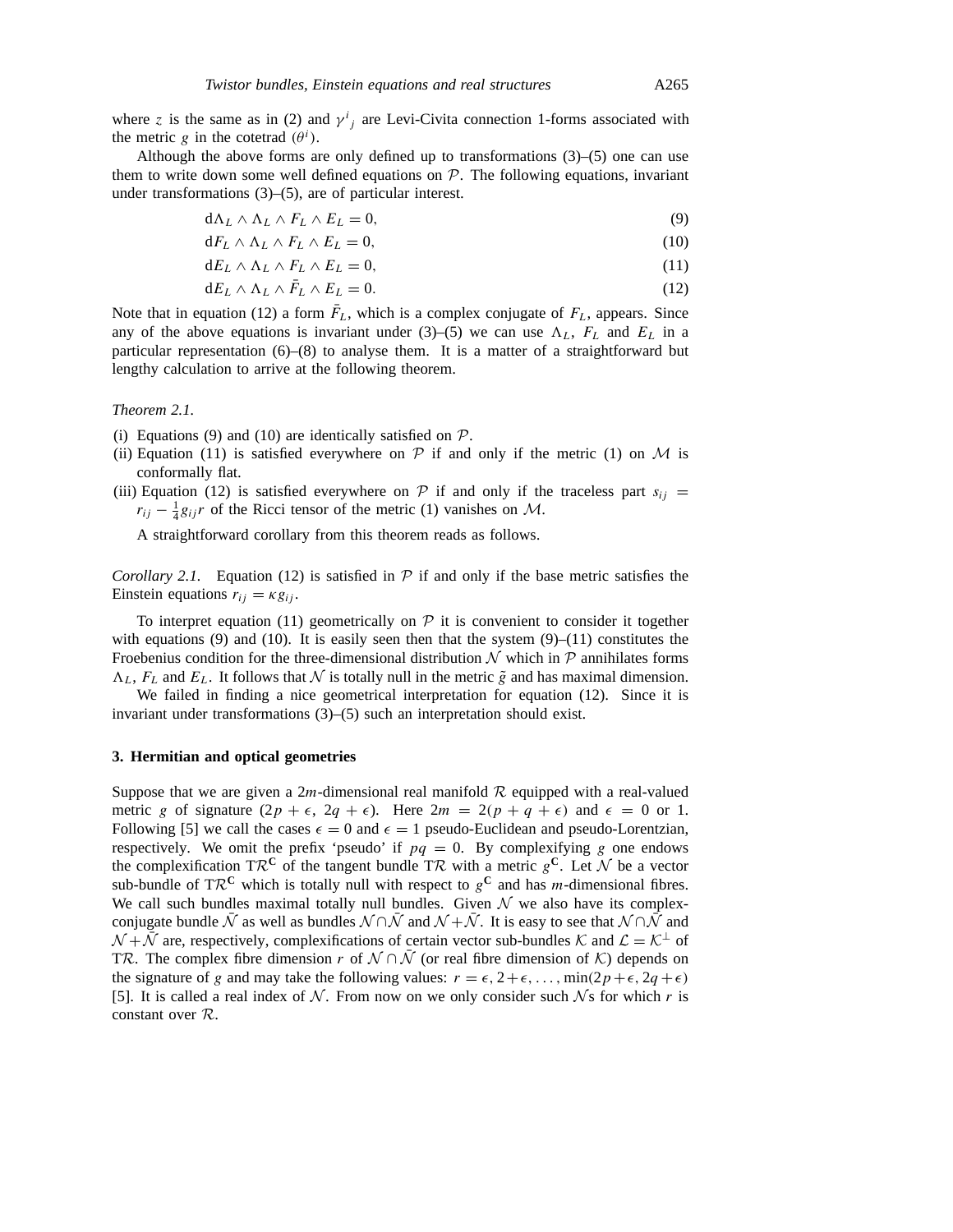where $z$ is the same as in (2) and $\gamma^i{}_j$ are Levi-Civita connection 1-forms associated with the metric $g$ in the cotetrad $(\theta^i)$.

Although the above forms are only defined up to transformations (3)–(5) one can use them to write down some well defined equations on $\mathcal{P}$. The following equations, invariant under transformations (3)–(5), are of particular interest.

$$\mathrm{d}\Lambda_L \wedge \Lambda_L \wedge F_L \wedge E_L = 0, \tag{9}$$

$$\mathrm{d}F_L \wedge \Lambda_L \wedge F_L \wedge E_L = 0, \tag{10}$$

$$\mathrm{d}E_L \wedge \Lambda_L \wedge F_L \wedge E_L = 0, \tag{11}$$

$$\mathrm{d}E_L \wedge \Lambda_L \wedge \bar{F}_L \wedge E_L = 0. \tag{12}$$

Note that in equation (12) a form $\bar{F}_L$, which is a complex conjugate of $F_L$, appears. Since any of the above equations is invariant under (3)–(5) we can use $\Lambda_L$, $F_L$ and $E_L$ in a particular representation (6)–(8) to analyse them. It is a matter of a straightforward but lengthy calculation to arrive at the following theorem.

*Theorem 2.1.*

- (i) Equations (9) and (10) are identically satisfied on $\mathcal{P}$.
- (ii) Equation (11) is satisfied everywhere on $\mathcal{P}$ if and only if the metric (1) on $\mathcal{M}$ is conformally flat.
- (iii) Equation (12) is satisfied everywhere on $\mathcal{P}$ if and only if the traceless part $s_{ij} = r_{ij} - \frac{1}{4} g_{ij} r$ of the Ricci tensor of the metric (1) vanishes on $\mathcal{M}$.

A straightforward corollary from this theorem reads as follows.

*Corollary 2.1.* Equation (12) is satisfied in $\mathcal{P}$ if and only if the base metric satisfies the Einstein equations $r_{ij} = \kappa g_{ij}$.

To interpret equation (11) geometrically on $\mathcal{P}$ it is convenient to consider it together with equations (9) and (10). It is easily seen then that the system (9)–(11) constitutes the Froebenius condition for the three-dimensional distribution $\mathcal{N}$ which in $\mathcal{P}$ annihilates forms $\Lambda_L$, $F_L$ and $E_L$. It follows that $\mathcal{N}$ is totally null in the metric $\tilde{g}$ and has maximal dimension.

We failed in finding a nice geometrical interpretation for equation (12). Since it is invariant under transformations (3)–(5) such an interpretation should exist.

## 3. Hermitian and optical geometries

Suppose that we are given a $2m$-dimensional real manifold $\mathcal{R}$ equipped with a real-valued metric $g$ of signature $(2p+\epsilon,\ 2q+\epsilon)$. Here $2m = 2(p+q+\epsilon)$ and $\epsilon = 0$ or 1. Following [5] we call the cases $\epsilon = 0$ and $\epsilon = 1$ pseudo-Euclidean and pseudo-Lorentzian, respectively. We omit the prefix 'pseudo' if $pq = 0$. By complexifying $g$ one endows the complexification $\mathrm{T}\mathcal{R}^{\mathbf{C}}$ of the tangent bundle $\mathrm{T}\mathcal{R}$ with a metric $g^{\mathbf{C}}$. Let $\mathcal{N}$ be a vector sub-bundle of $\mathrm{T}\mathcal{R}^{\mathbf{C}}$ which is totally null with respect to $g^{\mathbf{C}}$ and has $m$-dimensional fibres. We call such bundles maximal totally null bundles. Given $\mathcal{N}$ we also have its complex-conjugate bundle $\bar{\mathcal{N}}$ as well as bundles $\mathcal{N}\cap\bar{\mathcal{N}}$ and $\mathcal{N}+\bar{\mathcal{N}}$. It is easy to see that $\mathcal{N}\cap\bar{\mathcal{N}}$ and $\mathcal{N}+\bar{\mathcal{N}}$ are, respectively, complexifications of certain vector sub-bundles $\mathcal{K}$ and $\mathcal{L} = \mathcal{K}^{\perp}$ of $\mathrm{T}\mathcal{R}$. The complex fibre dimension $r$ of $\mathcal{N}\cap\bar{\mathcal{N}}$ (or real fibre dimension of $\mathcal{K}$) depends on the signature of $g$ and may take the following values: $r = \epsilon, 2+\epsilon, \ldots, \min(2p+\epsilon, 2q+\epsilon)$ [5]. It is called a real index of $\mathcal{N}$. From now on we only consider such $\mathcal{N}$s for which $r$ is constant over $\mathcal{R}$.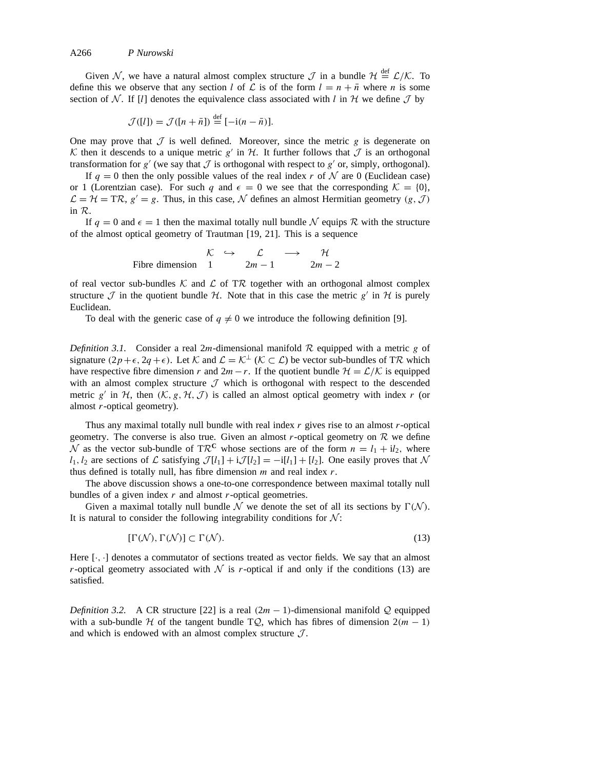Given $\mathcal{N}$, we have a natural almost complex structure $\mathcal{J}$ in a bundle $\mathcal{H} \stackrel{\text{def}}{=} \mathcal{L}/\mathcal{K}$. To define this we observe that any section $l$ of $\mathcal{L}$ is of the form $l = n + \bar{n}$ where $n$ is some section of $\mathcal{N}$. If $[l]$ denotes the equivalence class associated with $l$ in $\mathcal{H}$ we define $\mathcal{J}$ by

$$\mathcal{J}([l]) = \mathcal{J}([n + \bar{n}]) \stackrel{\text{def}}{=} [-\mathrm{i}(n - \bar{n})].$$

One may prove that $\mathcal{J}$ is well defined. Moreover, since the metric $g$ is degenerate on $\mathcal{K}$ then it descends to a unique metric $g'$ in $\mathcal{H}$. It further follows that $\mathcal{J}$ is an orthogonal transformation for $g'$ (we say that $\mathcal{J}$ is orthogonal with respect to $g'$ or, simply, orthogonal).

If $q = 0$ then the only possible values of the real index $r$ of $\mathcal{N}$ are 0 (Euclidean case) or 1 (Lorentzian case). For such $q$ and $\epsilon = 0$ we see that the corresponding $\mathcal{K} = \{0\}$, $\mathcal{L} = \mathcal{H} = \mathrm{T}\mathcal{R}$, $g' = g$. Thus, in this case, $\mathcal{N}$ defines an almost Hermitian geometry $(g, \mathcal{J})$ in $\mathcal{R}$.

If $q = 0$ and $\epsilon = 1$ then the maximal totally null bundle $\mathcal{N}$ equips $\mathcal{R}$ with the structure of the almost optical geometry of Trautman [19, 21]. This is a sequence

$$\begin{array}{lccccc} & \mathcal{K} & \hookrightarrow & \mathcal{L} & \longrightarrow & \mathcal{H} \\ \text{Fibre dimension} & 1 & & 2m-1 & & 2m-2 \end{array}$$

of real vector sub-bundles $\mathcal{K}$ and $\mathcal{L}$ of $\mathrm{T}\mathcal{R}$ together with an orthogonal almost complex structure $\mathcal{J}$ in the quotient bundle $\mathcal{H}$. Note that in this case the metric $g'$ in $\mathcal{H}$ is purely Euclidean.

To deal with the generic case of $q \neq 0$ we introduce the following definition [9].

*Definition 3.1.* Consider a real $2m$-dimensional manifold $\mathcal{R}$ equipped with a metric $g$ of signature $(2p+\epsilon, 2q+\epsilon)$. Let $\mathcal{K}$ and $\mathcal{L} = \mathcal{K}^\perp$ ($\mathcal{K} \subset \mathcal{L}$) be vector sub-bundles of $\mathrm{T}\mathcal{R}$ which have respective fibre dimension $r$ and $2m - r$. If the quotient bundle $\mathcal{H} = \mathcal{L}/\mathcal{K}$ is equipped with an almost complex structure $\mathcal{J}$ which is orthogonal with respect to the descended metric $g'$ in $\mathcal{H}$, then $(\mathcal{K}, g, \mathcal{H}, \mathcal{J})$ is called an almost optical geometry with index $r$ (or almost $r$-optical geometry).

Thus any maximal totally null bundle with real index $r$ gives rise to an almost $r$-optical geometry. The converse is also true. Given an almost $r$-optical geometry on $\mathcal{R}$ we define $\mathcal{N}$ as the vector sub-bundle of $\mathrm{T}\mathcal{R}^{\mathbf{C}}$ whose sections are of the form $n = l_1 + \mathrm{i}l_2$, where $l_1, l_2$ are sections of $\mathcal{L}$ satisfying $\mathcal{J}[l_1] + \mathrm{i}\mathcal{J}[l_2] = -\mathrm{i}[l_1] + [l_2]$. One easily proves that $\mathcal{N}$ thus defined is totally null, has fibre dimension $m$ and real index $r$.

The above discussion shows a one-to-one correspondence between maximal totally null bundles of a given index $r$ and almost $r$-optical geometries.

Given a maximal totally null bundle $\mathcal{N}$ we denote the set of all its sections by $\Gamma(\mathcal{N})$. It is natural to consider the following integrability conditions for $\mathcal{N}$:

$$[\Gamma(\mathcal{N}), \Gamma(\mathcal{N})] \subset \Gamma(\mathcal{N}). \tag{13}$$

Here $[\cdot,\cdot]$ denotes a commutator of sections treated as vector fields. We say that an almost $r$-optical geometry associated with $\mathcal{N}$ is $r$-optical if and only if the conditions (13) are satisfied.

*Definition 3.2.* A CR structure [22] is a real $(2m-1)$-dimensional manifold $\mathcal{Q}$ equipped with a sub-bundle $\mathcal{H}$ of the tangent bundle $\mathrm{T}\mathcal{Q}$, which has fibres of dimension $2(m-1)$ and which is endowed with an almost complex structure $\mathcal{J}$.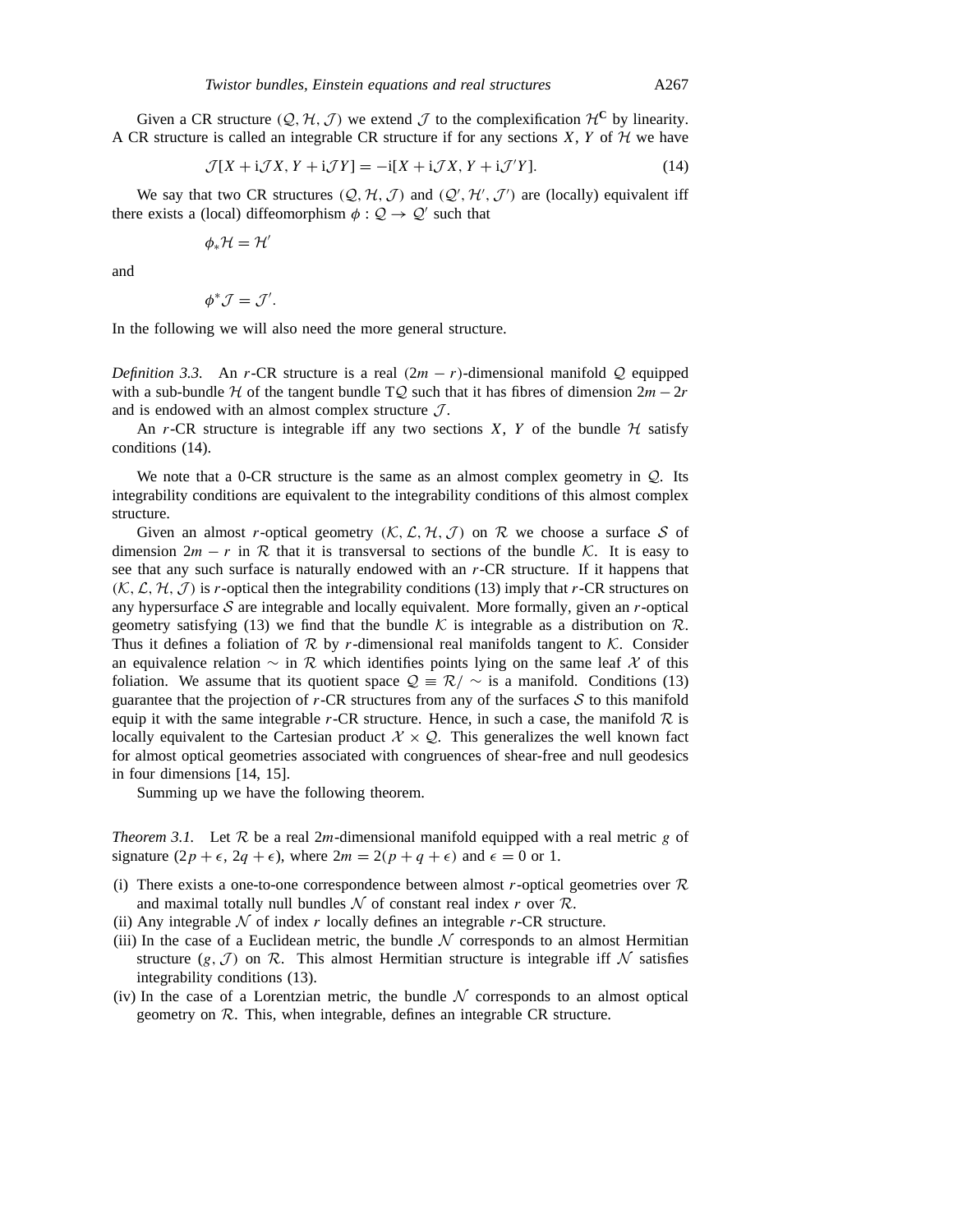Given a CR structure $(\mathcal{Q}, \mathcal{H}, \mathcal{J})$ we extend $\mathcal{J}$ to the complexification $\mathcal{H}^{\mathbf{C}}$ by linearity. A CR structure is called an integrable CR structure if for any sections $X$, $Y$ of $\mathcal{H}$ we have

$$\mathcal{J}[X + \mathrm{i}\mathcal{J}X, Y + \mathrm{i}\mathcal{J}Y] = -\mathrm{i}[X + \mathrm{i}\mathcal{J}X, Y + \mathrm{i}\mathcal{J}'Y]. \tag{14}$$

We say that two CR structures $(\mathcal{Q}, \mathcal{H}, \mathcal{J})$ and $(\mathcal{Q}', \mathcal{H}', \mathcal{J}')$ are (locally) equivalent iff there exists a (local) diffeomorphism $\phi : \mathcal{Q} \to \mathcal{Q}'$ such that

$$\phi_* \mathcal{H} = \mathcal{H}'$$

and

$$\phi^* \mathcal{J} = \mathcal{J}'.$$

In the following we will also need the more general structure.

*Definition 3.3.* An $r$-CR structure is a real $(2m - r)$-dimensional manifold $\mathcal{Q}$ equipped with a sub-bundle $\mathcal{H}$ of the tangent bundle $\mathrm{T}\mathcal{Q}$ such that it has fibres of dimension $2m - 2r$ and is endowed with an almost complex structure $\mathcal{J}$.

An $r$-CR structure is integrable iff any two sections $X$, $Y$ of the bundle $\mathcal{H}$ satisfy conditions (14).

We note that a 0-CR structure is the same as an almost complex geometry in $\mathcal{Q}$. Its integrability conditions are equivalent to the integrability conditions of this almost complex structure.

Given an almost $r$-optical geometry $(\mathcal{K}, \mathcal{L}, \mathcal{H}, \mathcal{J})$ on $\mathcal{R}$ we choose a surface $\mathcal{S}$ of dimension $2m - r$ in $\mathcal{R}$ that it is transversal to sections of the bundle $\mathcal{K}$. It is easy to see that any such surface is naturally endowed with an $r$-CR structure. If it happens that $(\mathcal{K}, \mathcal{L}, \mathcal{H}, \mathcal{J})$ is $r$-optical then the integrability conditions (13) imply that $r$-CR structures on any hypersurface $\mathcal{S}$ are integrable and locally equivalent. More formally, given an $r$-optical geometry satisfying (13) we find that the bundle $\mathcal{K}$ is integrable as a distribution on $\mathcal{R}$. Thus it defines a foliation of $\mathcal{R}$ by $r$-dimensional real manifolds tangent to $\mathcal{K}$. Consider an equivalence relation $\sim$ in $\mathcal{R}$ which identifies points lying on the same leaf $\mathcal{X}$ of this foliation. We assume that its quotient space $\mathcal{Q} \equiv \mathcal{R}/\sim$ is a manifold. Conditions (13) guarantee that the projection of $r$-CR structures from any of the surfaces $\mathcal{S}$ to this manifold equip it with the same integrable $r$-CR structure. Hence, in such a case, the manifold $\mathcal{R}$ is locally equivalent to the Cartesian product $\mathcal{X} \times \mathcal{Q}$. This generalizes the well known fact for almost optical geometries associated with congruences of shear-free and null geodesics in four dimensions [14, 15].

Summing up we have the following theorem.

*Theorem 3.1.* Let $\mathcal{R}$ be a real $2m$-dimensional manifold equipped with a real metric $g$ of signature $(2p + \epsilon, 2q + \epsilon)$, where $2m = 2(p + q + \epsilon)$ and $\epsilon = 0$ or 1.

- (i) There exists a one-to-one correspondence between almost $r$-optical geometries over $\mathcal{R}$ and maximal totally null bundles $\mathcal{N}$ of constant real index $r$ over $\mathcal{R}$.
- (ii) Any integrable $\mathcal{N}$ of index $r$ locally defines an integrable $r$-CR structure.
- (iii) In the case of a Euclidean metric, the bundle $\mathcal{N}$ corresponds to an almost Hermitian structure $(g, \mathcal{J})$ on $\mathcal{R}$. This almost Hermitian structure is integrable iff $\mathcal{N}$ satisfies integrability conditions (13).
- (iv) In the case of a Lorentzian metric, the bundle $\mathcal{N}$ corresponds to an almost optical geometry on $\mathcal{R}$. This, when integrable, defines an integrable CR structure.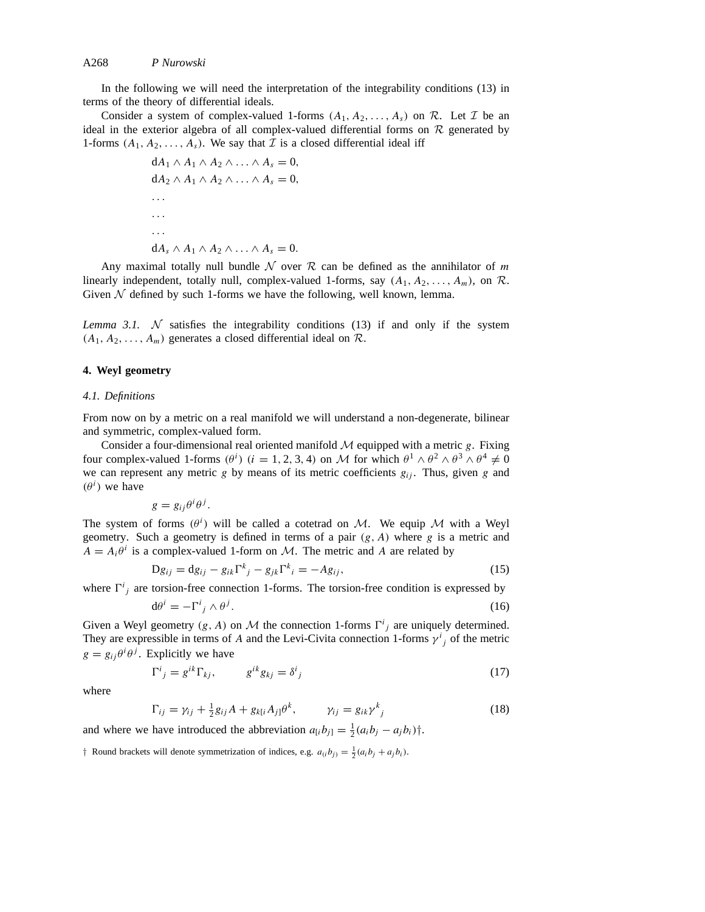In the following we will need the interpretation of the integrability conditions (13) in terms of the theory of differential ideals.

Consider a system of complex-valued 1-forms $(A_1, A_2, \ldots, A_s)$ on $\mathcal{R}$. Let $\mathcal{I}$ be an ideal in the exterior algebra of all complex-valued differential forms on $\mathcal{R}$ generated by 1-forms $(A_1, A_2, \ldots, A_s)$. We say that $\mathcal{I}$ is a closed differential ideal iff

$$
\begin{aligned}
&\mathrm{d}A_1 \wedge A_1 \wedge A_2 \wedge \ldots \wedge A_s = 0, \\
&\mathrm{d}A_2 \wedge A_1 \wedge A_2 \wedge \ldots \wedge A_s = 0, \\
&\ldots \\
&\ldots \\
&\ldots \\
&\mathrm{d}A_s \wedge A_1 \wedge A_2 \wedge \ldots \wedge A_s = 0.
\end{aligned}
$$

Any maximal totally null bundle $\mathcal{N}$ over $\mathcal{R}$ can be defined as the annihilator of $m$ linearly independent, totally null, complex-valued 1-forms, say $(A_1, A_2, \ldots, A_m)$, on $\mathcal{R}$. Given $\mathcal{N}$ defined by such 1-forms we have the following, well known, lemma.

*Lemma 3.1.* $\mathcal{N}$ satisfies the integrability conditions (13) if and only if the system $(A_1, A_2, \ldots, A_m)$ generates a closed differential ideal on $\mathcal{R}$.

## 4. Weyl geometry

### *4.1. Definitions*

From now on by a metric on a real manifold we will understand a non-degenerate, bilinear and symmetric, complex-valued form.

Consider a four-dimensional real oriented manifold $\mathcal{M}$ equipped with a metric $g$. Fixing four complex-valued 1-forms $(\theta^i)$ $(i = 1, 2, 3, 4)$ on $\mathcal{M}$ for which $\theta^1 \wedge \theta^2 \wedge \theta^3 \wedge \theta^4 \neq 0$ we can represent any metric $g$ by means of its metric coefficients $g_{ij}$. Thus, given $g$ and $(\theta^i)$ we have

$$g = g_{ij}\theta^i\theta^j.$$

The system of forms $(\theta^i)$ will be called a cotetrad on $\mathcal{M}$. We equip $\mathcal{M}$ with a Weyl geometry. Such a geometry is defined in terms of a pair $(g, A)$ where $g$ is a metric and $A = A_i\theta^i$ is a complex-valued 1-form on $\mathcal{M}$. The metric and $A$ are related by

$$\mathrm{D}g_{ij} = \mathrm{d}g_{ij} - g_{ik}\Gamma^k{}_j - g_{jk}\Gamma^k{}_i = -Ag_{ij}, \tag{15}$$

where $\Gamma^i{}_j$ are torsion-free connection 1-forms. The torsion-free condition is expressed by

$$\mathrm{d}\theta^i = -\Gamma^i{}_j \wedge \theta^j. \tag{16}$$

Given a Weyl geometry $(g, A)$ on $\mathcal{M}$ the connection 1-forms $\Gamma^i{}_j$ are uniquely determined. They are expressible in terms of $A$ and the Levi-Civita connection 1-forms $\gamma^i{}_j$ of the metric $g = g_{ij}\theta^i\theta^j$. Explicitly we have

$$\Gamma^i{}_j = g^{ik}\Gamma_{kj}, \qquad g^{ik}g_{kj} = \delta^i{}_j \tag{17}$$

where

$$\Gamma_{ij} = \gamma_{ij} + \tfrac{1}{2}g_{ij}A + g_{k[i}A_{j]}\theta^k, \qquad \gamma_{ij} = g_{ik}\gamma^k{}_j \tag{18}$$

and where we have introduced the abbreviation $a_{[i}b_{j]} = \frac{1}{2}(a_ib_j - a_jb_i)$†.

† Round brackets will denote symmetrization of indices, e.g. $a_{(i}b_{j)} = \frac{1}{2}(a_ib_j + a_jb_i)$.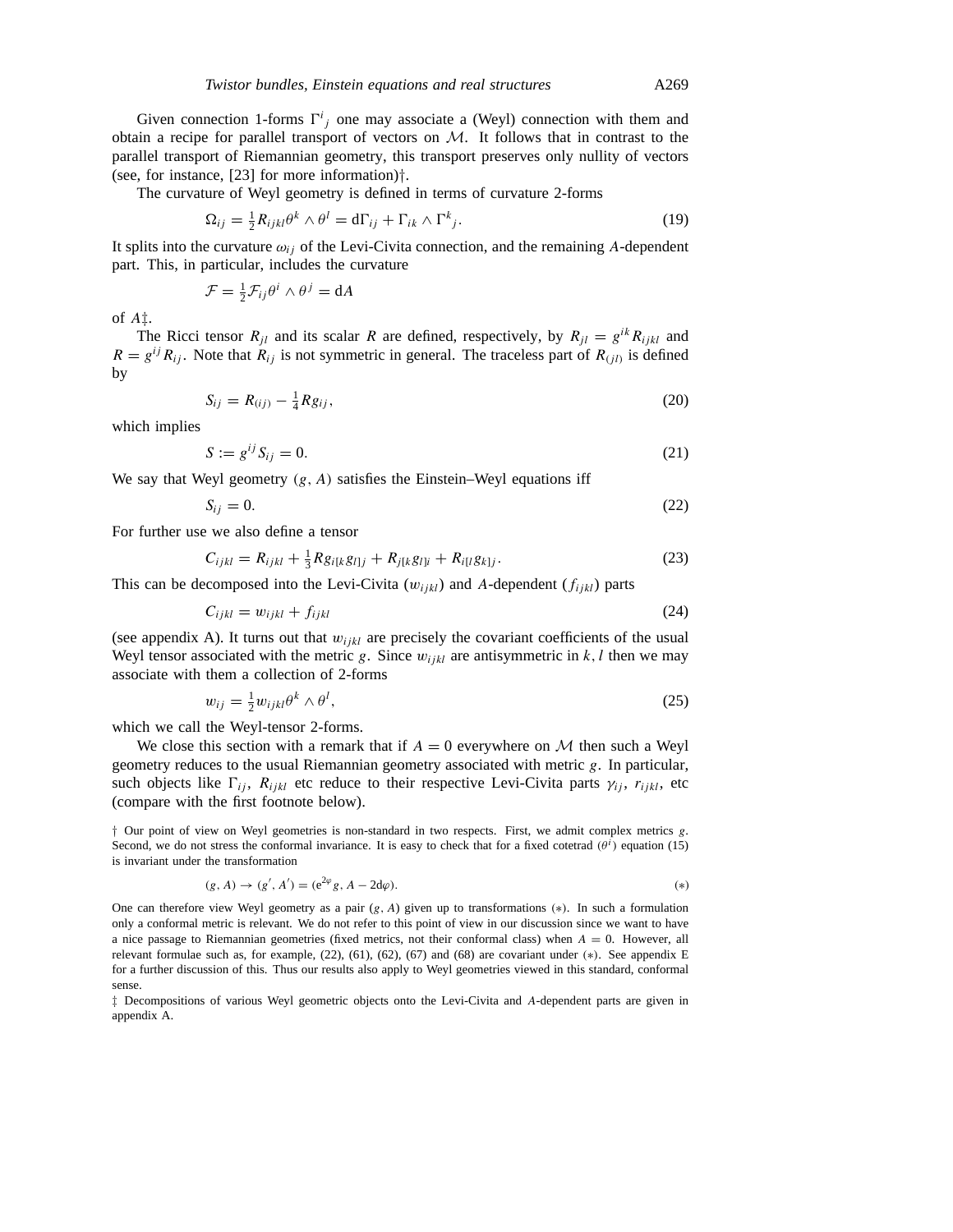Given connection 1-forms $\Gamma^i{}_j$ one may associate a (Weyl) connection with them and obtain a recipe for parallel transport of vectors on $\mathcal{M}$. It follows that in contrast to the parallel transport of Riemannian geometry, this transport preserves only nullity of vectors (see, for instance, [23] for more information)†.

The curvature of Weyl geometry is defined in terms of curvature 2-forms

$$\Omega_{ij} = \tfrac{1}{2} R_{ijkl} \theta^k \wedge \theta^l = \mathrm{d}\Gamma_{ij} + \Gamma_{ik} \wedge \Gamma^k{}_j. \tag{19}$$

It splits into the curvature $\omega_{ij}$ of the Levi-Civita connection, and the remaining $A$-dependent part. This, in particular, includes the curvature

$$\mathcal{F} = \tfrac{1}{2} \mathcal{F}_{ij} \theta^i \wedge \theta^j = \mathrm{d}A$$

of $A$‡.

The Ricci tensor $R_{jl}$ and its scalar $R$ are defined, respectively, by $R_{jl} = g^{ik} R_{ijkl}$ and $R = g^{ij} R_{ij}$. Note that $R_{ij}$ is not symmetric in general. The traceless part of $R_{(jl)}$ is defined by

$$S_{ij} = R_{(ij)} - \tfrac{1}{4} R g_{ij}, \tag{20}$$

which implies

$$S := g^{ij} S_{ij} = 0. \tag{21}$$

We say that Weyl geometry $(g, A)$ satisfies the Einstein–Weyl equations iff

$$S_{ij} = 0. \tag{22}$$

For further use we also define a tensor

$$C_{ijkl} = R_{ijkl} + \tfrac{1}{3} R g_{i[k} g_{l]j} + R_{j[k} g_{l]i} + R_{i[l} g_{k]j}. \tag{23}$$

This can be decomposed into the Levi-Civita ($w_{ijkl}$) and $A$-dependent ($f_{ijkl}$) parts

$$C_{ijkl} = w_{ijkl} + f_{ijkl} \tag{24}$$

(see appendix A). It turns out that $w_{ijkl}$ are precisely the covariant coefficients of the usual Weyl tensor associated with the metric $g$. Since $w_{ijkl}$ are antisymmetric in $k, l$ then we may associate with them a collection of 2-forms

$$w_{ij} = \tfrac{1}{2} w_{ijkl} \theta^k \wedge \theta^l, \tag{25}$$

which we call the Weyl-tensor 2-forms.

We close this section with a remark that if $A = 0$ everywhere on $\mathcal{M}$ then such a Weyl geometry reduces to the usual Riemannian geometry associated with metric $g$. In particular, such objects like $\Gamma_{ij}$, $R_{ijkl}$ etc reduce to their respective Levi-Civita parts $\gamma_{ij}$, $r_{ijkl}$, etc (compare with the first footnote below).

† Our point of view on Weyl geometries is non-standard in two respects. First, we admit complex metrics $g$. Second, we do not stress the conformal invariance. It is easy to check that for a fixed cotetrad $(\theta^i)$ equation (15) is invariant under the transformation

$$(g, A) \to (g', A') = (\mathrm{e}^{2\varphi} g, A - 2\mathrm{d}\varphi). \tag{$*$}$$

One can therefore view Weyl geometry as a pair $(g, A)$ given up to transformations $(*)$. In such a formulation only a conformal metric is relevant. We do not refer to this point of view in our discussion since we want to have a nice passage to Riemannian geometries (fixed metrics, not their conformal class) when $A = 0$. However, all relevant formulae such as, for example, (22), (61), (62), (67) and (68) are covariant under $(*)$. See appendix E for a further discussion of this. Thus our results also apply to Weyl geometries viewed in this standard, conformal sense.

‡ Decompositions of various Weyl geometric objects onto the Levi-Civita and $A$-dependent parts are given in appendix A.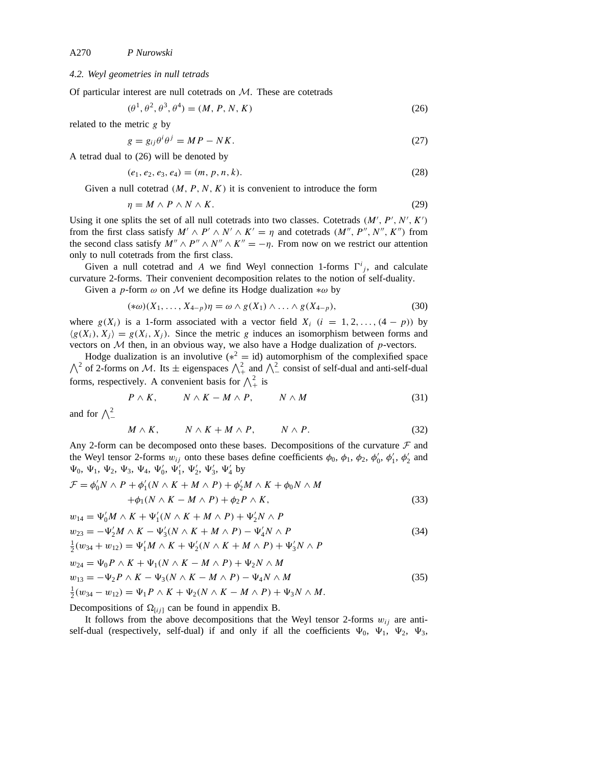### 4.2. Weyl geometries in null tetrads

Of particular interest are null cotetrads on $\mathcal{M}$. These are cotetrads

$$(\theta^1, \theta^2, \theta^3, \theta^4) = (M, P, N, K) \tag{26}$$

related to the metric $g$ by

$$g = g_{ij}\theta^i\theta^j = MP - NK. \tag{27}$$

A tetrad dual to (26) will be denoted by

$$(e_1, e_2, e_3, e_4) = (m, p, n, k). \tag{28}$$

Given a null cotetrad $(M, P, N, K)$ it is convenient to introduce the form

$$\eta = M \wedge P \wedge N \wedge K. \tag{29}$$

Using it one splits the set of all null cotetrads into two classes. Cotetrads $(M', P', N', K')$ from the first class satisfy $M' \wedge P' \wedge N' \wedge K' = \eta$ and cotetrads $(M'', P'', N'', K'')$ from the second class satisfy $M'' \wedge P'' \wedge N'' \wedge K'' = -\eta$. From now on we restrict our attention only to null cotetrads from the first class.

Given a null cotetrad and $A$ we find Weyl connection 1-forms $\Gamma^i{}_j$, and calculate curvature 2-forms. Their convenient decomposition relates to the notion of self-duality.

Given a $p$-form $\omega$ on $\mathcal{M}$ we define its Hodge dualization $*\omega$ by

$$(*\omega)(X_1, \ldots, X_{4-p})\eta = \omega \wedge g(X_1) \wedge \ldots \wedge g(X_{4-p}), \tag{30}$$

where $g(X_i)$ is a 1-form associated with a vector field $X_i$ $(i = 1, 2, \ldots, (4 - p))$ by $\langle g(X_i), X_j \rangle = g(X_i, X_j)$. Since the metric $g$ induces an isomorphism between forms and vectors on $\mathcal{M}$ then, in an obvious way, we also have a Hodge dualization of $p$-vectors.

Hodge dualization is an involutive ($*^2 = \text{id}$) automorphism of the complexified space $\bigwedge^2$ of 2-forms on $\mathcal{M}$. Its $\pm$ eigenspaces $\bigwedge^2_+$ and $\bigwedge^2_-$ consist of self-dual and anti-self-dual forms, respectively. A convenient basis for $\bigwedge^2_+$ is

$$P \wedge K, \qquad N \wedge K - M \wedge P, \qquad N \wedge M \tag{31}$$

and for $\bigwedge^2_-$

$$M \wedge K, \qquad N \wedge K + M \wedge P, \qquad N \wedge P. \tag{32}$$

Any 2-form can be decomposed onto these bases. Decompositions of the curvature $\mathcal{F}$ and the Weyl tensor 2-forms $w_{ij}$ onto these bases define coefficients $\phi_0$, $\phi_1$, $\phi_2$, $\phi'_0$, $\phi'_1$, $\phi'_2$ and $\Psi_0$, $\Psi_1$, $\Psi_2$, $\Psi_3$, $\Psi_4$, $\Psi'_0$, $\Psi'_1$, $\Psi'_2$, $\Psi'_3$, $\Psi'_4$ by

$$\begin{aligned}\mathcal{F} = {} & \phi'_0 N \wedge P + \phi'_1(N \wedge K + M \wedge P) + \phi'_2 M \wedge K + \phi_0 N \wedge M \\ & + \phi_1(N \wedge K - M \wedge P) + \phi_2 P \wedge K,\end{aligned} \tag{33}$$

$$\begin{aligned}w_{14} &= \Psi'_0 M \wedge K + \Psi'_1(N \wedge K + M \wedge P) + \Psi'_2 N \wedge P \\ w_{23} &= -\Psi'_2 M \wedge K - \Psi'_3(N \wedge K + M \wedge P) - \Psi'_4 N \wedge P \\ \tfrac{1}{2}(w_{34} + w_{12}) &= \Psi'_1 M \wedge K + \Psi'_2(N \wedge K + M \wedge P) + \Psi'_3 N \wedge P\end{aligned} \tag{34}$$

$$\begin{aligned}w_{24} &= \Psi_0 P \wedge K + \Psi_1(N \wedge K - M \wedge P) + \Psi_2 N \wedge M \\ w_{13} &= -\Psi_2 P \wedge K - \Psi_3(N \wedge K - M \wedge P) - \Psi_4 N \wedge M \\ \tfrac{1}{2}(w_{34} - w_{12}) &= \Psi_1 P \wedge K + \Psi_2(N \wedge K - M \wedge P) + \Psi_3 N \wedge M.\end{aligned} \tag{35}$$

Decompositions of $\Omega_{[ij]}$ can be found in appendix B.

It follows from the above decompositions that the Weyl tensor 2-forms $w_{ij}$ are anti-self-dual (respectively, self-dual) if and only if all the coefficients $\Psi_0$, $\Psi_1$, $\Psi_2$, $\Psi_3$,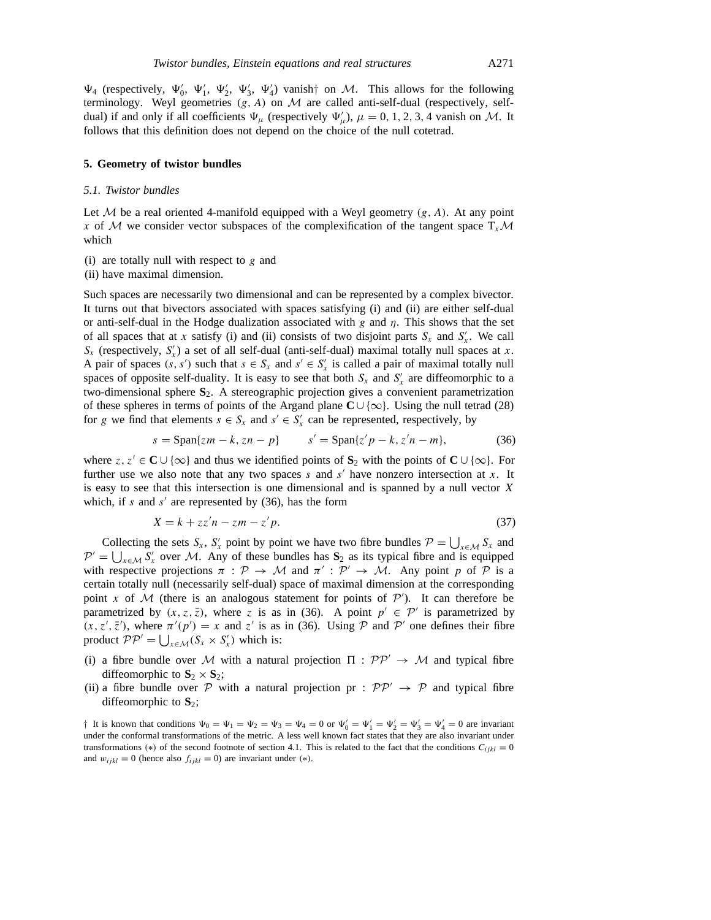$\Psi_4$ (respectively, $\Psi'_0$, $\Psi'_1$, $\Psi'_2$, $\Psi'_3$, $\Psi'_4$) vanish† on $\mathcal{M}$. This allows for the following terminology. Weyl geometries $(g, A)$ on $\mathcal{M}$ are called anti-self-dual (respectively, self-dual) if and only if all coefficients $\Psi_\mu$ (respectively $\Psi'_\mu$), $\mu = 0, 1, 2, 3, 4$ vanish on $\mathcal{M}$. It follows that this definition does not depend on the choice of the null cotetrad.

## 5. Geometry of twistor bundles

### 5.1. Twistor bundles

Let $\mathcal{M}$ be a real oriented 4-manifold equipped with a Weyl geometry $(g, A)$. At any point $x$ of $\mathcal{M}$ we consider vector subspaces of the complexification of the tangent space $\mathrm{T}_x\mathcal{M}$ which

(i) are totally null with respect to $g$ and
(ii) have maximal dimension.

Such spaces are necessarily two dimensional and can be represented by a complex bivector. It turns out that bivectors associated with spaces satisfying (i) and (ii) are either self-dual or anti-self-dual in the Hodge dualization associated with $g$ and $\eta$. This shows that the set of all spaces that at $x$ satisfy (i) and (ii) consists of two disjoint parts $S_x$ and $S'_x$. We call $S_x$ (respectively, $S'_x$) a set of all self-dual (anti-self-dual) maximal totally null spaces at $x$. A pair of spaces $(s, s')$ such that $s \in S_x$ and $s' \in S'_x$ is called a pair of maximal totally null spaces of opposite self-duality. It is easy to see that both $S_x$ and $S'_x$ are diffeomorphic to a two-dimensional sphere $\mathbf{S}_2$. A stereographic projection gives a convenient parametrization of these spheres in terms of points of the Argand plane $\mathbf{C} \cup \{\infty\}$. Using the null tetrad (28) for $g$ we find that elements $s \in S_x$ and $s' \in S'_x$ can be represented, respectively, by

$$s = \mathrm{Span}\{zm - k, zn - p\} \qquad s' = \mathrm{Span}\{z'p - k, z'n - m\}, \tag{36}$$

where $z, z' \in \mathbf{C} \cup \{\infty\}$ and thus we identified points of $\mathbf{S}_2$ with the points of $\mathbf{C} \cup \{\infty\}$. For further use we also note that any two spaces $s$ and $s'$ have nonzero intersection at $x$. It is easy to see that this intersection is one dimensional and is spanned by a null vector $X$ which, if $s$ and $s'$ are represented by (36), has the form

$$X = k + zz'n - zm - z'p. \tag{37}$$

Collecting the sets $S_x$, $S'_x$ point by point we have two fibre bundles $\mathcal{P} = \bigcup_{x \in \mathcal{M}} S_x$ and $\mathcal{P}' = \bigcup_{x \in \mathcal{M}} S'_x$ over $\mathcal{M}$. Any of these bundles has $\mathbf{S}_2$ as its typical fibre and is equipped with respective projections $\pi : \mathcal{P} \to \mathcal{M}$ and $\pi' : \mathcal{P}' \to \mathcal{M}$. Any point $p$ of $\mathcal{P}$ is a certain totally null (necessarily self-dual) space of maximal dimension at the corresponding point $x$ of $\mathcal{M}$ (there is an analogous statement for points of $\mathcal{P}'$). It can therefore be parametrized by $(x, z, \bar{z})$, where $z$ is as in (36). A point $p' \in \mathcal{P}'$ is parametrized by $(x, z', \bar{z}')$, where $\pi'(p') = x$ and $z'$ is as in (36). Using $\mathcal{P}$ and $\mathcal{P}'$ one defines their fibre product $\mathcal{P}\mathcal{P}' = \bigcup_{x \in \mathcal{M}} (S_x \times S'_x)$ which is:

(i) a fibre bundle over $\mathcal{M}$ with a natural projection $\Pi : \mathcal{P}\mathcal{P}' \to \mathcal{M}$ and typical fibre diffeomorphic to $\mathbf{S}_2 \times \mathbf{S}_2$;
(ii) a fibre bundle over $\mathcal{P}$ with a natural projection $\mathrm{pr} : \mathcal{P}\mathcal{P}' \to \mathcal{P}$ and typical fibre diffeomorphic to $\mathbf{S}_2$;

† It is known that conditions $\Psi_0 = \Psi_1 = \Psi_2 = \Psi_3 = \Psi_4 = 0$ or $\Psi'_0 = \Psi'_1 = \Psi'_2 = \Psi'_3 = \Psi'_4 = 0$ are invariant under the conformal transformations of the metric. A less well known fact states that they are also invariant under transformations (∗) of the second footnote of section 4.1. This is related to the fact that the conditions $C_{ijkl} = 0$ and $w_{ijkl} = 0$ (hence also $f_{ijkl} = 0$) are invariant under (∗).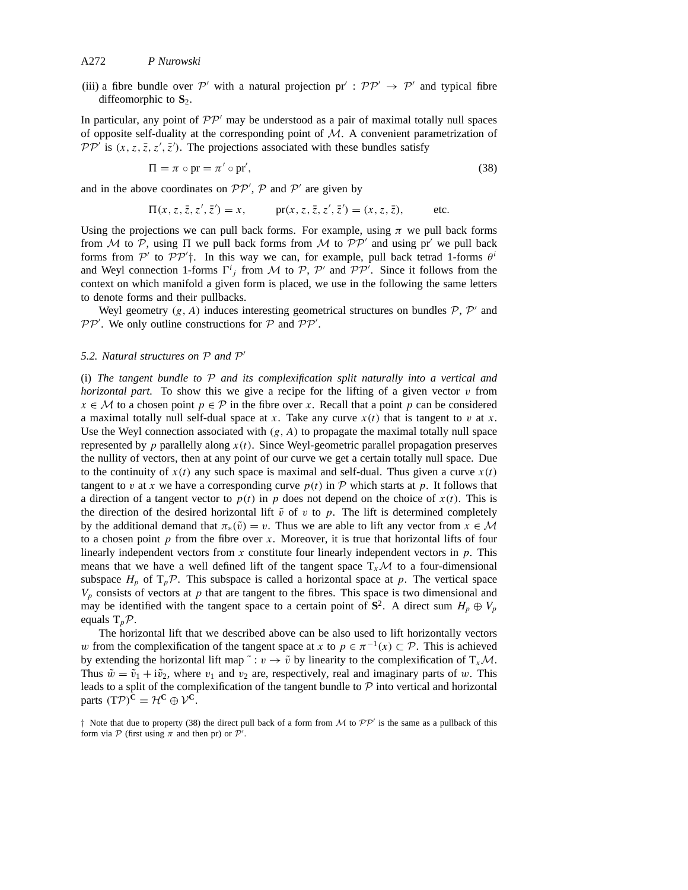(iii) a fibre bundle over $\mathcal{P}'$ with a natural projection $\text{pr}' : \mathcal{PP}' \to \mathcal{P}'$ and typical fibre diffeomorphic to $\mathbf{S}_2$.

In particular, any point of $\mathcal{PP}'$ may be understood as a pair of maximal totally null spaces of opposite self-duality at the corresponding point of $\mathcal{M}$. A convenient parametrization of $\mathcal{PP}'$ is $(x, z, \bar{z}, z', \bar{z}')$. The projections associated with these bundles satisfy

$$\Pi = \pi \circ \text{pr} = \pi' \circ \text{pr}', \tag{38}$$

and in the above coordinates on $\mathcal{PP}'$, $\mathcal{P}$ and $\mathcal{P}'$ are given by

$$\Pi(x, z, \bar{z}, z', \bar{z}') = x, \qquad \text{pr}(x, z, \bar{z}, z', \bar{z}') = (x, z, \bar{z}), \qquad \text{etc.}$$

Using the projections we can pull back forms. For example, using $\pi$ we pull back forms from $\mathcal{M}$ to $\mathcal{P}$, using $\Pi$ we pull back forms from $\mathcal{M}$ to $\mathcal{PP}'$ and using $\text{pr}'$ we pull back forms from $\mathcal{P}'$ to $\mathcal{PP}'$†. In this way we can, for example, pull back tetrad 1-forms $\theta^i$ and Weyl connection 1-forms $\Gamma^i{}_j$ from $\mathcal{M}$ to $\mathcal{P}$, $\mathcal{P}'$ and $\mathcal{PP}'$. Since it follows from the context on which manifold a given form is placed, we use in the following the same letters to denote forms and their pullbacks.

Weyl geometry $(g, A)$ induces interesting geometrical structures on bundles $\mathcal{P}$, $\mathcal{P}'$ and $\mathcal{PP}'$. We only outline constructions for $\mathcal{P}$ and $\mathcal{PP}'$.

### 5.2. Natural structures on $\mathcal{P}$ and $\mathcal{P}'$

(i) *The tangent bundle to $\mathcal{P}$ and its complexification split naturally into a vertical and horizontal part.* To show this we give a recipe for the lifting of a given vector $v$ from $x \in \mathcal{M}$ to a chosen point $p \in \mathcal{P}$ in the fibre over $x$. Recall that a point $p$ can be considered a maximal totally null self-dual space at $x$. Take any curve $x(t)$ that is tangent to $v$ at $x$. Use the Weyl connection associated with $(g, A)$ to propagate the maximal totally null space represented by $p$ parallelly along $x(t)$. Since Weyl-geometric parallel propagation preserves the nullity of vectors, then at any point of our curve we get a certain totally null space. Due to the continuity of $x(t)$ any such space is maximal and self-dual. Thus given a curve $x(t)$ tangent to $v$ at $x$ we have a corresponding curve $p(t)$ in $\mathcal{P}$ which starts at $p$. It follows that a direction of a tangent vector to $p(t)$ in $p$ does not depend on the choice of $x(t)$. This is the direction of the desired horizontal lift $\tilde{v}$ of $v$ to $p$. The lift is determined completely by the additional demand that $\pi_*(\tilde{v}) = v$. Thus we are able to lift any vector from $x \in \mathcal{M}$ to a chosen point $p$ from the fibre over $x$. Moreover, it is true that horizontal lifts of four linearly independent vectors from $x$ constitute four linearly independent vectors in $p$. This means that we have a well defined lift of the tangent space $\text{T}_x\mathcal{M}$ to a four-dimensional subspace $H_p$ of $\text{T}_p\mathcal{P}$. This subspace is called a horizontal space at $p$. The vertical space $V_p$ consists of vectors at $p$ that are tangent to the fibres. This space is two dimensional and may be identified with the tangent space to a certain point of $\mathbf{S}^2$. A direct sum $H_p \oplus V_p$ equals $\text{T}_p\mathcal{P}$.

The horizontal lift that we described above can be also used to lift horizontally vectors $w$ from the complexification of the tangent space at $x$ to $p \in \pi^{-1}(x) \subset \mathcal{P}$. This is achieved by extending the horizontal lift map $\tilde{} : v \to \tilde{v}$ by linearity to the complexification of $\text{T}_x\mathcal{M}$. Thus $\tilde{w} = \tilde{v}_1 + \mathrm{i}\tilde{v}_2$, where $v_1$ and $v_2$ are, respectively, real and imaginary parts of $w$. This leads to a split of the complexification of the tangent bundle to $\mathcal{P}$ into vertical and horizontal parts $(\text{T}\mathcal{P})^{\mathbf{C}} = \mathcal{H}^{\mathbf{C}} \oplus \mathcal{V}^{\mathbf{C}}$.

† Note that due to property (38) the direct pull back of a form from $\mathcal{M}$ to $\mathcal{PP}'$ is the same as a pullback of this form via $\mathcal{P}$ (first using $\pi$ and then pr) or $\mathcal{P}'$.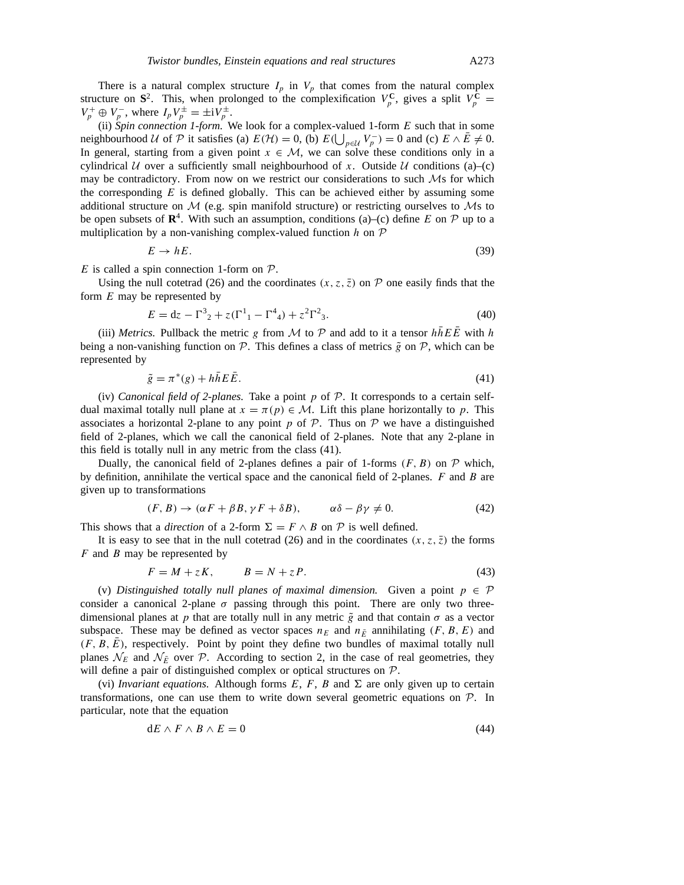There is a natural complex structure $I_p$ in $V_p$ that comes from the natural complex structure on $\mathbf{S}^2$. This, when prolonged to the complexification $V_p^{\mathbf{C}}$, gives a split $V_p^{\mathbf{C}} = V_p^+ \oplus V_p^-$, where $I_p V_p^{\pm} = \pm \mathrm{i} V_p^{\pm}$.

(ii) *Spin connection 1-form.* We look for a complex-valued 1-form $E$ such that in some neighbourhood $\mathcal{U}$ of $\mathcal{P}$ it satisfies (a) $E(\mathcal{H}) = 0$, (b) $E(\bigcup_{p\in\mathcal{U}} V_p^-) = 0$ and (c) $E \wedge \bar{E} \neq 0$. In general, starting from a given point $x \in \mathcal{M}$, we can solve these conditions only in a cylindrical $\mathcal{U}$ over a sufficiently small neighbourhood of $x$. Outside $\mathcal{U}$ conditions (a)–(c) may be contradictory. From now on we restrict our considerations to such $\mathcal{M}$s for which the corresponding $E$ is defined globally. This can be achieved either by assuming some additional structure on $\mathcal{M}$ (e.g. spin manifold structure) or restricting ourselves to $\mathcal{M}$s to be open subsets of $\mathbf{R}^4$. With such an assumption, conditions (a)–(c) define $E$ on $\mathcal{P}$ up to a multiplication by a non-vanishing complex-valued function $h$ on $\mathcal{P}$

$$E \to hE. \tag{39}$$

$E$ is called a spin connection 1-form on $\mathcal{P}$.

Using the null cotetrad (26) and the coordinates $(x, z, \bar{z})$ on $\mathcal{P}$ one easily finds that the form $E$ may be represented by

$$E = \mathrm{d}z - \Gamma^3{}_2 + z(\Gamma^1{}_1 - \Gamma^4{}_4) + z^2\Gamma^2{}_3. \tag{40}$$

(iii) *Metrics.* Pullback the metric $g$ from $\mathcal{M}$ to $\mathcal{P}$ and add to it a tensor $h\bar{h}E\bar{E}$ with $h$ being a non-vanishing function on $\mathcal{P}$. This defines a class of metrics $\tilde{g}$ on $\mathcal{P}$, which can be represented by

$$\tilde{g} = \pi^*(g) + h\bar{h}E\bar{E}. \tag{41}$$

(iv) *Canonical field of 2-planes.* Take a point $p$ of $\mathcal{P}$. It corresponds to a certain self-dual maximal totally null plane at $x = \pi(p) \in \mathcal{M}$. Lift this plane horizontally to $p$. This associates a horizontal 2-plane to any point $p$ of $\mathcal{P}$. Thus on $\mathcal{P}$ we have a distinguished field of 2-planes, which we call the canonical field of 2-planes. Note that any 2-plane in this field is totally null in any metric from the class (41).

Dually, the canonical field of 2-planes defines a pair of 1-forms $(F, B)$ on $\mathcal{P}$ which, by definition, annihilate the vertical space and the canonical field of 2-planes. $F$ and $B$ are given up to transformations

$$(F, B) \to (\alpha F + \beta B, \gamma F + \delta B), \qquad \alpha\delta - \beta\gamma \neq 0. \tag{42}$$

This shows that a *direction* of a 2-form $\Sigma = F \wedge B$ on $\mathcal{P}$ is well defined.

It is easy to see that in the null cotetrad (26) and in the coordinates $(x, z, \bar{z})$ the forms $F$ and $B$ may be represented by

$$F = M + zK, \qquad B = N + zP. \tag{43}$$

(v) *Distinguished totally null planes of maximal dimension.* Given a point $p \in \mathcal{P}$ consider a canonical 2-plane $\sigma$ passing through this point. There are only two three-dimensional planes at $p$ that are totally null in any metric $\tilde{g}$ and that contain $\sigma$ as a vector subspace. These may be defined as vector spaces $n_E$ and $n_{\bar{E}}$ annihilating $(F, B, E)$ and $(F, B, \bar{E})$, respectively. Point by point they define two bundles of maximal totally null planes $\mathcal{N}_E$ and $\mathcal{N}_{\bar{E}}$ over $\mathcal{P}$. According to section 2, in the case of real geometries, they will define a pair of distinguished complex or optical structures on $\mathcal{P}$.

(vi) *Invariant equations.* Although forms $E$, $F$, $B$ and $\Sigma$ are only given up to certain transformations, one can use them to write down several geometric equations on $\mathcal{P}$. In particular, note that the equation

$$\mathrm{d}E \wedge F \wedge B \wedge E = 0 \tag{44}$$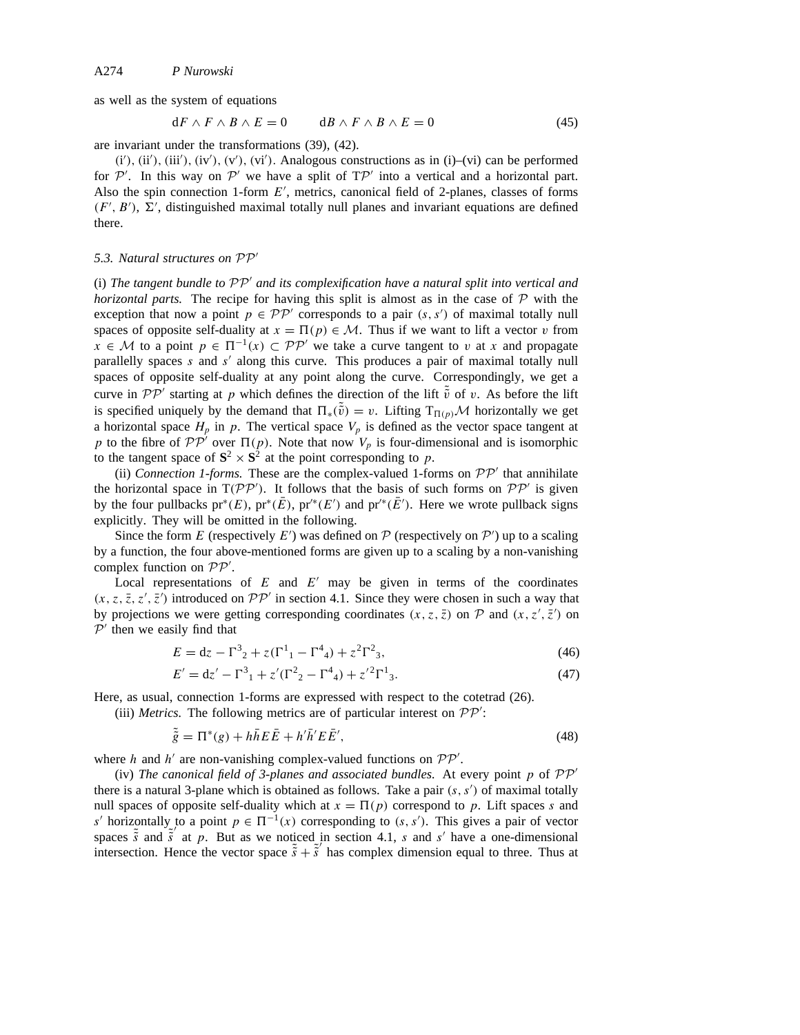as well as the system of equations

$$\mathrm{d}F \wedge F \wedge B \wedge E = 0 \qquad \mathrm{d}B \wedge F \wedge B \wedge E = 0 \tag{45}$$

are invariant under the transformations (39), (42).

(i′), (ii′), (iii′), (iv′), (v′), (vi′). Analogous constructions as in (i)–(vi) can be performed for $\mathcal{P}'$. In this way on $\mathcal{P}'$ we have a split of $\mathrm{T}\mathcal{P}'$ into a vertical and a horizontal part. Also the spin connection 1-form $E'$, metrics, canonical field of 2-planes, classes of forms $(F', B')$, $\Sigma'$, distinguished maximal totally null planes and invariant equations are defined there.

### 5.3. Natural structures on $\mathcal{P}\mathcal{P}'$

(i) *The tangent bundle to $\mathcal{P}\mathcal{P}'$ and its complexification have a natural split into vertical and horizontal parts.* The recipe for having this split is almost as in the case of $\mathcal{P}$ with the exception that now a point $p \in \mathcal{P}\mathcal{P}'$ corresponds to a pair $(s, s')$ of maximal totally null spaces of opposite self-duality at $x = \Pi(p) \in \mathcal{M}$. Thus if we want to lift a vector $v$ from $x \in \mathcal{M}$ to a point $p \in \Pi^{-1}(x) \subset \mathcal{P}\mathcal{P}'$ we take a curve tangent to $v$ at $x$ and propagate parallelly spaces $s$ and $s'$ along this curve. This produces a pair of maximal totally null spaces of opposite self-duality at any point along the curve. Correspondingly, we get a curve in $\mathcal{P}\mathcal{P}'$ starting at $p$ which defines the direction of the lift $\tilde{\tilde{v}}$ of $v$. As before the lift is specified uniquely by the demand that $\Pi_*(\tilde{\tilde{v}}) = v$. Lifting $\mathrm{T}_{\Pi(p)}\mathcal{M}$ horizontally we get a horizontal space $H_p$ in $p$. The vertical space $V_p$ is defined as the vector space tangent at $p$ to the fibre of $\mathcal{P}\mathcal{P}'$ over $\Pi(p)$. Note that now $V_p$ is four-dimensional and is isomorphic to the tangent space of $\mathbf{S}^2 \times \mathbf{S}^2$ at the point corresponding to $p$.

(ii) *Connection 1-forms.* These are the complex-valued 1-forms on $\mathcal{P}\mathcal{P}'$ that annihilate the horizontal space in $\mathrm{T}(\mathcal{P}\mathcal{P}')$. It follows that the basis of such forms on $\mathcal{P}\mathcal{P}'$ is given by the four pullbacks $\mathrm{pr}^*(E)$, $\mathrm{pr}^*(\bar{E})$, $\mathrm{pr}'^*(E')$ and $\mathrm{pr}'^*(\bar{E}')$. Here we wrote pullback signs explicitly. They will be omitted in the following.

Since the form $E$ (respectively $E'$) was defined on $\mathcal{P}$ (respectively on $\mathcal{P}'$) up to a scaling by a function, the four above-mentioned forms are given up to a scaling by a non-vanishing complex function on $\mathcal{P}\mathcal{P}'$.

Local representations of $E$ and $E'$ may be given in terms of the coordinates $(x, z, \bar{z}, z', \bar{z}')$ introduced on $\mathcal{P}\mathcal{P}'$ in section 4.1. Since they were chosen in such a way that by projections we were getting corresponding coordinates $(x, z, \bar{z})$ on $\mathcal{P}$ and $(x, z', \bar{z}')$ on $\mathcal{P}'$ then we easily find that

$$E = \mathrm{d}z - \Gamma^3{}_2 + z(\Gamma^1{}_1 - \Gamma^4{}_4) + z^2\Gamma^2{}_3, \tag{46}$$

$$E' = \mathrm{d}z' - \Gamma^3{}_1 + z'(\Gamma^2{}_2 - \Gamma^4{}_4) + z'^2\Gamma^1{}_3. \tag{47}$$

Here, as usual, connection 1-forms are expressed with respect to the cotetrad (26).

(iii) *Metrics.* The following metrics are of particular interest on $\mathcal{P}\mathcal{P}'$:

$$\tilde{\tilde{g}} = \Pi^*(g) + h\bar{h}E\bar{E} + h'\bar{h}'E\bar{E}', \tag{48}$$

where $h$ and $h'$ are non-vanishing complex-valued functions on $\mathcal{P}\mathcal{P}'$.

(iv) *The canonical field of 3-planes and associated bundles.* At every point $p$ of $\mathcal{P}\mathcal{P}'$ there is a natural 3-plane which is obtained as follows. Take a pair $(s, s')$ of maximal totally null spaces of opposite self-duality which at $x = \Pi(p)$ correspond to $p$. Lift spaces $s$ and $s'$ horizontally to a point $p \in \Pi^{-1}(x)$ corresponding to $(s, s')$. This gives a pair of vector spaces $\tilde{\tilde{s}}$ and $\tilde{\tilde{s}}'$ at $p$. But as we noticed in section 4.1, $s$ and $s'$ have a one-dimensional intersection. Hence the vector space $\tilde{\tilde{s}} + \tilde{\tilde{s}}'$ has complex dimension equal to three. Thus at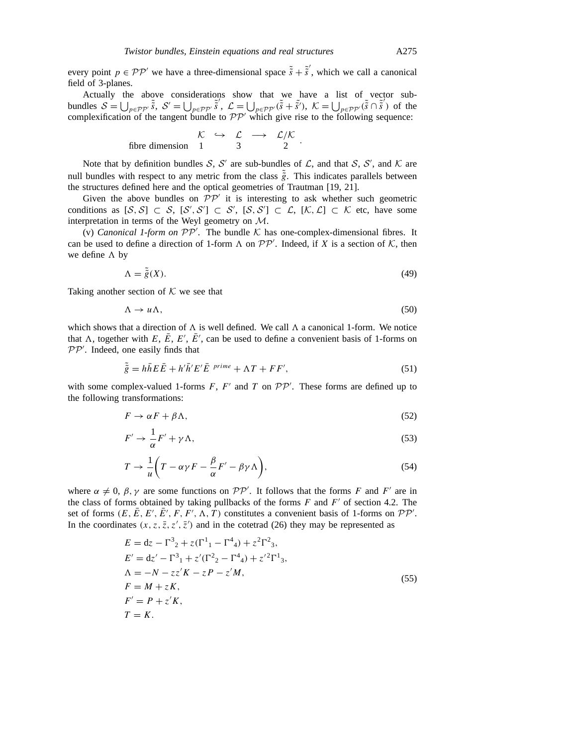every point $p \in \mathcal{PP}'$ we have a three-dimensional space $\tilde{\tilde{s}} + \tilde{\tilde{s}}'$, which we call a canonical field of 3-planes.

Actually the above considerations show that we have a list of vector sub-bundles $\mathcal{S} = \bigcup_{p\in\mathcal{PP}'} \tilde{\tilde{s}}$, $\mathcal{S}' = \bigcup_{p\in\mathcal{PP}'} \tilde{\tilde{s}}'$, $\mathcal{L} = \bigcup_{p\in\mathcal{PP}'} (\tilde{\tilde{s}} + \tilde{\tilde{s}}')$, $\mathcal{K} = \bigcup_{p\in\mathcal{PP}'} (\tilde{\tilde{s}} \cap \tilde{\tilde{s}}')$ of the complexification of the tangent bundle to $\mathcal{PP}'$ which give rise to the following sequence:

$$\begin{array}{lccccc} & \mathcal{K} & \hookrightarrow & \mathcal{L} & \longrightarrow & \mathcal{L}/\mathcal{K} \\ \text{fibre dimension} & 1 & & 3 & & 2 \end{array}.$$

Note that by definition bundles $\mathcal{S}$, $\mathcal{S}'$ are sub-bundles of $\mathcal{L}$, and that $\mathcal{S}$, $\mathcal{S}'$, and $\mathcal{K}$ are null bundles with respect to any metric from the class $\tilde{\tilde{g}}$. This indicates parallels between the structures defined here and the optical geometries of Trautman [19, 21].

Given the above bundles on $\mathcal{PP}'$ it is interesting to ask whether such geometric conditions as $[\mathcal{S}, \mathcal{S}] \subset \mathcal{S}$, $[\mathcal{S}', \mathcal{S}'] \subset \mathcal{S}'$, $[\mathcal{S}, \mathcal{S}'] \subset \mathcal{L}$, $[\mathcal{K}, \mathcal{L}] \subset \mathcal{K}$ etc, have some interpretation in terms of the Weyl geometry on $\mathcal{M}$.

(v) *Canonical 1-form on* $\mathcal{PP}'$. The bundle $\mathcal{K}$ has one-complex-dimensional fibres. It can be used to define a direction of 1-form $\Lambda$ on $\mathcal{PP}'$. Indeed, if $X$ is a section of $\mathcal{K}$, then we define $\Lambda$ by

$$\Lambda = \tilde{\tilde{g}}(X). \tag{49}$$

Taking another section of $\mathcal{K}$ we see that

$$\Lambda \to u\Lambda, \tag{50}$$

which shows that a direction of $\Lambda$ is well defined. We call $\Lambda$ a canonical 1-form. We notice that $\Lambda$, together with $E$, $\bar{E}$, $E'$, $\bar{E}'$, can be used to define a convenient basis of 1-forms on $\mathcal{PP}'$. Indeed, one easily finds that

$$\tilde{\tilde{g}} = h\bar{h}E\bar{E} + h'\bar{h}'E'\bar{E}^{\ prime} + \Lambda T + FF', \tag{51}$$

with some complex-valued 1-forms $F$, $F'$ and $T$ on $\mathcal{PP}'$. These forms are defined up to the following transformations:

$$F \to \alpha F + \beta\Lambda, \tag{52}$$

$$F' \to \frac{1}{\alpha}F' + \gamma\Lambda, \tag{53}$$

$$T \to \frac{1}{u}\left(T - \alpha\gamma F - \frac{\beta}{\alpha}F' - \beta\gamma\Lambda\right), \tag{54}$$

where $\alpha \neq 0$, $\beta, \gamma$ are some functions on $\mathcal{PP}'$. It follows that the forms $F$ and $F'$ are in the class of forms obtained by taking pullbacks of the forms $F$ and $F'$ of section 4.2. The set of forms $(E, \bar{E}, E', \bar{E}', F, F', \Lambda, T)$ constitutes a convenient basis of 1-forms on $\mathcal{PP}'$. In the coordinates $(x, z, \bar{z}, z', \bar{z}')$ and in the cotetrad (26) they may be represented as

$$\begin{aligned}
E &= \mathrm{d}z - \Gamma^3{}_2 + z(\Gamma^1{}_1 - \Gamma^4{}_4) + z^2\Gamma^2{}_3, \\
E' &= \mathrm{d}z' - \Gamma^3{}_1 + z'(\Gamma^2{}_2 - \Gamma^4{}_4) + z'^2\Gamma^1{}_3, \\
\Lambda &= -N - zz'K - zP - z'M, \\
F &= M + zK, \\
F' &= P + z'K, \\
T &= K.
\end{aligned} \tag{55}$$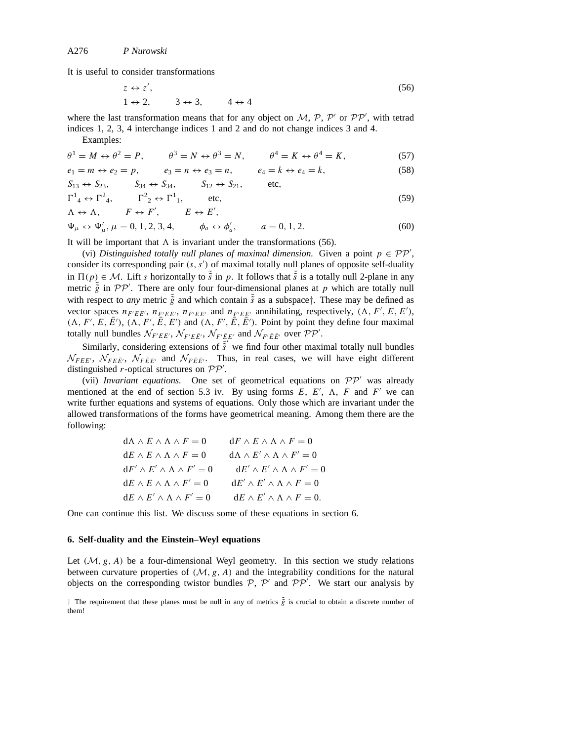It is useful to consider transformations

$$z \leftrightarrow z', \qquad\qquad (56)$$
$$1 \leftrightarrow 2, \qquad 3 \leftrightarrow 3, \qquad 4 \leftrightarrow 4$$

where the last transformation means that for any object on $\mathcal{M}$, $\mathcal{P}$, $\mathcal{P}'$ or $\mathcal{PP}'$, with tetrad indices 1, 2, 3, 4 interchange indices 1 and 2 and do not change indices 3 and 4.

Examples:

$$\theta^1 = M \leftrightarrow \theta^2 = P, \qquad \theta^3 = N \leftrightarrow \theta^3 = N, \qquad \theta^4 = K \leftrightarrow \theta^4 = K, \qquad (57)$$

$$e_1 = m \leftrightarrow e_2 = p, \qquad e_3 = n \leftrightarrow e_3 = n, \qquad e_4 = k \leftrightarrow e_4 = k, \qquad (58)$$

$$S_{13} \leftrightarrow S_{23}, \qquad S_{34} \leftrightarrow S_{34}, \qquad S_{12} \leftrightarrow S_{21}, \qquad \text{etc},$$

$$\Gamma^1{}_4 \leftrightarrow \Gamma^2{}_4, \qquad \Gamma^2{}_2 \leftrightarrow \Gamma^1{}_1, \qquad \text{etc}, \qquad (59)$$

$$\Lambda \leftrightarrow \Lambda, \qquad F \leftrightarrow F', \qquad E \leftrightarrow E',$$

$$\Psi_\mu \leftrightarrow \Psi'_\mu, \mu = 0, 1, 2, 3, 4, \qquad \phi_a \leftrightarrow \phi'_a, \qquad a = 0, 1, 2. \qquad (60)$$

It will be important that $\Lambda$ is invariant under the transformations (56).

(vi) *Distinguished totally null planes of maximal dimension.* Given a point $p \in \mathcal{PP}'$, consider its corresponding pair $(s, s')$ of maximal totally null planes of opposite self-duality in $\Pi(p) \in \mathcal{M}$. Lift $s$ horizontally to $\tilde{\tilde{s}}$ in $p$. It follows that $\tilde{\tilde{s}}$ is a totally null 2-plane in any metric $\tilde{\tilde{g}}$ in $\mathcal{PP}'$. There are only four four-dimensional planes at $p$ which are totally null with respect to *any* metric $\tilde{\tilde{g}}$ and which contain $\tilde{\tilde{s}}$ as a subspace†. These may be defined as vector spaces $n_{F'EE'}$, $n_{F'E\bar{E}'}$, $n_{F'\bar{E}E'}$ and $n_{F'\bar{E}\bar{E}'}$ annihilating, respectively, $(\Lambda, F', E, E')$, $(\Lambda, F', E, \bar{E}')$, $(\Lambda, F', \bar{E}, E')$ and $(\Lambda, F', \bar{E}, \bar{E}')$. Point by point they define four maximal totally null bundles $\mathcal{N}_{F'EE'}$, $\mathcal{N}_{F'E\bar{E}'}$, $\mathcal{N}_{F'\bar{E}E'}$ and $\mathcal{N}_{F'\bar{E}\bar{E}'}$ over $\mathcal{PP}'$.

Similarly, considering extensions of $\tilde{\tilde{s}}'$ we find four other maximal totally null bundles $\mathcal{N}_{FEE'}$, $\mathcal{N}_{FE\bar{E}'}$, $\mathcal{N}_{F\bar{E}E'}$ and $\mathcal{N}_{F\bar{E}\bar{E}'}$. Thus, in real cases, we will have eight different distinguished $r$-optical structures on $\mathcal{PP}'$.

(vii) *Invariant equations.* One set of geometrical equations on $\mathcal{PP}'$ was already mentioned at the end of section 5.3 iv. By using forms $E$, $E'$, $\Lambda$, $F$ and $F'$ we can write further equations and systems of equations. Only those which are invariant under the allowed transformations of the forms have geometrical meaning. Among them there are the following:

$$\begin{aligned}
&\mathrm{d}\Lambda \wedge E \wedge \Lambda \wedge F = 0 \qquad && \mathrm{d}F \wedge E \wedge \Lambda \wedge F = 0\\
&\mathrm{d}E \wedge E \wedge \Lambda \wedge F = 0 \qquad && \mathrm{d}\Lambda \wedge E' \wedge \Lambda \wedge F' = 0\\
&\mathrm{d}F' \wedge E' \wedge \Lambda \wedge F' = 0 \qquad && \mathrm{d}E' \wedge E' \wedge \Lambda \wedge F' = 0\\
&\mathrm{d}E \wedge E \wedge \Lambda \wedge F' = 0 \qquad && \mathrm{d}E' \wedge E' \wedge \Lambda \wedge F = 0\\
&\mathrm{d}E \wedge E' \wedge \Lambda \wedge F' = 0 \qquad && \mathrm{d}E \wedge E' \wedge \Lambda \wedge F = 0.
\end{aligned}$$

One can continue this list. We discuss some of these equations in section 6.

## 6. Self-duality and the Einstein–Weyl equations

Let $(\mathcal{M}, g, A)$ be a four-dimensional Weyl geometry. In this section we study relations between curvature properties of $(\mathcal{M}, g, A)$ and the integrability conditions for the natural objects on the corresponding twistor bundles $\mathcal{P}$, $\mathcal{P}'$ and $\mathcal{PP}'$. We start our analysis by

† The requirement that these planes must be null in any of metrics $\tilde{\tilde{g}}$ is crucial to obtain a discrete number of them!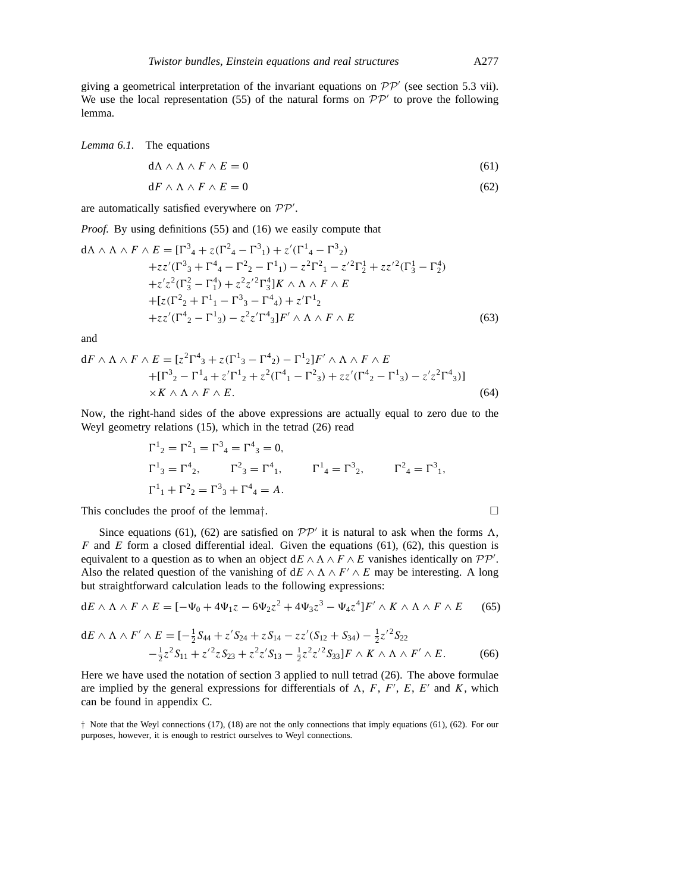giving a geometrical interpretation of the invariant equations on $\mathcal{PP}'$ (see section 5.3 vii). We use the local representation (55) of the natural forms on $\mathcal{PP}'$ to prove the following lemma.

*Lemma 6.1.* The equations

$$\mathrm{d}\Lambda \wedge \Lambda \wedge F \wedge E = 0 \tag{61}$$

$$\mathrm{d}F \wedge \Lambda \wedge F \wedge E = 0 \tag{62}$$

are automatically satisfied everywhere on $\mathcal{PP}'$.

*Proof.* By using definitions (55) and (16) we easily compute that

$$\begin{aligned}
\mathrm{d}\Lambda \wedge \Lambda \wedge F \wedge E = {}& [\Gamma^3{}_4 + z(\Gamma^2{}_4 - \Gamma^3{}_1) + z'(\Gamma^1{}_4 - \Gamma^3{}_2) \\
&+ zz'(\Gamma^3{}_3 + \Gamma^4{}_4 - \Gamma^2{}_2 - \Gamma^1{}_1) - z^2\Gamma^2{}_1 - z'^2\Gamma^1_2 + zz'^2(\Gamma^1_3 - \Gamma^4_2) \\
&+ z'z^2(\Gamma^2_3 - \Gamma^4_1) + z^2z'^2\Gamma^4_3]K \wedge \Lambda \wedge F \wedge E \\
&+ [z(\Gamma^2{}_2 + \Gamma^1{}_1 - \Gamma^3{}_3 - \Gamma^4{}_4) + z'\Gamma^1{}_2 \\
&+ zz'(\Gamma^4{}_2 - \Gamma^1{}_3) - z^2z'\Gamma^4{}_3]F' \wedge \Lambda \wedge F \wedge E
\end{aligned} \tag{63}$$

and

$$\begin{aligned}
\mathrm{d}F \wedge \Lambda \wedge F \wedge E = {}& [z^2\Gamma^4{}_3 + z(\Gamma^1{}_3 - \Gamma^4{}_2) - \Gamma^1{}_2]F' \wedge \Lambda \wedge F \wedge E \\
&+ [\Gamma^3{}_2 - \Gamma^1{}_4 + z'\Gamma^1{}_2 + z^2(\Gamma^4{}_1 - \Gamma^2{}_3) + zz'(\Gamma^4{}_2 - \Gamma^1{}_3) - z'z^2\Gamma^4{}_3)] \\
&\times K \wedge \Lambda \wedge F \wedge E.
\end{aligned} \tag{64}$$

Now, the right-hand sides of the above expressions are actually equal to zero due to the Weyl geometry relations (15), which in the tetrad (26) read

$$\begin{aligned}
&\Gamma^1{}_2 = \Gamma^2{}_1 = \Gamma^3{}_4 = \Gamma^4{}_3 = 0, \\
&\Gamma^1{}_3 = \Gamma^4{}_2, \qquad \Gamma^2{}_3 = \Gamma^4{}_1, \qquad \Gamma^1{}_4 = \Gamma^3{}_2, \qquad \Gamma^2{}_4 = \Gamma^3{}_1, \\
&\Gamma^1{}_1 + \Gamma^2{}_2 = \Gamma^3{}_3 + \Gamma^4{}_4 = A.
\end{aligned}$$

This concludes the proof of the lemma†. □

Since equations (61), (62) are satisfied on $\mathcal{PP}'$ it is natural to ask when the forms $\Lambda$, $F$ and $E$ form a closed differential ideal. Given the equations (61), (62), this question is equivalent to a question as to when an object $\mathrm{d}E \wedge \Lambda \wedge F \wedge E$ vanishes identically on $\mathcal{PP}'$. Also the related question of the vanishing of $\mathrm{d}E \wedge \Lambda \wedge F' \wedge E$ may be interesting. A long but straightforward calculation leads to the following expressions:

$$\mathrm{d}E \wedge \Lambda \wedge F \wedge E = [-\Psi_0 + 4\Psi_1 z - 6\Psi_2 z^2 + 4\Psi_3 z^3 - \Psi_4 z^4]F' \wedge K \wedge \Lambda \wedge F \wedge E \tag{65}$$

$$\begin{aligned}
\mathrm{d}E \wedge \Lambda \wedge F' \wedge E = {}& [-\tfrac{1}{2}S_{44} + z'S_{24} + zS_{14} - zz'(S_{12} + S_{34}) - \tfrac{1}{2}z'^2 S_{22} \\
&- \tfrac{1}{2}z^2 S_{11} + z'^2 z S_{23} + z^2 z' S_{13} - \tfrac{1}{2}z^2 z'^2 S_{33}]F \wedge K \wedge \Lambda \wedge F' \wedge E.
\end{aligned} \tag{66}$$

Here we have used the notation of section 3 applied to null tetrad (26). The above formulae are implied by the general expressions for differentials of $\Lambda$, $F$, $F'$, $E$, $E'$ and $K$, which can be found in appendix C.

† Note that the Weyl connections (17), (18) are not the only connections that imply equations (61), (62). For our purposes, however, it is enough to restrict ourselves to Weyl connections.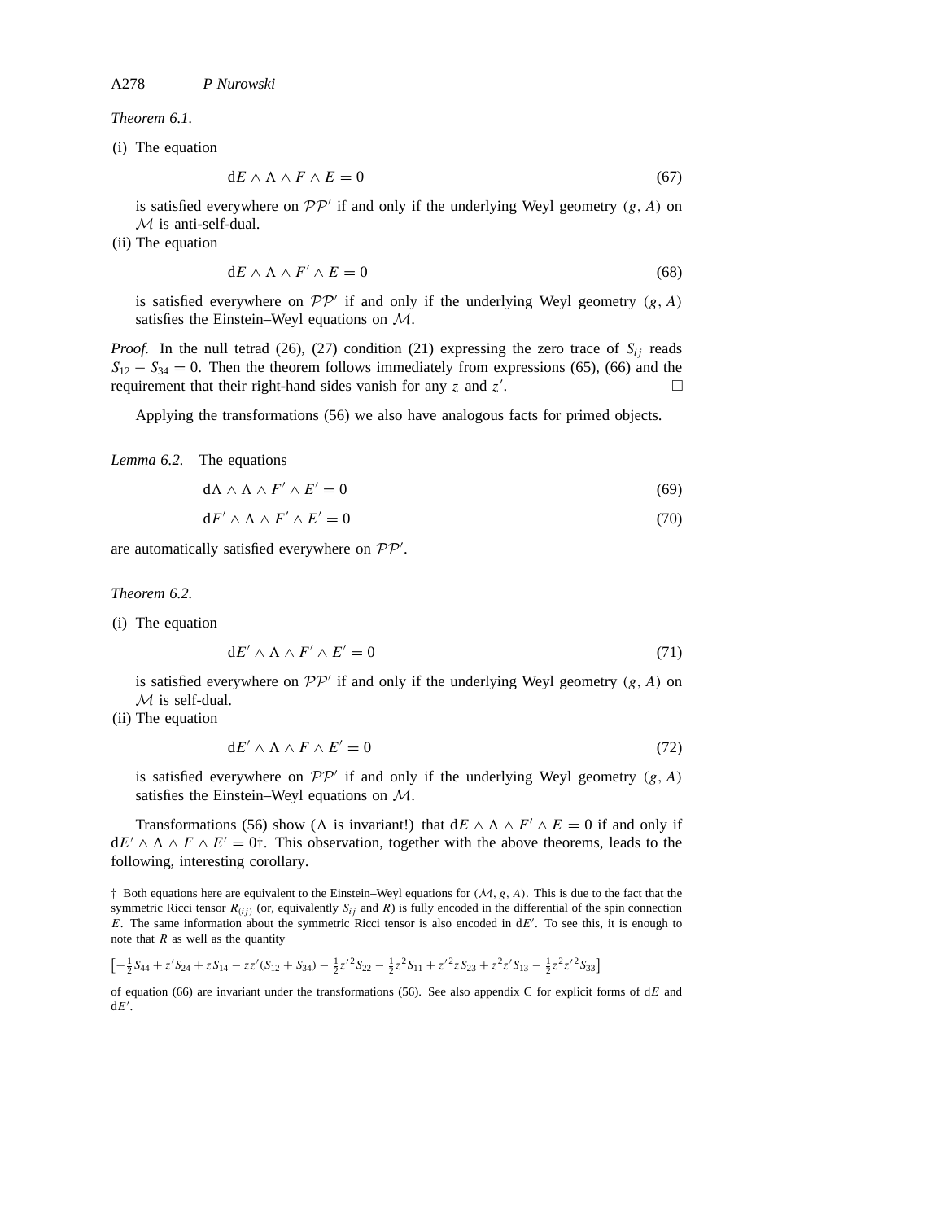*Theorem 6.1.*

(i) The equation

$$\mathrm{d}E \wedge \Lambda \wedge F \wedge E = 0 \tag{67}$$

is satisfied everywhere on $\mathcal{PP}'$ if and only if the underlying Weyl geometry $(g, A)$ on $\mathcal{M}$ is anti-self-dual.

(ii) The equation

$$\mathrm{d}E \wedge \Lambda \wedge F' \wedge E = 0 \tag{68}$$

is satisfied everywhere on $\mathcal{PP}'$ if and only if the underlying Weyl geometry $(g, A)$ satisfies the Einstein–Weyl equations on $\mathcal{M}$.

*Proof.* In the null tetrad (26), (27) condition (21) expressing the zero trace of $S_{ij}$ reads $S_{12} - S_{34} = 0$. Then the theorem follows immediately from expressions (65), (66) and the requirement that their right-hand sides vanish for any $z$ and $z'$. □

Applying the transformations (56) we also have analogous facts for primed objects.

*Lemma 6.2.* The equations

$$\mathrm{d}\Lambda \wedge \Lambda \wedge F' \wedge E' = 0 \tag{69}$$

$$\mathrm{d}F' \wedge \Lambda \wedge F' \wedge E' = 0 \tag{70}$$

are automatically satisfied everywhere on $\mathcal{PP}'$.

*Theorem 6.2.*

(i) The equation

$$\mathrm{d}E' \wedge \Lambda \wedge F' \wedge E' = 0 \tag{71}$$

is satisfied everywhere on $\mathcal{PP}'$ if and only if the underlying Weyl geometry $(g, A)$ on $\mathcal{M}$ is self-dual.

(ii) The equation

$$\mathrm{d}E' \wedge \Lambda \wedge F \wedge E' = 0 \tag{72}$$

is satisfied everywhere on $\mathcal{PP}'$ if and only if the underlying Weyl geometry $(g, A)$ satisfies the Einstein–Weyl equations on $\mathcal{M}$.

Transformations (56) show ($\Lambda$ is invariant!) that $\mathrm{d}E \wedge \Lambda \wedge F' \wedge E = 0$ if and only if $\mathrm{d}E' \wedge \Lambda \wedge F \wedge E' = 0$†. This observation, together with the above theorems, leads to the following, interesting corollary.

† Both equations here are equivalent to the Einstein–Weyl equations for $(\mathcal{M}, g, A)$. This is due to the fact that the symmetric Ricci tensor $R_{(ij)}$ (or, equivalently $S_{ij}$ and $R$) is fully encoded in the differential of the spin connection $E$. The same information about the symmetric Ricci tensor is also encoded in $\mathrm{d}E'$. To see this, it is enough to note that $R$ as well as the quantity

$$\left[-\tfrac{1}{2}S_{44} + z'S_{24} + zS_{14} - zz'(S_{12} + S_{34}) - \tfrac{1}{2}z'^2 S_{22} - \tfrac{1}{2}z^2 S_{11} + z'^2 z S_{23} + z^2 z' S_{13} - \tfrac{1}{2}z^2 z'^2 S_{33}\right]$$

of equation (66) are invariant under the transformations (56). See also appendix C for explicit forms of $\mathrm{d}E$ and $\mathrm{d}E'$.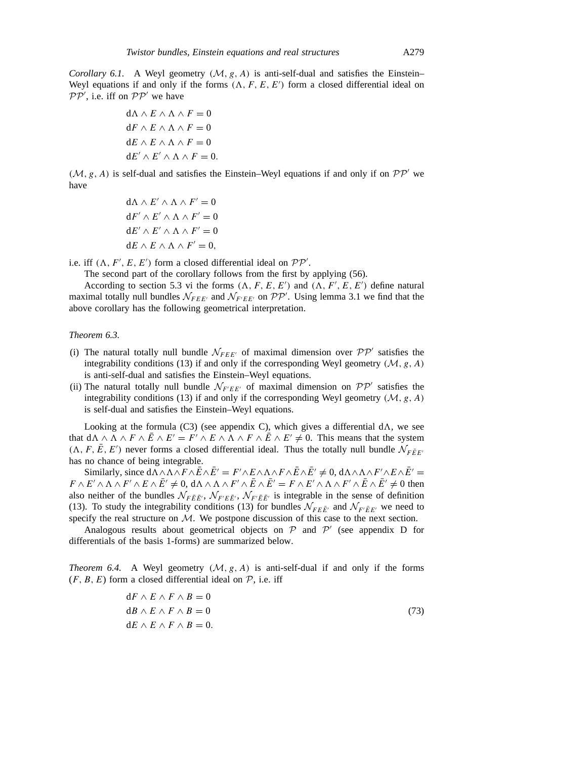*Corollary 6.1.* A Weyl geometry $(\mathcal{M}, g, A)$ is anti-self-dual and satisfies the Einstein–Weyl equations if and only if the forms $(\Lambda, F, E, E')$ form a closed differential ideal on $\mathcal{PP}'$, i.e. iff on $\mathcal{PP}'$ we have

$$
\begin{aligned}
\mathrm{d}\Lambda \wedge E \wedge \Lambda \wedge F &= 0\\
\mathrm{d}F \wedge E \wedge \Lambda \wedge F &= 0\\
\mathrm{d}E \wedge E \wedge \Lambda \wedge F &= 0\\
\mathrm{d}E' \wedge E' \wedge \Lambda \wedge F &= 0.
\end{aligned}
$$

$(\mathcal{M}, g, A)$ is self-dual and satisfies the Einstein–Weyl equations if and only if on $\mathcal{PP}'$ we have

$$
\begin{aligned}
\mathrm{d}\Lambda \wedge E' \wedge \Lambda \wedge F' &= 0\\
\mathrm{d}F' \wedge E' \wedge \Lambda \wedge F' &= 0\\
\mathrm{d}E' \wedge E' \wedge \Lambda \wedge F' &= 0\\
\mathrm{d}E \wedge E \wedge \Lambda \wedge F' &= 0,
\end{aligned}
$$

i.e. iff $(\Lambda, F', E, E')$ form a closed differential ideal on $\mathcal{PP}'$.

The second part of the corollary follows from the first by applying (56).

According to section 5.3 vi the forms $(\Lambda, F, E, E')$ and $(\Lambda, F', E, E')$ define natural maximal totally null bundles $\mathcal{N}_{FEE'}$ and $\mathcal{N}_{F'EE'}$ on $\mathcal{PP}'$. Using lemma 3.1 we find that the above corollary has the following geometrical interpretation.

*Theorem 6.3.*

(i) The natural totally null bundle $\mathcal{N}_{FEE'}$ of maximal dimension over $\mathcal{PP}'$ satisfies the integrability conditions (13) if and only if the corresponding Weyl geometry $(\mathcal{M}, g, A)$ is anti-self-dual and satisfies the Einstein–Weyl equations.

(ii) The natural totally null bundle $\mathcal{N}_{F'EE'}$ of maximal dimension on $\mathcal{PP}'$ satisfies the integrability conditions (13) if and only if the corresponding Weyl geometry $(\mathcal{M}, g, A)$ is self-dual and satisfies the Einstein–Weyl equations.

Looking at the formula (C3) (see appendix C), which gives a differential $\mathrm{d}\Lambda$, we see that $\mathrm{d}\Lambda \wedge \Lambda \wedge F \wedge \bar{E} \wedge E' = F' \wedge E \wedge \Lambda \wedge F \wedge \bar{E} \wedge E' \neq 0$. This means that the system $(\Lambda, F, \bar{E}, E')$ never forms a closed differential ideal. Thus the totally null bundle $\mathcal{N}_{F\bar{E}E'}$ has no chance of being integrable.

Similarly, since $\mathrm{d}\Lambda \wedge \Lambda \wedge F \wedge \bar{E} \wedge \bar{E}' = F' \wedge E \wedge \Lambda \wedge F \wedge \bar{E} \wedge \bar{E}' \neq 0$, $\mathrm{d}\Lambda \wedge \Lambda \wedge F' \wedge E \wedge \bar{E}' = F \wedge E' \wedge \Lambda \wedge F' \wedge E \wedge \bar{E}' \neq 0$, $\mathrm{d}\Lambda \wedge \Lambda \wedge F' \wedge \bar{E} \wedge \bar{E}' = F \wedge E' \wedge \Lambda \wedge F' \wedge \bar{E} \wedge \bar{E}' \neq 0$ then also neither of the bundles $\mathcal{N}_{F\bar{E}\bar{E}'}$, $\mathcal{N}_{F'E\bar{E}'}$, $\mathcal{N}_{F'\bar{E}\bar{E}'}$ is integrable in the sense of definition (13). To study the integrability conditions (13) for bundles $\mathcal{N}_{FE\bar{E}'}$ and $\mathcal{N}_{F'\bar{E}E'}$ we need to specify the real structure on $\mathcal{M}$. We postpone discussion of this case to the next section.

Analogous results about geometrical objects on $\mathcal{P}$ and $\mathcal{P}'$ (see appendix D for differentials of the basis 1-forms) are summarized below.

*Theorem 6.4.* A Weyl geometry $(\mathcal{M}, g, A)$ is anti-self-dual if and only if the forms $(F, B, E)$ form a closed differential ideal on $\mathcal{P}$, i.e. iff

$$
\begin{aligned}
\mathrm{d}F \wedge E \wedge F \wedge B &= 0\\
\mathrm{d}B \wedge E \wedge F \wedge B &= 0\\
\mathrm{d}E \wedge E \wedge F \wedge B &= 0.
\end{aligned}
\tag{73}
$$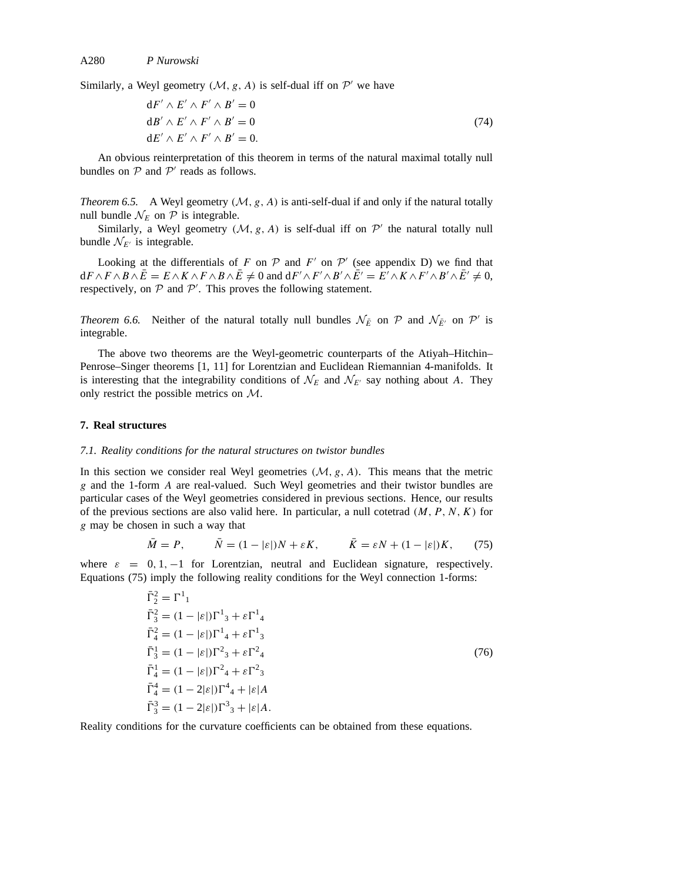Similarly, a Weyl geometry $(\mathcal{M}, g, A)$ is self-dual iff on $\mathcal{P}'$ we have

$$
\begin{aligned}
&\mathrm{d}F' \wedge E' \wedge F' \wedge B' = 0\\
&\mathrm{d}B' \wedge E' \wedge F' \wedge B' = 0\\
&\mathrm{d}E' \wedge E' \wedge F' \wedge B' = 0.
\end{aligned}
\tag{74}
$$

An obvious reinterpretation of this theorem in terms of the natural maximal totally null bundles on $\mathcal{P}$ and $\mathcal{P}'$ reads as follows.

*Theorem 6.5.* A Weyl geometry $(\mathcal{M}, g, A)$ is anti-self-dual if and only if the natural totally null bundle $\mathcal{N}_E$ on $\mathcal{P}$ is integrable.

Similarly, a Weyl geometry $(\mathcal{M}, g, A)$ is self-dual iff on $\mathcal{P}'$ the natural totally null bundle $\mathcal{N}_{E'}$ is integrable.

Looking at the differentials of $F$ on $\mathcal{P}$ and $F'$ on $\mathcal{P}'$ (see appendix D) we find that $\mathrm{d}F\wedge F\wedge B\wedge \bar{E} = E\wedge K\wedge F\wedge B\wedge \bar{E} \neq 0$ and $\mathrm{d}F'\wedge F'\wedge B'\wedge \bar{E}' = E'\wedge K\wedge F'\wedge B'\wedge \bar{E}' \neq 0$, respectively, on $\mathcal{P}$ and $\mathcal{P}'$. This proves the following statement.

*Theorem 6.6.* Neither of the natural totally null bundles $\mathcal{N}_{\bar{E}}$ on $\mathcal{P}$ and $\mathcal{N}_{\bar{E}'}$ on $\mathcal{P}'$ is integrable.

The above two theorems are the Weyl-geometric counterparts of the Atiyah–Hitchin–Penrose–Singer theorems [1, 11] for Lorentzian and Euclidean Riemannian 4-manifolds. It is interesting that the integrability conditions of $\mathcal{N}_E$ and $\mathcal{N}_{E'}$ say nothing about $A$. They only restrict the possible metrics on $\mathcal{M}$.

## 7. Real structures

### 7.1. Reality conditions for the natural structures on twistor bundles

In this section we consider real Weyl geometries $(\mathcal{M}, g, A)$. This means that the metric $g$ and the 1-form $A$ are real-valued. Such Weyl geometries and their twistor bundles are particular cases of the Weyl geometries considered in previous sections. Hence, our results of the previous sections are also valid here. In particular, a null cotetrad $(M, P, N, K)$ for $g$ may be chosen in such a way that

$$
\bar{M} = P, \qquad \bar{N} = (1-|\varepsilon|)N + \varepsilon K, \qquad \bar{K} = \varepsilon N + (1-|\varepsilon|)K, \tag{75}
$$

where $\varepsilon = 0, 1, -1$ for Lorentzian, neutral and Euclidean signature, respectively. Equations (75) imply the following reality conditions for the Weyl connection 1-forms:

$$
\begin{aligned}
&\bar{\Gamma}^2_2 = \Gamma^1{}_1\\
&\bar{\Gamma}^2_3 = (1-|\varepsilon|)\Gamma^1{}_3 + \varepsilon\Gamma^1{}_4\\
&\bar{\Gamma}^2_4 = (1-|\varepsilon|)\Gamma^1{}_4 + \varepsilon\Gamma^1{}_3\\
&\bar{\Gamma}^1_3 = (1-|\varepsilon|)\Gamma^2{}_3 + \varepsilon\Gamma^2{}_4\\
&\bar{\Gamma}^1_4 = (1-|\varepsilon|)\Gamma^2{}_4 + \varepsilon\Gamma^2{}_3\\
&\bar{\Gamma}^4_4 = (1-2|\varepsilon|)\Gamma^4{}_4 + |\varepsilon|A\\
&\bar{\Gamma}^3_3 = (1-2|\varepsilon|)\Gamma^3{}_3 + |\varepsilon|A.
\end{aligned}
\tag{76}
$$

Reality conditions for the curvature coefficients can be obtained from these equations.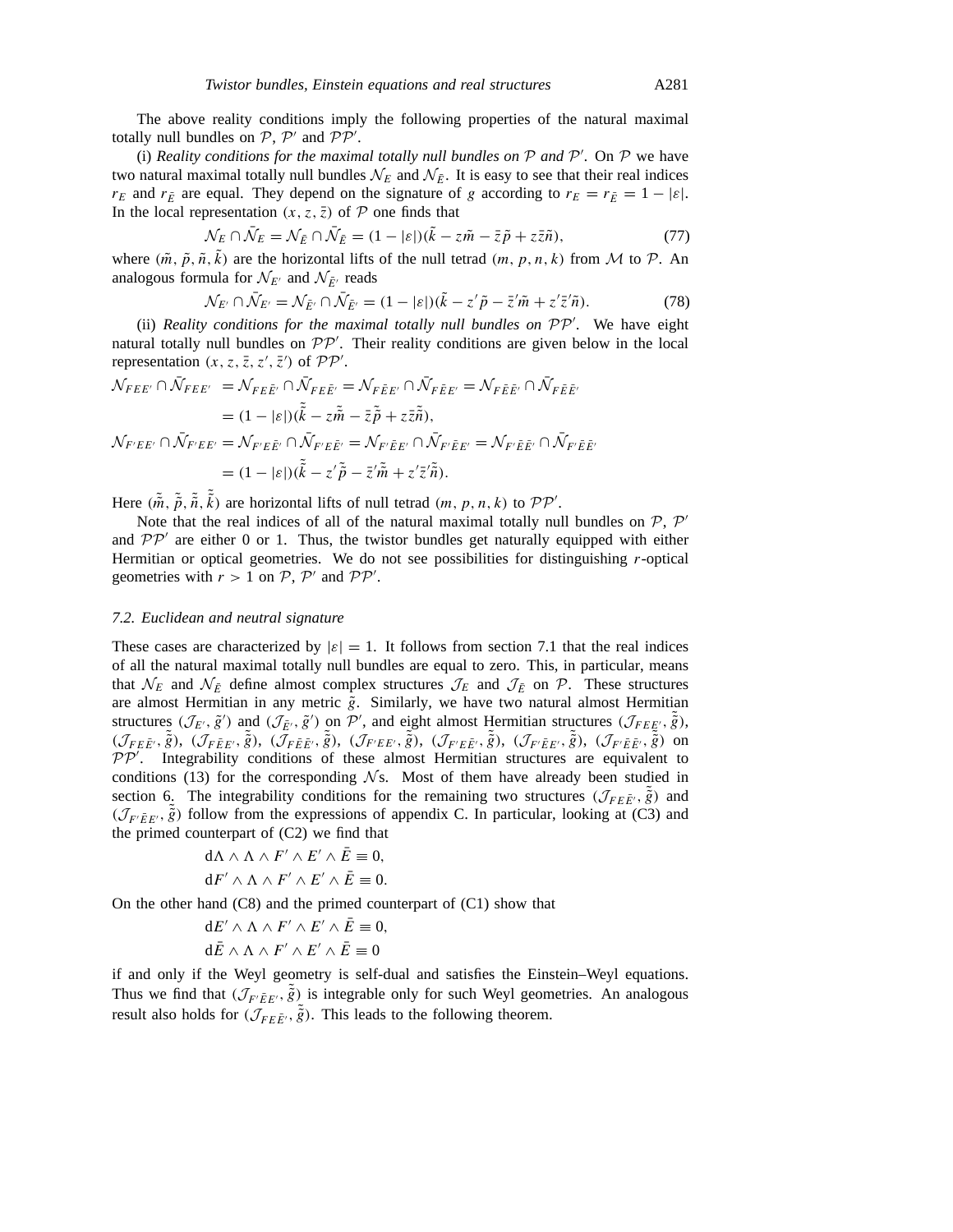The above reality conditions imply the following properties of the natural maximal totally null bundles on $\mathcal{P}$, $\mathcal{P}'$ and $\mathcal{P}\mathcal{P}'$.

(i) *Reality conditions for the maximal totally null bundles on $\mathcal{P}$ and $\mathcal{P}'$.* On $\mathcal{P}$ we have two natural maximal totally null bundles $\mathcal{N}_E$ and $\mathcal{N}_{\bar{E}}$. It is easy to see that their real indices $r_E$ and $r_{\bar{E}}$ are equal. They depend on the signature of $g$ according to $r_E = r_{\bar{E}} = 1 - |\varepsilon|$. In the local representation $(x, z, \bar{z})$ of $\mathcal{P}$ one finds that

$$\mathcal{N}_E \cap \bar{\mathcal{N}}_E = \mathcal{N}_{\bar{E}} \cap \bar{\mathcal{N}}_{\bar{E}} = (1 - |\varepsilon|)(\tilde{k} - z\tilde{m} - \bar{z}\tilde{p} + z\bar{z}\tilde{n}), \tag{77}$$

where $(\tilde{m}, \tilde{p}, \tilde{n}, \tilde{k})$ are the horizontal lifts of the null tetrad $(m, p, n, k)$ from $\mathcal{M}$ to $\mathcal{P}$. An analogous formula for $\mathcal{N}_{E'}$ and $\mathcal{N}_{\bar{E}'}$ reads

$$\mathcal{N}_{E'} \cap \bar{\mathcal{N}}_{E'} = \mathcal{N}_{\bar{E}'} \cap \bar{\mathcal{N}}_{\bar{E}'} = (1 - |\varepsilon|)(\tilde{k} - z'\tilde{p} - \bar{z}'\tilde{m} + z'\bar{z}'\tilde{n}). \tag{78}$$

(ii) *Reality conditions for the maximal totally null bundles on $\mathcal{P}\mathcal{P}'$.* We have eight natural totally null bundles on $\mathcal{P}\mathcal{P}'$. Their reality conditions are given below in the local representation $(x, z, \bar{z}, z', \bar{z}')$ of $\mathcal{P}\mathcal{P}'$.

$$\begin{aligned}
\mathcal{N}_{FEE'} \cap \bar{\mathcal{N}}_{FEE'} &= \mathcal{N}_{FE\bar{E}'} \cap \bar{\mathcal{N}}_{FE\bar{E}'} = \mathcal{N}_{F\bar{E}E'} \cap \bar{\mathcal{N}}_{F\bar{E}E'} = \mathcal{N}_{F\bar{E}\bar{E}'} \cap \bar{\mathcal{N}}_{F\bar{E}\bar{E}'} \\
&= (1 - |\varepsilon|)(\tilde{\tilde{k}} - z\tilde{\tilde{m}} - \bar{z}\tilde{\tilde{p}} + z\bar{z}\tilde{\tilde{n}}), \\
\mathcal{N}_{F'EE'} \cap \bar{\mathcal{N}}_{F'EE'} &= \mathcal{N}_{F'E\bar{E}'} \cap \bar{\mathcal{N}}_{F'E\bar{E}'} = \mathcal{N}_{F'\bar{E}E'} \cap \bar{\mathcal{N}}_{F'\bar{E}E'} = \mathcal{N}_{F'\bar{E}\bar{E}'} \cap \bar{\mathcal{N}}_{F'\bar{E}\bar{E}'} \\
&= (1 - |\varepsilon|)(\tilde{\tilde{k}} - z'\tilde{\tilde{p}} - \bar{z}'\tilde{\tilde{m}} + z'\bar{z}'\tilde{\tilde{n}}).
\end{aligned}$$

Here $(\tilde{\tilde{m}}, \tilde{\tilde{p}}, \tilde{\tilde{n}}, \tilde{\tilde{k}})$ are horizontal lifts of null tetrad $(m, p, n, k)$ to $\mathcal{P}\mathcal{P}'$.

Note that the real indices of all of the natural maximal totally null bundles on $\mathcal{P}$, $\mathcal{P}'$ and $\mathcal{P}\mathcal{P}'$ are either 0 or 1. Thus, the twistor bundles get naturally equipped with either Hermitian or optical geometries. We do not see possibilities for distinguishing $r$-optical geometries with $r > 1$ on $\mathcal{P}$, $\mathcal{P}'$ and $\mathcal{P}\mathcal{P}'$.

### *7.2. Euclidean and neutral signature*

These cases are characterized by $|\varepsilon| = 1$. It follows from section 7.1 that the real indices of all the natural maximal totally null bundles are equal to zero. This, in particular, means that $\mathcal{N}_E$ and $\mathcal{N}_{\bar{E}}$ define almost complex structures $\mathcal{J}_E$ and $\mathcal{J}_{\bar{E}}$ on $\mathcal{P}$. These structures are almost Hermitian in any metric $\tilde{g}$. Similarly, we have two natural almost Hermitian structures $(\mathcal{J}_{E'}, \tilde{g}')$ and $(\mathcal{J}_{\bar{E}'}, \tilde{g}')$ on $\mathcal{P}'$, and eight almost Hermitian structures $(\mathcal{J}_{FEE'}, \tilde{\tilde{g}})$, $(\mathcal{J}_{FE\bar{E}'}, \tilde{\tilde{g}})$, $(\mathcal{J}_{F\bar{E}E'}, \tilde{\tilde{g}})$, $(\mathcal{J}_{F\bar{E}\bar{E}'}, \tilde{\tilde{g}})$, $(\mathcal{J}_{F'EE'}, \tilde{\tilde{g}})$, $(\mathcal{J}_{F'E\bar{E}'}, \tilde{\tilde{g}})$, $(\mathcal{J}_{F'\bar{E}E'}, \tilde{\tilde{g}})$, $(\mathcal{J}_{F'\bar{E}\bar{E}'}, \tilde{\tilde{g}})$ on $\mathcal{P}\mathcal{P}'$. Integrability conditions of these almost Hermitian structures are equivalent to conditions (13) for the corresponding $\mathcal{N}$s. Most of them have already been studied in section 6. The integrability conditions for the remaining two structures $(\mathcal{J}_{FE\bar{E}'}, \tilde{\tilde{g}})$ and $(\mathcal{J}_{F'\bar{E}E'}, \tilde{\tilde{g}})$ follow from the expressions of appendix C. In particular, looking at (C3) and the primed counterpart of (C2) we find that

$$\mathrm{d}\Lambda \wedge \Lambda \wedge F' \wedge E' \wedge \bar{E} \equiv 0,$$
$$\mathrm{d}F' \wedge \Lambda \wedge F' \wedge E' \wedge \bar{E} \equiv 0.$$

On the other hand (C8) and the primed counterpart of (C1) show that

$$\mathrm{d}E' \wedge \Lambda \wedge F' \wedge E' \wedge \bar{E} \equiv 0,$$
$$\mathrm{d}\bar{E} \wedge \Lambda \wedge F' \wedge E' \wedge \bar{E} \equiv 0$$

if and only if the Weyl geometry is self-dual and satisfies the Einstein–Weyl equations. Thus we find that $(\mathcal{J}_{F'\bar{E}E'}, \tilde{\tilde{g}})$ is integrable only for such Weyl geometries. An analogous result also holds for $(\mathcal{J}_{FE\bar{E}'}, \tilde{\tilde{g}})$. This leads to the following theorem.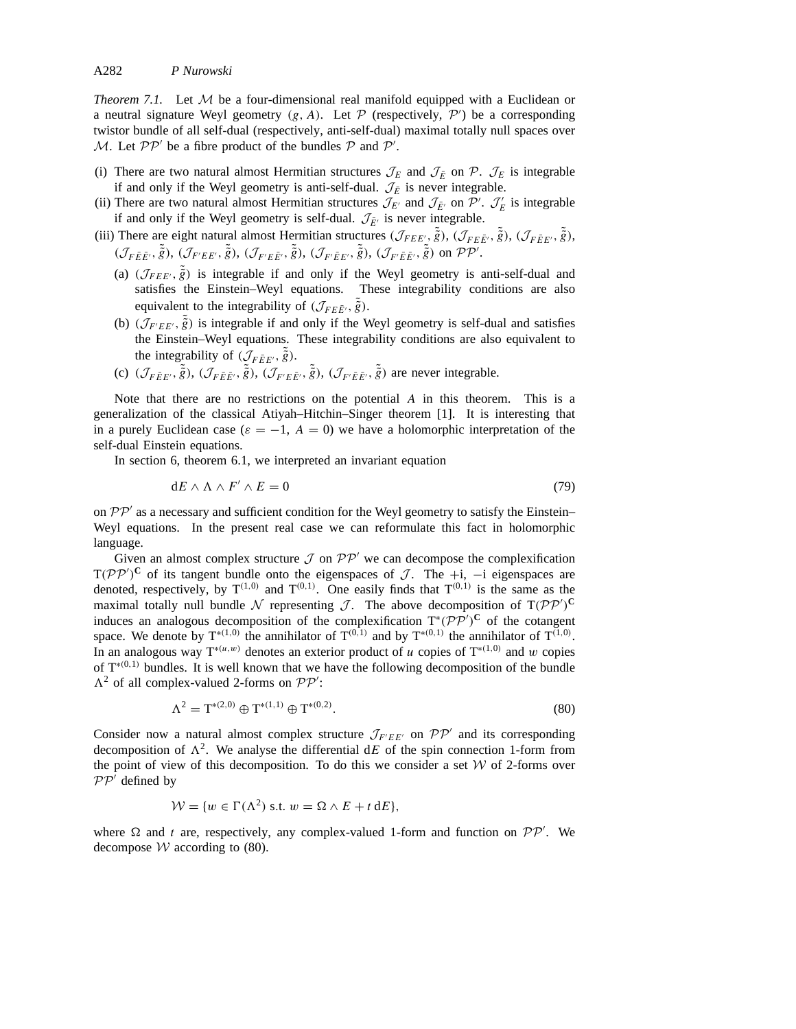*Theorem 7.1.* Let $\mathcal{M}$ be a four-dimensional real manifold equipped with a Euclidean or a neutral signature Weyl geometry $(g, A)$. Let $\mathcal{P}$ (respectively, $\mathcal{P}'$) be a corresponding twistor bundle of all self-dual (respectively, anti-self-dual) maximal totally null spaces over $\mathcal{M}$. Let $\mathcal{P}\mathcal{P}'$ be a fibre product of the bundles $\mathcal{P}$ and $\mathcal{P}'$.

(i) There are two natural almost Hermitian structures $\mathcal{J}_E$ and $\mathcal{J}_{\bar{E}}$ on $\mathcal{P}$. $\mathcal{J}_E$ is integrable if and only if the Weyl geometry is anti-self-dual. $\mathcal{J}_{\bar{E}}$ is never integrable.

(ii) There are two natural almost Hermitian structures $\mathcal{J}_{E'}$ and $\mathcal{J}_{\bar{E}'}$ on $\mathcal{P}'$. $\mathcal{J}_E'$ is integrable if and only if the Weyl geometry is self-dual. $\mathcal{J}_{\bar{E}'}$ is never integrable.

(iii) There are eight natural almost Hermitian structures $(\mathcal{J}_{FEE'}, \tilde{\tilde{g}})$, $(\mathcal{J}_{FE\bar{E}'}, \tilde{\tilde{g}})$, $(\mathcal{J}_{F\bar{E}E'}, \tilde{\tilde{g}})$, $(\mathcal{J}_{F\bar{E}\bar{E}'}, \tilde{\tilde{g}})$, $(\mathcal{J}_{F'EE'}, \tilde{\tilde{g}})$, $(\mathcal{J}_{F'E\bar{E}'}, \tilde{\tilde{g}})$, $(\mathcal{J}_{F'\bar{E}E'}, \tilde{\tilde{g}})$, $(\mathcal{J}_{F'\bar{E}\bar{E}'}, \tilde{\tilde{g}})$ on $\mathcal{P}\mathcal{P}'$.

   (a) $(\mathcal{J}_{FEE'}, \tilde{\tilde{g}})$ is integrable if and only if the Weyl geometry is anti-self-dual and satisfies the Einstein–Weyl equations. These integrability conditions are also equivalent to the integrability of $(\mathcal{J}_{FE\bar{E}'}, \tilde{\tilde{g}})$.

   (b) $(\mathcal{J}_{F'EE'}, \tilde{\tilde{g}})$ is integrable if and only if the Weyl geometry is self-dual and satisfies the Einstein–Weyl equations. These integrability conditions are also equivalent to the integrability of $(\mathcal{J}_{F\bar{E}E'}, \tilde{\tilde{g}})$.

   (c) $(\mathcal{J}_{F\bar{E}E'}, \tilde{\tilde{g}})$, $(\mathcal{J}_{F\bar{E}\bar{E}'}, \tilde{\tilde{g}})$, $(\mathcal{J}_{F'E\bar{E}'}, \tilde{\tilde{g}})$, $(\mathcal{J}_{F'\bar{E}\bar{E}'}, \tilde{\tilde{g}})$ are never integrable.

Note that there are no restrictions on the potential $A$ in this theorem. This is a generalization of the classical Atiyah–Hitchin–Singer theorem [1]. It is interesting that in a purely Euclidean case ($\varepsilon = -1$, $A = 0$) we have a holomorphic interpretation of the self-dual Einstein equations.

In section 6, theorem 6.1, we interpreted an invariant equation

$$dE \wedge \Lambda \wedge F' \wedge E = 0 \tag{79}$$

on $\mathcal{P}\mathcal{P}'$ as a necessary and sufficient condition for the Weyl geometry to satisfy the Einstein–Weyl equations. In the present real case we can reformulate this fact in holomorphic language.

Given an almost complex structure $\mathcal{J}$ on $\mathcal{P}\mathcal{P}'$ we can decompose the complexification $T(\mathcal{P}\mathcal{P}')^{\mathbf{C}}$ of its tangent bundle onto the eigenspaces of $\mathcal{J}$. The $+i$, $-i$ eigenspaces are denoted, respectively, by $T^{(1,0)}$ and $T^{(0,1)}$. One easily finds that $T^{(0,1)}$ is the same as the maximal totally null bundle $\mathcal{N}$ representing $\mathcal{J}$. The above decomposition of $T(\mathcal{P}\mathcal{P}')^{\mathbf{C}}$ induces an analogous decomposition of the complexification $T^*(\mathcal{P}\mathcal{P}')^{\mathbf{C}}$ of the cotangent space. We denote by $T^{*(1,0)}$ the annihilator of $T^{(0,1)}$ and by $T^{*(0,1)}$ the annihilator of $T^{(1,0)}$. In an analogous way $T^{*(u,w)}$ denotes an exterior product of $u$ copies of $T^{*(1,0)}$ and $w$ copies of $T^{*(0,1)}$ bundles. It is well known that we have the following decomposition of the bundle $\Lambda^2$ of all complex-valued 2-forms on $\mathcal{P}\mathcal{P}'$:

$$\Lambda^2 = T^{*(2,0)} \oplus T^{*(1,1)} \oplus T^{*(0,2)}. \tag{80}$$

Consider now a natural almost complex structure $\mathcal{J}_{F'EE'}$ on $\mathcal{P}\mathcal{P}'$ and its corresponding decomposition of $\Lambda^2$. We analyse the differential $dE$ of the spin connection 1-form from the point of view of this decomposition. To do this we consider a set $\mathcal{W}$ of 2-forms over $\mathcal{P}\mathcal{P}'$ defined by

$$\mathcal{W} = \{w \in \Gamma(\Lambda^2) \text{ s.t. } w = \Omega \wedge E + t\, dE\},$$

where $\Omega$ and $t$ are, respectively, any complex-valued 1-form and function on $\mathcal{P}\mathcal{P}'$. We decompose $\mathcal{W}$ according to (80).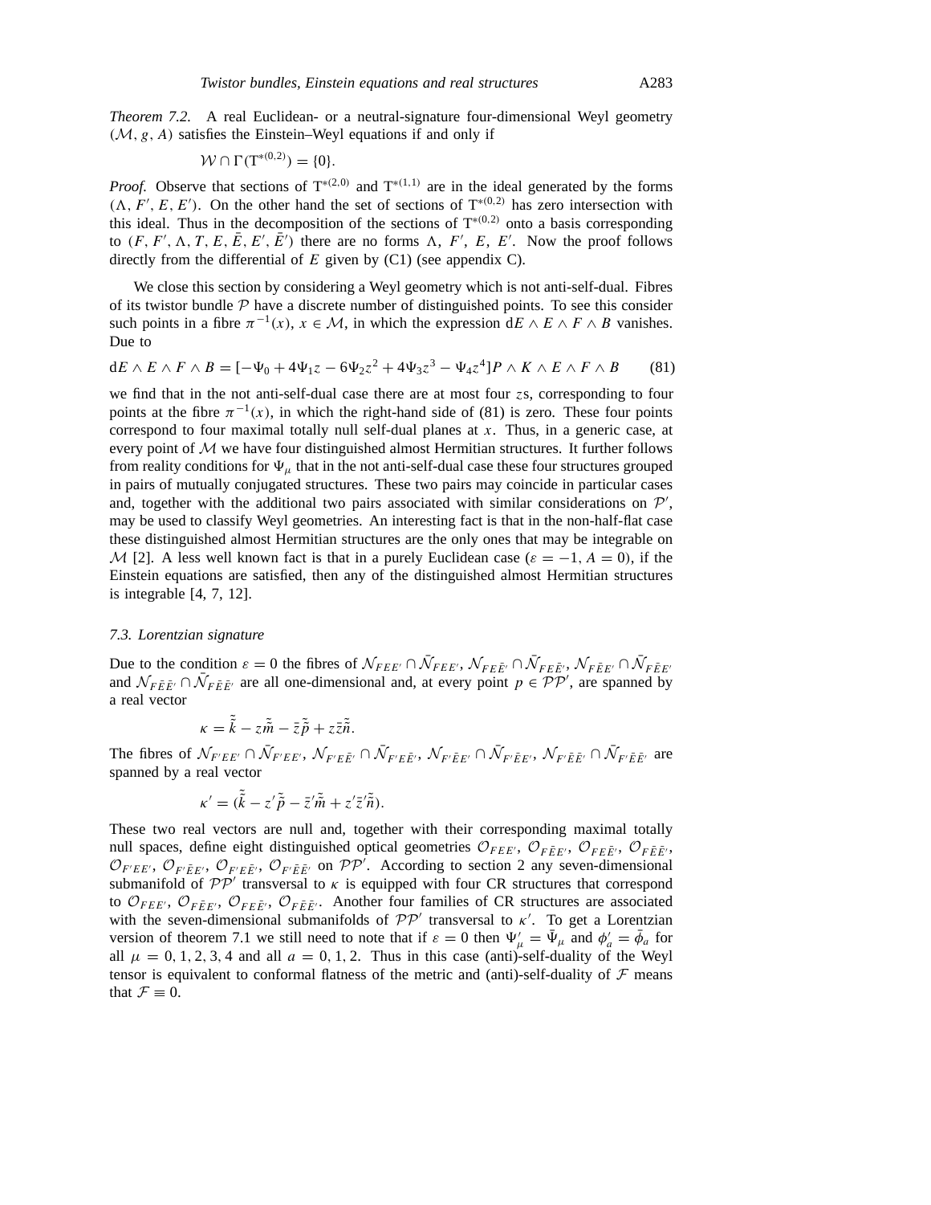*Theorem 7.2.* A real Euclidean- or a neutral-signature four-dimensional Weyl geometry $(\mathcal{M}, g, A)$ satisfies the Einstein–Weyl equations if and only if

$$\mathcal{W} \cap \Gamma(\mathrm{T}^{*(0,2)}) = \{0\}.$$

*Proof.* Observe that sections of $\mathrm{T}^{*(2,0)}$ and $\mathrm{T}^{*(1,1)}$ are in the ideal generated by the forms $(\Lambda, F', E, E')$. On the other hand the set of sections of $\mathrm{T}^{*(0,2)}$ has zero intersection with this ideal. Thus in the decomposition of the sections of $\mathrm{T}^{*(0,2)}$ onto a basis corresponding to $(F, F', \Lambda, T, E, \bar{E}, E', \bar{E}')$ there are no forms $\Lambda$, $F'$, $E$, $E'$. Now the proof follows directly from the differential of $E$ given by (C1) (see appendix C).

We close this section by considering a Weyl geometry which is not anti-self-dual. Fibres of its twistor bundle $\mathcal{P}$ have a discrete number of distinguished points. To see this consider such points in a fibre $\pi^{-1}(x)$, $x \in \mathcal{M}$, in which the expression $\mathrm{d}E \wedge E \wedge F \wedge B$ vanishes. Due to

$$\mathrm{d}E \wedge E \wedge F \wedge B = [-\Psi_0 + 4\Psi_1 z - 6\Psi_2 z^2 + 4\Psi_3 z^3 - \Psi_4 z^4] P \wedge K \wedge E \wedge F \wedge B \qquad (81)$$

we find that in the not anti-self-dual case there are at most four $z$s, corresponding to four points at the fibre $\pi^{-1}(x)$, in which the right-hand side of (81) is zero. These four points correspond to four maximal totally null self-dual planes at $x$. Thus, in a generic case, at every point of $\mathcal{M}$ we have four distinguished almost Hermitian structures. It further follows from reality conditions for $\Psi_\mu$ that in the not anti-self-dual case these four structures grouped in pairs of mutually conjugated structures. These two pairs may coincide in particular cases and, together with the additional two pairs associated with similar considerations on $\mathcal{P}'$, may be used to classify Weyl geometries. An interesting fact is that in the non-half-flat case these distinguished almost Hermitian structures are the only ones that may be integrable on $\mathcal{M}$ [2]. A less well known fact is that in a purely Euclidean case ($\varepsilon = -1$, $A = 0$), if the Einstein equations are satisfied, then any of the distinguished almost Hermitian structures is integrable [4, 7, 12].

### *7.3. Lorentzian signature*

Due to the condition $\varepsilon = 0$ the fibres of $\mathcal{N}_{FEE'} \cap \bar{\mathcal{N}}_{FEE'}$, $\mathcal{N}_{FE\bar{E}'} \cap \bar{\mathcal{N}}_{FE\bar{E}'}$, $\mathcal{N}_{F\bar{E}E'} \cap \bar{\mathcal{N}}_{F\bar{E}E'}$ and $\mathcal{N}_{F\bar{E}\bar{E}'} \cap \bar{\mathcal{N}}_{F\bar{E}\bar{E}'}$ are all one-dimensional and, at every point $p \in \mathcal{PP}'$, are spanned by a real vector

$$\kappa = \tilde{\tilde{k}} - z\tilde{\tilde{m}} - \bar{z}\tilde{\tilde{p}} + z\bar{z}\tilde{\tilde{n}}.$$

The fibres of $\mathcal{N}_{F'EE'} \cap \bar{\mathcal{N}}_{F'EE'}$, $\mathcal{N}_{F'E\bar{E}'} \cap \bar{\mathcal{N}}_{F'E\bar{E}'}$, $\mathcal{N}_{F'\bar{E}E'} \cap \bar{\mathcal{N}}_{F'\bar{E}E'}$, $\mathcal{N}_{F'\bar{E}\bar{E}'} \cap \bar{\mathcal{N}}_{F'\bar{E}\bar{E}'}$ are spanned by a real vector

$$\kappa' = (\tilde{\tilde{k}} - z'\tilde{\tilde{p}} - \bar{z}'\tilde{\tilde{m}} + z'\bar{z}'\tilde{\tilde{n}}).$$

These two real vectors are null and, together with their corresponding maximal totally null spaces, define eight distinguished optical geometries $\mathcal{O}_{FEE'}$, $\mathcal{O}_{F\bar{E}E'}$, $\mathcal{O}_{FE\bar{E}'}$, $\mathcal{O}_{F\bar{E}\bar{E}'}$, $\mathcal{O}_{F'EE'}$, $\mathcal{O}_{F'\bar{E}E'}$, $\mathcal{O}_{F'E\bar{E}'}$, $\mathcal{O}_{F'\bar{E}\bar{E}'}$ on $\mathcal{PP}'$. According to section 2 any seven-dimensional submanifold of $\mathcal{PP}'$ transversal to $\kappa$ is equipped with four CR structures that correspond to $\mathcal{O}_{FEE'}$, $\mathcal{O}_{F\bar{E}E'}$, $\mathcal{O}_{FE\bar{E}'}$, $\mathcal{O}_{F\bar{E}\bar{E}'}$. Another four families of CR structures are associated with the seven-dimensional submanifolds of $\mathcal{PP}'$ transversal to $\kappa'$. To get a Lorentzian version of theorem 7.1 we still need to note that if $\varepsilon = 0$ then $\Psi'_\mu = \bar{\Psi}_\mu$ and $\phi'_a = \bar{\phi}_a$ for all $\mu = 0, 1, 2, 3, 4$ and all $a = 0, 1, 2$. Thus in this case (anti)-self-duality of the Weyl tensor is equivalent to conformal flatness of the metric and (anti)-self-duality of $\mathcal{F}$ means that $\mathcal{F} \equiv 0$.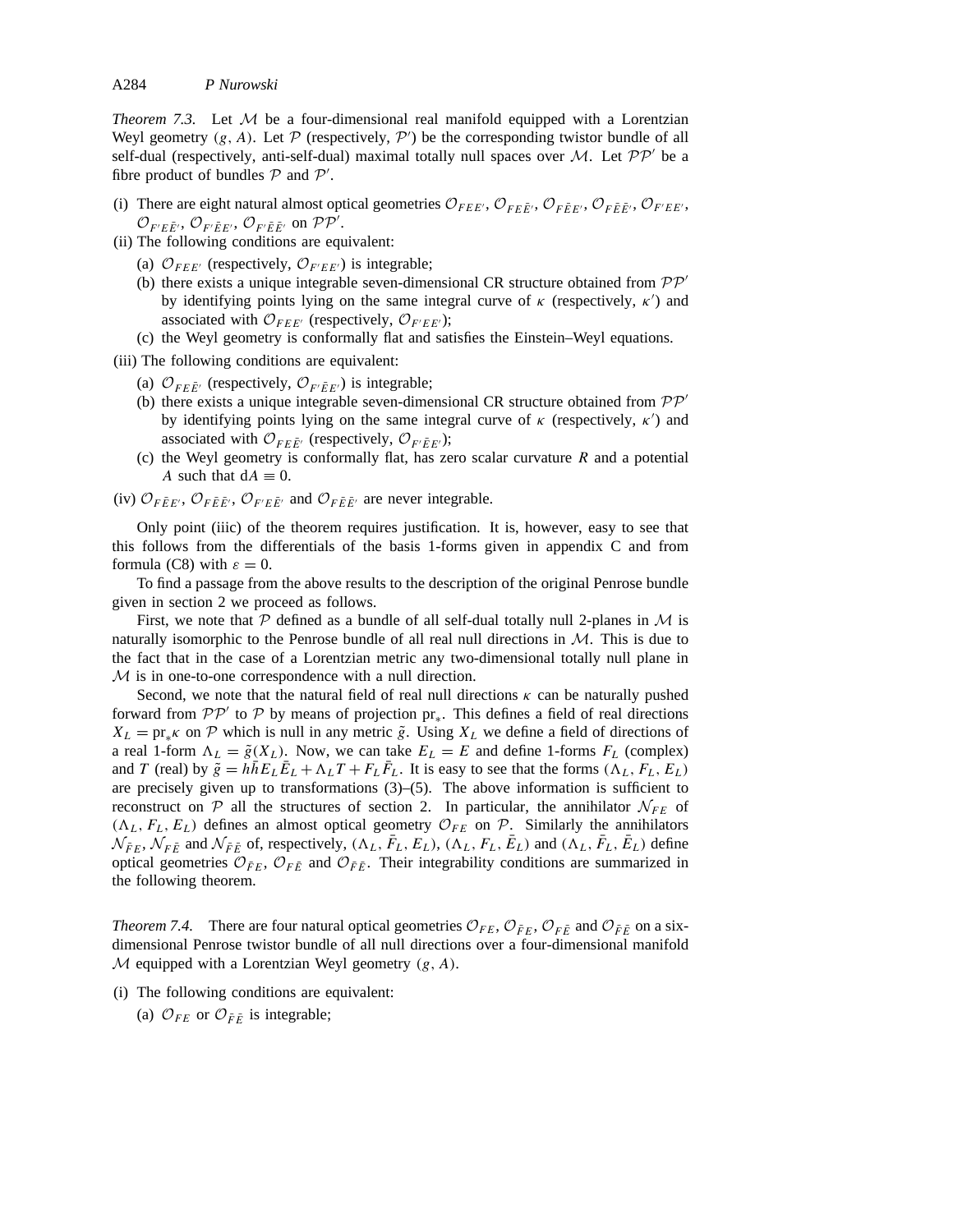*Theorem 7.3.* Let $\mathcal{M}$ be a four-dimensional real manifold equipped with a Lorentzian Weyl geometry $(g, A)$. Let $\mathcal{P}$ (respectively, $\mathcal{P}'$) be the corresponding twistor bundle of all self-dual (respectively, anti-self-dual) maximal totally null spaces over $\mathcal{M}$. Let $\mathcal{P}\mathcal{P}'$ be a fibre product of bundles $\mathcal{P}$ and $\mathcal{P}'$.

(i) There are eight natural almost optical geometries $\mathcal{O}_{FEE'}$, $\mathcal{O}_{FE\bar{E}'}$, $\mathcal{O}_{F\bar{E}E'}$, $\mathcal{O}_{F\bar{E}\bar{E}'}$, $\mathcal{O}_{F'EE'}$, $\mathcal{O}_{F'E\bar{E}'}$, $\mathcal{O}_{F'\bar{E}E'}$, $\mathcal{O}_{F'\bar{E}\bar{E}'}$ on $\mathcal{P}\mathcal{P}'$.

(ii) The following conditions are equivalent:
  - (a) $\mathcal{O}_{FEE'}$ (respectively, $\mathcal{O}_{F'EE'}$) is integrable;
  - (b) there exists a unique integrable seven-dimensional CR structure obtained from $\mathcal{P}\mathcal{P}'$ by identifying points lying on the same integral curve of $\kappa$ (respectively, $\kappa'$) and associated with $\mathcal{O}_{FEE'}$ (respectively, $\mathcal{O}_{F'EE'}$);
  - (c) the Weyl geometry is conformally flat and satisfies the Einstein–Weyl equations.

(iii) The following conditions are equivalent:
  - (a) $\mathcal{O}_{FE\bar{E}'}$ (respectively, $\mathcal{O}_{F'\bar{E}E'}$) is integrable;
  - (b) there exists a unique integrable seven-dimensional CR structure obtained from $\mathcal{P}\mathcal{P}'$ by identifying points lying on the same integral curve of $\kappa$ (respectively, $\kappa'$) and associated with $\mathcal{O}_{FE\bar{E}'}$ (respectively, $\mathcal{O}_{F'\bar{E}E'}$);
  - (c) the Weyl geometry is conformally flat, has zero scalar curvature $R$ and a potential $A$ such that $\mathrm{d}A \equiv 0$.

(iv) $\mathcal{O}_{F\bar{E}E'}$, $\mathcal{O}_{F\bar{E}\bar{E}'}$, $\mathcal{O}_{F'E\bar{E}'}$ and $\mathcal{O}_{F\bar{E}\bar{E}'}$ are never integrable.

Only point (iiic) of the theorem requires justification. It is, however, easy to see that this follows from the differentials of the basis 1-forms given in appendix C and from formula (C8) with $\varepsilon = 0$.

To find a passage from the above results to the description of the original Penrose bundle given in section 2 we proceed as follows.

First, we note that $\mathcal{P}$ defined as a bundle of all self-dual totally null 2-planes in $\mathcal{M}$ is naturally isomorphic to the Penrose bundle of all real null directions in $\mathcal{M}$. This is due to the fact that in the case of a Lorentzian metric any two-dimensional totally null plane in $\mathcal{M}$ is in one-to-one correspondence with a null direction.

Second, we note that the natural field of real null directions $\kappa$ can be naturally pushed forward from $\mathcal{P}\mathcal{P}'$ to $\mathcal{P}$ by means of projection $\mathrm{pr}_*$. This defines a field of real directions $X_L = \mathrm{pr}_*\kappa$ on $\mathcal{P}$ which is null in any metric $\tilde{g}$. Using $X_L$ we define a field of directions of a real 1-form $\Lambda_L = \tilde{g}(X_L)$. Now, we can take $E_L = E$ and define 1-forms $F_L$ (complex) and $T$ (real) by $\tilde{g} = h\bar{h}E_L\bar{E}_L + \Lambda_L T + F_L\bar{F}_L$. It is easy to see that the forms $(\Lambda_L, F_L, E_L)$ are precisely given up to transformations (3)–(5). The above information is sufficient to reconstruct on $\mathcal{P}$ all the structures of section 2. In particular, the annihilator $\mathcal{N}_{FE}$ of $(\Lambda_L, F_L, E_L)$ defines an almost optical geometry $\mathcal{O}_{FE}$ on $\mathcal{P}$. Similarly the annihilators $\mathcal{N}_{\bar{F}E}$, $\mathcal{N}_{F\bar{E}}$ and $\mathcal{N}_{\bar{F}\bar{E}}$ of, respectively, $(\Lambda_L, \bar{F}_L, E_L)$, $(\Lambda_L, F_L, \bar{E}_L)$ and $(\Lambda_L, \bar{F}_L, \bar{E}_L)$ define optical geometries $\mathcal{O}_{\bar{F}E}$, $\mathcal{O}_{F\bar{E}}$ and $\mathcal{O}_{\bar{F}\bar{E}}$. Their integrability conditions are summarized in the following theorem.

*Theorem 7.4.* There are four natural optical geometries $\mathcal{O}_{FE}$, $\mathcal{O}_{\bar{F}E}$, $\mathcal{O}_{F\bar{E}}$ and $\mathcal{O}_{\bar{F}\bar{E}}$ on a six-dimensional Penrose twistor bundle of all null directions over a four-dimensional manifold $\mathcal{M}$ equipped with a Lorentzian Weyl geometry $(g, A)$.

(i) The following conditions are equivalent:
  - (a) $\mathcal{O}_{FE}$ or $\mathcal{O}_{\bar{F}\bar{E}}$ is integrable;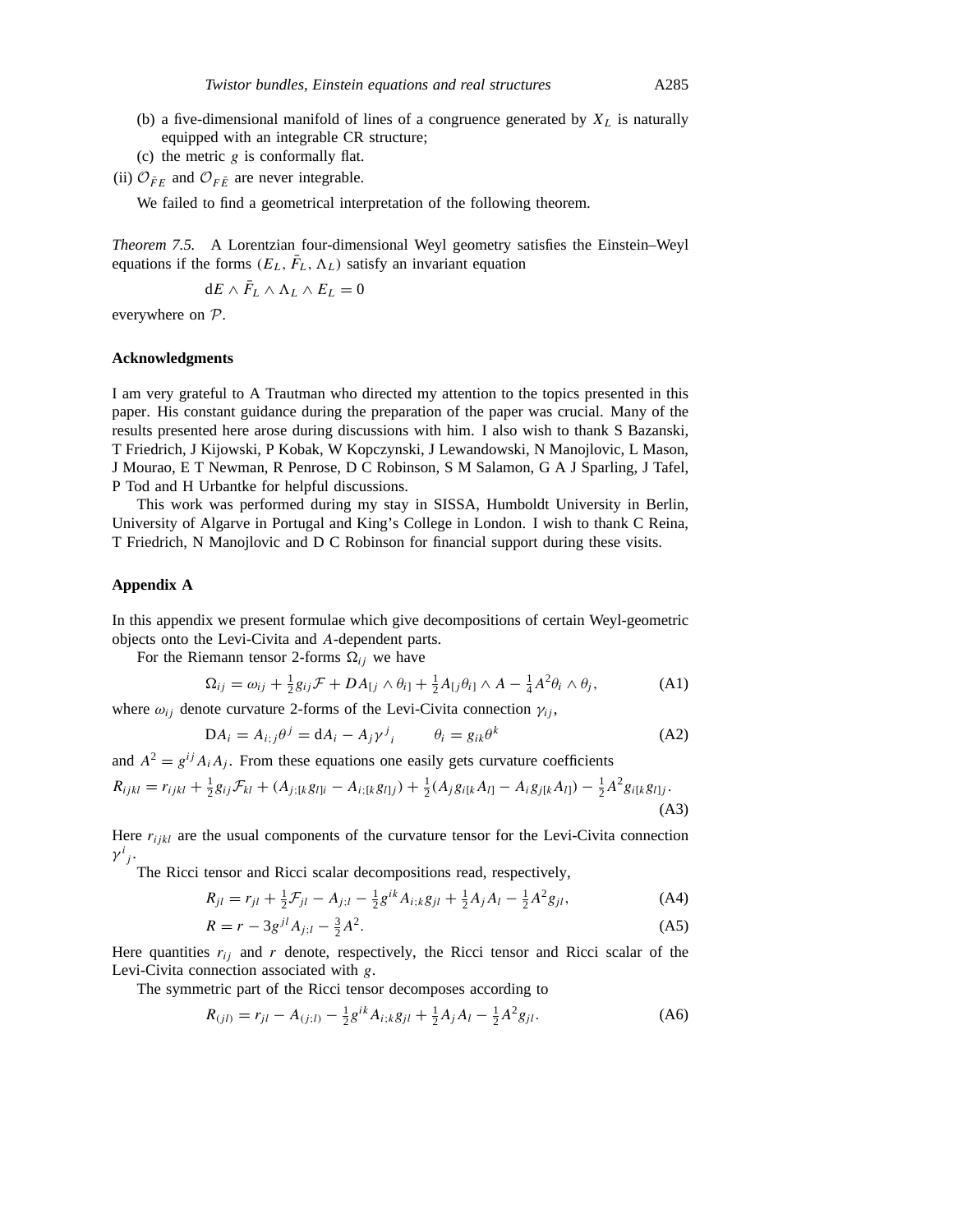(b) a five-dimensional manifold of lines of a congruence generated by $X_L$ is naturally equipped with an integrable CR structure;

(c) the metric $g$ is conformally flat.

(ii) $\mathcal{O}_{\bar{F}E}$ and $\mathcal{O}_{F\bar{E}}$ are never integrable.

We failed to find a geometrical interpretation of the following theorem.

*Theorem 7.5.* A Lorentzian four-dimensional Weyl geometry satisfies the Einstein–Weyl equations if the forms $(E_L, \bar{F}_L, \Lambda_L)$ satisfy an invariant equation

$$\mathrm{d}E \wedge \bar{F}_L \wedge \Lambda_L \wedge E_L = 0$$

everywhere on $\mathcal{P}$.

**Acknowledgments**

I am very grateful to A Trautman who directed my attention to the topics presented in this paper. His constant guidance during the preparation of the paper was crucial. Many of the results presented here arose during discussions with him. I also wish to thank S Bazanski, T Friedrich, J Kijowski, P Kobak, W Kopczynski, J Lewandowski, N Manojlovic, L Mason, J Mourao, E T Newman, R Penrose, D C Robinson, S M Salamon, G A J Sparling, J Tafel, P Tod and H Urbantke for helpful discussions.

This work was performed during my stay in SISSA, Humboldt University in Berlin, University of Algarve in Portugal and King's College in London. I wish to thank C Reina, T Friedrich, N Manojlovic and D C Robinson for financial support during these visits.

**Appendix A**

In this appendix we present formulae which give decompositions of certain Weyl-geometric objects onto the Levi-Civita and $A$-dependent parts.

For the Riemann tensor 2-forms $\Omega_{ij}$ we have

$$\Omega_{ij} = \omega_{ij} + \tfrac{1}{2}g_{ij}\mathcal{F} + DA_{[j} \wedge \theta_{i]} + \tfrac{1}{2}A_{[j}\theta_{i]} \wedge A - \tfrac{1}{4}A^2\theta_i \wedge \theta_j, \tag{A1}$$

where $\omega_{ij}$ denote curvature 2-forms of the Levi-Civita connection $\gamma_{ij}$,

$$\mathrm{D}A_i = A_{i;j}\theta^j = \mathrm{d}A_i - A_j\gamma^j{}_i \qquad \theta_i = g_{ik}\theta^k \tag{A2}$$

and $A^2 = g^{ij}A_iA_j$. From these equations one easily gets curvature coefficients

$$R_{ijkl} = r_{ijkl} + \tfrac{1}{2}g_{ij}\mathcal{F}_{kl} + (A_{j;[k}g_{l]i} - A_{i;[k}g_{l]j}) + \tfrac{1}{2}(A_jg_{i[k}A_{l]} - A_ig_{j[k}A_{l]}) - \tfrac{1}{2}A^2g_{i[k}g_{l]j}. \tag{A3}$$

Here $r_{ijkl}$ are the usual components of the curvature tensor for the Levi-Civita connection $\gamma^i{}_j$.

The Ricci tensor and Ricci scalar decompositions read, respectively,

$$R_{jl} = r_{jl} + \tfrac{1}{2}\mathcal{F}_{jl} - A_{j;l} - \tfrac{1}{2}g^{ik}A_{i;k}g_{jl} + \tfrac{1}{2}A_jA_l - \tfrac{1}{2}A^2g_{jl}, \tag{A4}$$

$$R = r - 3g^{jl}A_{j;l} - \tfrac{3}{2}A^2. \tag{A5}$$

Here quantities $r_{ij}$ and $r$ denote, respectively, the Ricci tensor and Ricci scalar of the Levi-Civita connection associated with $g$.

The symmetric part of the Ricci tensor decomposes according to

$$R_{(jl)} = r_{jl} - A_{(j;l)} - \tfrac{1}{2}g^{ik}A_{i;k}g_{jl} + \tfrac{1}{2}A_jA_l - \tfrac{1}{2}A^2g_{jl}. \tag{A6}$$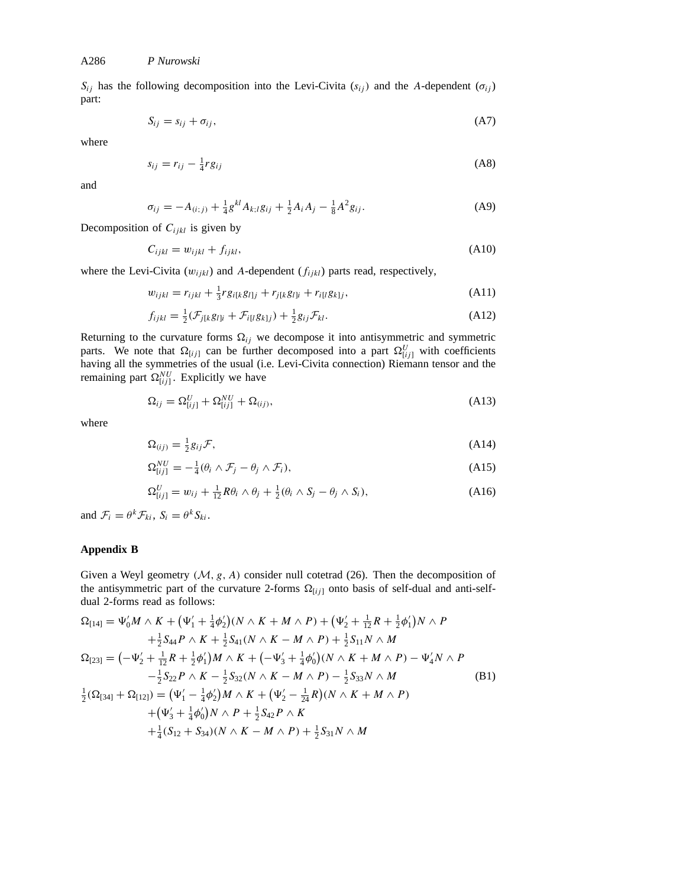$S_{ij}$ has the following decomposition into the Levi-Civita ($s_{ij}$) and the $A$-dependent ($\sigma_{ij}$) part:

$$S_{ij} = s_{ij} + \sigma_{ij}, \tag{A7}$$

where

$$s_{ij} = r_{ij} - \tfrac{1}{4} r g_{ij} \tag{A8}$$

and

$$\sigma_{ij} = -A_{(i;j)} + \tfrac{1}{4} g^{kl} A_{k;l} g_{ij} + \tfrac{1}{2} A_i A_j - \tfrac{1}{8} A^2 g_{ij}. \tag{A9}$$

Decomposition of $C_{ijkl}$ is given by

$$C_{ijkl} = w_{ijkl} + f_{ijkl}, \tag{A10}$$

where the Levi-Civita ($w_{ijkl}$) and $A$-dependent ($f_{ijkl}$) parts read, respectively,

$$w_{ijkl} = r_{ijkl} + \tfrac{1}{3} r g_{i[k} g_{l]j} + r_{j[k} g_{l]i} + r_{i[l} g_{k]j}, \tag{A11}$$

$$f_{ijkl} = \tfrac{1}{2} (\mathcal{F}_{j[k} g_{l]i} + \mathcal{F}_{i[l} g_{k]j}) + \tfrac{1}{2} g_{ij} \mathcal{F}_{kl}. \tag{A12}$$

Returning to the curvature forms $\Omega_{ij}$ we decompose it into antisymmetric and symmetric parts. We note that $\Omega_{[ij]}$ can be further decomposed into a part $\Omega^U_{[ij]}$ with coefficients having all the symmetries of the usual (i.e. Levi-Civita connection) Riemann tensor and the remaining part $\Omega^{NU}_{[ij]}$. Explicitly we have

$$\Omega_{ij} = \Omega^U_{[ij]} + \Omega^{NU}_{[ij]} + \Omega_{(ij)}, \tag{A13}$$

where

$$\Omega_{(ij)} = \tfrac{1}{2} g_{ij} \mathcal{F}, \tag{A14}$$

$$\Omega^{NU}_{[ij]} = -\tfrac{1}{4} (\theta_i \wedge \mathcal{F}_j - \theta_j \wedge \mathcal{F}_i), \tag{A15}$$

$$\Omega^U_{[ij]} = w_{ij} + \tfrac{1}{12} R \theta_i \wedge \theta_j + \tfrac{1}{2} (\theta_i \wedge S_j - \theta_j \wedge S_i), \tag{A16}$$

and $\mathcal{F}_i = \theta^k \mathcal{F}_{ki}$, $S_i = \theta^k S_{ki}$.

## Appendix B

Given a Weyl geometry $(\mathcal{M}, g, A)$ consider null cotetrad (26). Then the decomposition of the antisymmetric part of the curvature 2-forms $\Omega_{[ij]}$ onto basis of self-dual and anti-self-dual 2-forms read as follows:

$$\begin{aligned}
\Omega_{[14]} &= \Psi'_0 M \wedge K + \left(\Psi'_1 + \tfrac{1}{4}\phi'_2\right)(N \wedge K + M \wedge P) + \left(\Psi'_2 + \tfrac{1}{12} R + \tfrac{1}{2}\phi'_1\right) N \wedge P \\
&\quad + \tfrac{1}{2} S_{44} P \wedge K + \tfrac{1}{2} S_{41} (N \wedge K - M \wedge P) + \tfrac{1}{2} S_{11} N \wedge M \\
\Omega_{[23]} &= \left(-\Psi'_2 + \tfrac{1}{12} R + \tfrac{1}{2}\phi'_1\right) M \wedge K + \left(-\Psi'_3 + \tfrac{1}{4}\phi'_0\right)(N \wedge K + M \wedge P) - \Psi'_4 N \wedge P \\
&\quad - \tfrac{1}{2} S_{22} P \wedge K - \tfrac{1}{2} S_{32} (N \wedge K - M \wedge P) - \tfrac{1}{2} S_{33} N \wedge M \\
\tfrac{1}{2}(\Omega_{[34]} + \Omega_{[12]}) &= \left(\Psi'_1 - \tfrac{1}{4}\phi'_2\right) M \wedge K + \left(\Psi'_2 - \tfrac{1}{24} R\right)(N \wedge K + M \wedge P) \\
&\quad + \left(\Psi'_3 + \tfrac{1}{4}\phi'_0\right) N \wedge P + \tfrac{1}{2} S_{42} P \wedge K \\
&\quad + \tfrac{1}{4}(S_{12} + S_{34})(N \wedge K - M \wedge P) + \tfrac{1}{2} S_{31} N \wedge M
\end{aligned} \tag{B1}$$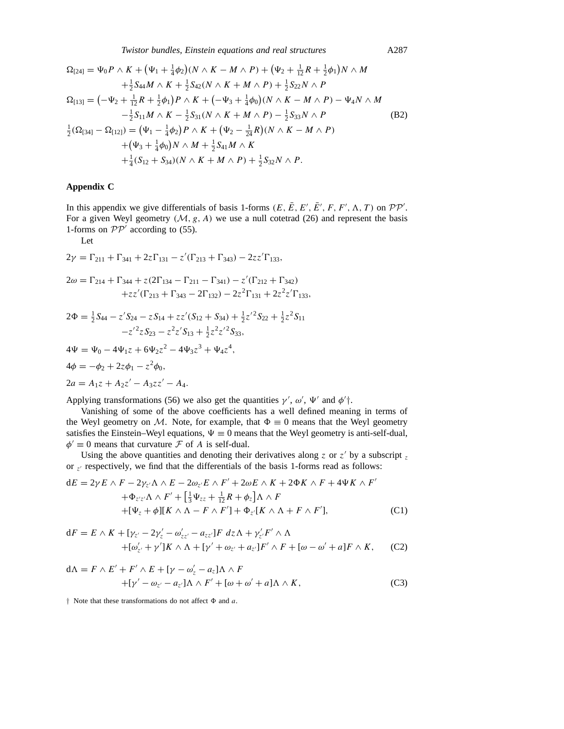$$
\begin{aligned}
\Omega_{[24]} &= \Psi_0 P\wedge K + \left(\Psi_1 + \tfrac{1}{4}\phi_2\right)(N\wedge K - M\wedge P) + \left(\Psi_2 + \tfrac{1}{12}R + \tfrac{1}{2}\phi_1\right)N\wedge M \\
&\quad + \tfrac{1}{2}S_{44}M\wedge K + \tfrac{1}{2}S_{42}(N\wedge K + M\wedge P) + \tfrac{1}{2}S_{22}N\wedge P \\
\Omega_{[13]} &= \left(-\Psi_2 + \tfrac{1}{12}R + \tfrac{1}{2}\phi_1\right)P\wedge K + \left(-\Psi_3 + \tfrac{1}{4}\phi_0\right)(N\wedge K - M\wedge P) - \Psi_4 N\wedge M \\
&\quad - \tfrac{1}{2}S_{11}M\wedge K - \tfrac{1}{2}S_{31}(N\wedge K + M\wedge P) - \tfrac{1}{2}S_{33}N\wedge P \\
\tfrac{1}{2}(\Omega_{[34]} - \Omega_{[12]}) &= \left(\Psi_1 - \tfrac{1}{4}\phi_2\right)P\wedge K + \left(\Psi_2 - \tfrac{1}{24}R\right)(N\wedge K - M\wedge P) \\
&\quad + \left(\Psi_3 + \tfrac{1}{4}\phi_0\right)N\wedge M + \tfrac{1}{2}S_{41}M\wedge K \\
&\quad + \tfrac{1}{4}(S_{12} + S_{34})(N\wedge K + M\wedge P) + \tfrac{1}{2}S_{32}N\wedge P.
\end{aligned}
\tag{B2}
$$

## Appendix C

In this appendix we give differentials of basis 1-forms $(E, \bar{E}, E', \bar{E}', F, F', \Lambda, T)$ on $\mathcal{PP}'$. For a given Weyl geometry $(\mathcal{M}, g, A)$ we use a null cotetrad (26) and represent the basis 1-forms on $\mathcal{PP}'$ according to (55).

Let

$$
2\gamma = \Gamma_{211} + \Gamma_{341} + 2z\Gamma_{131} - z'(\Gamma_{213} + \Gamma_{343}) - 2zz'\Gamma_{133},
$$

$$
\begin{aligned}
2\omega &= \Gamma_{214} + \Gamma_{344} + z(2\Gamma_{134} - \Gamma_{211} - \Gamma_{341}) - z'(\Gamma_{212} + \Gamma_{342}) \\
&\quad + zz'(\Gamma_{213} + \Gamma_{343} - 2\Gamma_{132}) - 2z^2\Gamma_{131} + 2z^2z'\Gamma_{133},
\end{aligned}
$$

$$
\begin{aligned}
2\Phi &= \tfrac{1}{2}S_{44} - z'S_{24} - zS_{14} + zz'(S_{12} + S_{34}) + \tfrac{1}{2}z'^2S_{22} + \tfrac{1}{2}z^2S_{11} \\
&\quad - z'^2zS_{23} - z^2z'S_{13} + \tfrac{1}{2}z^2z'^2S_{33},
\end{aligned}
$$

$$
4\Psi = \Psi_0 - 4\Psi_1 z + 6\Psi_2 z^2 - 4\Psi_3 z^3 + \Psi_4 z^4,
$$

$$
4\phi = -\phi_2 + 2z\phi_1 - z^2\phi_0,
$$

$$
2a = A_1 z + A_2 z' - A_3 zz' - A_4.
$$

Applying transformations (56) we also get the quantities $\gamma'$, $\omega'$, $\Psi'$ and $\phi'$†.

Vanishing of some of the above coefficients has a well defined meaning in terms of the Weyl geometry on $\mathcal{M}$. Note, for example, that $\Phi \equiv 0$ means that the Weyl geometry satisfies the Einstein–Weyl equations, $\Psi \equiv 0$ means that the Weyl geometry is anti-self-dual, $\phi' \equiv 0$ means that curvature $\mathcal{F}$ of $A$ is self-dual.

Using the above quantities and denoting their derivatives along $z$ or $z'$ by a subscript $_z$ or $_{z'}$ respectively, we find that the differentials of the basis 1-forms read as follows:

$$
\begin{aligned}
\mathrm{d}E &= 2\gamma E\wedge F - 2\gamma_{z'}\Lambda\wedge E - 2\omega_{z'}E\wedge F' + 2\omega E\wedge K + 2\Phi K\wedge F + 4\Psi K\wedge F' \\
&\quad + \Phi_{z'z'}\Lambda\wedge F' + \left[\tfrac{1}{3}\Psi_{zz} + \tfrac{1}{12}R + \phi_z\right]\Lambda\wedge F \\
&\quad + [\Psi_z + \phi][K\wedge\Lambda - F\wedge F'] + \Phi_{z'}[K\wedge\Lambda + F\wedge F'],
\end{aligned}
\tag{C1}
$$

$$
\begin{aligned}
\mathrm{d}F &= E\wedge K + [\gamma_{z'} - 2\gamma'_z - \omega'_{zz'} - a_{zz'}]F\ dz\Lambda + \gamma'_{z'}F'\wedge\Lambda \\
&\quad + [\omega'_{z'} + \gamma']K\wedge\Lambda + [\gamma' + \omega_{z'} + a_{z'}]F'\wedge F + [\omega - \omega' + a]F\wedge K,
\end{aligned}
\tag{C2}
$$

$$
\begin{aligned}
\mathrm{d}\Lambda &= F\wedge E' + F'\wedge E + [\gamma - \omega'_z - a_z]\Lambda\wedge F \\
&\quad + [\gamma' - \omega_{z'} - a_{z'}]\Lambda\wedge F' + [\omega + \omega' + a]\Lambda\wedge K,
\end{aligned}
\tag{C3}
$$

† Note that these transformations do not affect $\Phi$ and $a$.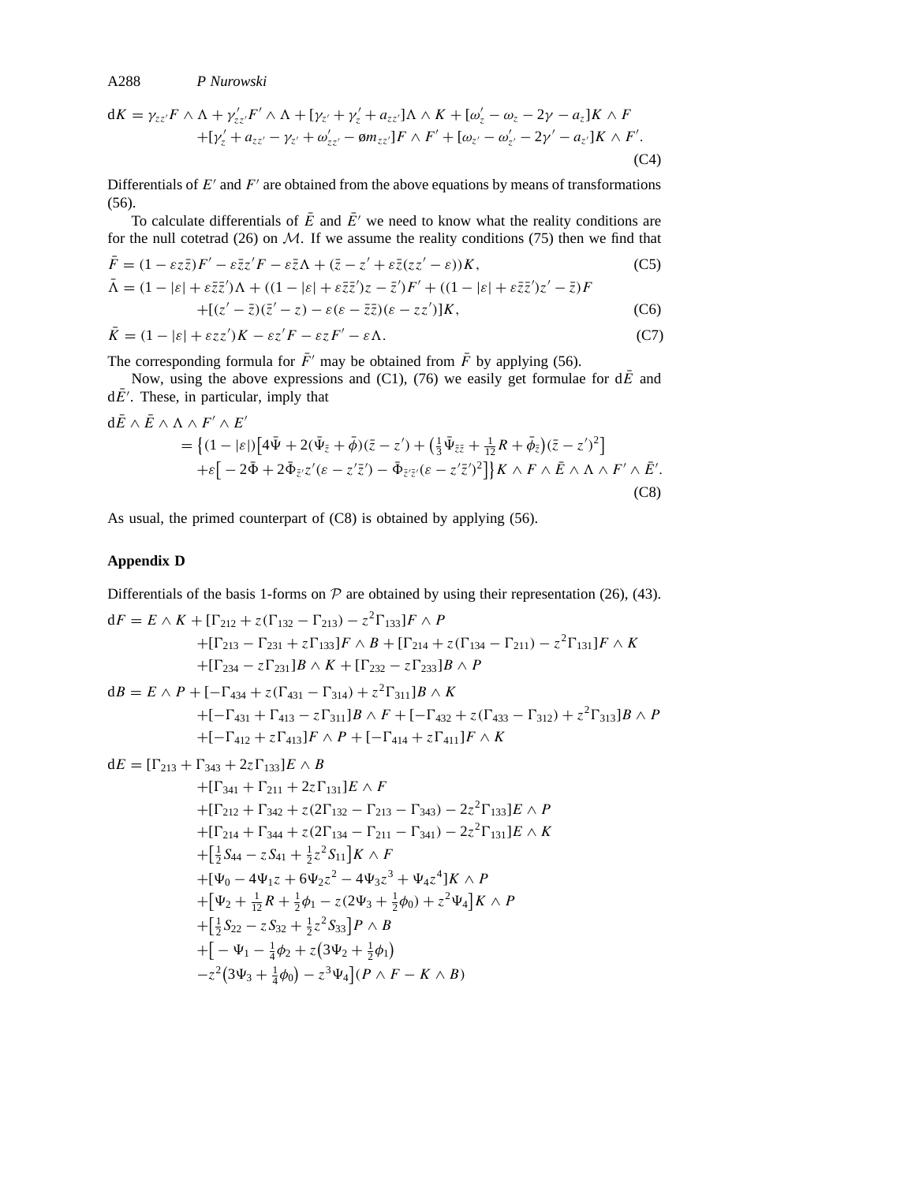$$
\begin{aligned}
\mathrm{d}K = {} & \gamma_{zz'}F\wedge\Lambda + \gamma'_{zz'}F'\wedge\Lambda + [\gamma_{z'} + \gamma'_z + a_{zz'}]\Lambda\wedge K + [\omega'_z - \omega_z - 2\gamma - a_z]K\wedge F \\
& + [\gamma'_z + a_{zz'} - \gamma_{z'} + \omega'_{zz'} - \o m_{zz'}]F\wedge F' + [\omega_{z'} - \omega'_{z'} - 2\gamma' - a_{z'}]K\wedge F'.
\end{aligned} \tag{C4}
$$

Differentials of $E'$ and $F'$ are obtained from the above equations by means of transformations (56).

To calculate differentials of $\bar{E}$ and $\bar{E}'$ we need to know what the reality conditions are for the null cotetrad (26) on $\mathcal{M}$. If we assume the reality conditions (75) then we find that

$$
\bar{F} = (1 - \varepsilon z\bar{z})F' - \varepsilon\bar{z}z'F - \varepsilon\bar{z}\Lambda + (\bar{z} - z' + \varepsilon\bar{z}(zz' - \varepsilon))K, \tag{C5}
$$

$$
\begin{aligned}
\bar{\Lambda} = {} & (1 - |\varepsilon| + \varepsilon\bar{z}\bar{z}')\Lambda + ((1 - |\varepsilon| + \varepsilon\bar{z}\bar{z}')z - \bar{z}')F' + ((1 - |\varepsilon| + \varepsilon\bar{z}\bar{z}')z' - \bar{z})F \\
& + [(z' - \bar{z})(\bar{z}' - z) - \varepsilon(\varepsilon - \bar{z}\bar{z})(\varepsilon - zz')]K,
\end{aligned} \tag{C6}
$$

$$
\bar{K} = (1 - |\varepsilon| + \varepsilon zz')K - \varepsilon z'F - \varepsilon zF' - \varepsilon\Lambda. \tag{C7}
$$

The corresponding formula for $\bar{F}'$ may be obtained from $\bar{F}$ by applying (56).

Now, using the above expressions and (C1), (76) we easily get formulae for $\mathrm{d}\bar{E}$ and $\mathrm{d}\bar{E}'$. These, in particular, imply that

$$
\begin{aligned}
& \mathrm{d}\bar{E}\wedge\bar{E}\wedge\Lambda\wedge F'\wedge E' \\
& \quad = \big\{(1 - |\varepsilon|)\big[4\bar{\Psi} + 2(\bar{\Psi}_{\bar{z}} + \bar{\phi})(\bar{z} - z') + \big(\tfrac{1}{3}\bar{\Psi}_{\bar{z}\bar{z}} + \tfrac{1}{12}R + \bar{\phi}_{\bar{z}}\big)(\bar{z} - z')^2\big] \\
& \qquad + \varepsilon\big[-2\bar{\Phi} + 2\bar{\Phi}_{\bar{z}'}z'(\varepsilon - z'\bar{z}') - \bar{\Phi}_{\bar{z}'\bar{z}'}(\varepsilon - z'\bar{z}')^2\big]\big\}K\wedge F\wedge\bar{E}\wedge\Lambda\wedge F'\wedge\bar{E}'.
\end{aligned} \tag{C8}
$$

As usual, the primed counterpart of (C8) is obtained by applying (56).

## Appendix D

Differentials of the basis 1-forms on $\mathcal{P}$ are obtained by using their representation (26), (43).

$$
\begin{aligned}
\mathrm{d}F = {} & E\wedge K + [\Gamma_{212} + z(\Gamma_{132} - \Gamma_{213}) - z^2\Gamma_{133}]F\wedge P \\
& + [\Gamma_{213} - \Gamma_{231} + z\Gamma_{133}]F\wedge B + [\Gamma_{214} + z(\Gamma_{134} - \Gamma_{211}) - z^2\Gamma_{131}]F\wedge K \\
& + [\Gamma_{234} - z\Gamma_{231}]B\wedge K + [\Gamma_{232} - z\Gamma_{233}]B\wedge P
\end{aligned}
$$

$$
\begin{aligned}
\mathrm{d}B = {} & E\wedge P + [-\Gamma_{434} + z(\Gamma_{431} - \Gamma_{314}) + z^2\Gamma_{311}]B\wedge K \\
& + [-\Gamma_{431} + \Gamma_{413} - z\Gamma_{311}]B\wedge F + [-\Gamma_{432} + z(\Gamma_{433} - \Gamma_{312}) + z^2\Gamma_{313}]B\wedge P \\
& + [-\Gamma_{412} + z\Gamma_{413}]F\wedge P + [-\Gamma_{414} + z\Gamma_{411}]F\wedge K
\end{aligned}
$$

$$
\begin{aligned}
\mathrm{d}E = {} & [\Gamma_{213} + \Gamma_{343} + 2z\Gamma_{133}]E\wedge B \\
& + [\Gamma_{341} + \Gamma_{211} + 2z\Gamma_{131}]E\wedge F \\
& + [\Gamma_{212} + \Gamma_{342} + z(2\Gamma_{132} - \Gamma_{213} - \Gamma_{343}) - 2z^2\Gamma_{133}]E\wedge P \\
& + [\Gamma_{214} + \Gamma_{344} + z(2\Gamma_{134} - \Gamma_{211} - \Gamma_{341}) - 2z^2\Gamma_{131}]E\wedge K \\
& + \big[\tfrac{1}{2}S_{44} - zS_{41} + \tfrac{1}{2}z^2S_{11}\big]K\wedge F \\
& + [\Psi_0 - 4\Psi_1 z + 6\Psi_2 z^2 - 4\Psi_3 z^3 + \Psi_4 z^4]K\wedge P \\
& + \big[\Psi_2 + \tfrac{1}{12}R + \tfrac{1}{2}\phi_1 - z(2\Psi_3 + \tfrac{1}{2}\phi_0) + z^2\Psi_4\big]K\wedge P \\
& + \big[\tfrac{1}{2}S_{22} - zS_{32} + \tfrac{1}{2}z^2S_{33}\big]P\wedge B \\
& + \big[-\Psi_1 - \tfrac{1}{4}\phi_2 + z\big(3\Psi_2 + \tfrac{1}{2}\phi_1\big) \\
& - z^2\big(3\Psi_3 + \tfrac{1}{4}\phi_0\big) - z^3\Psi_4\big](P\wedge F - K\wedge B)
\end{aligned}
$$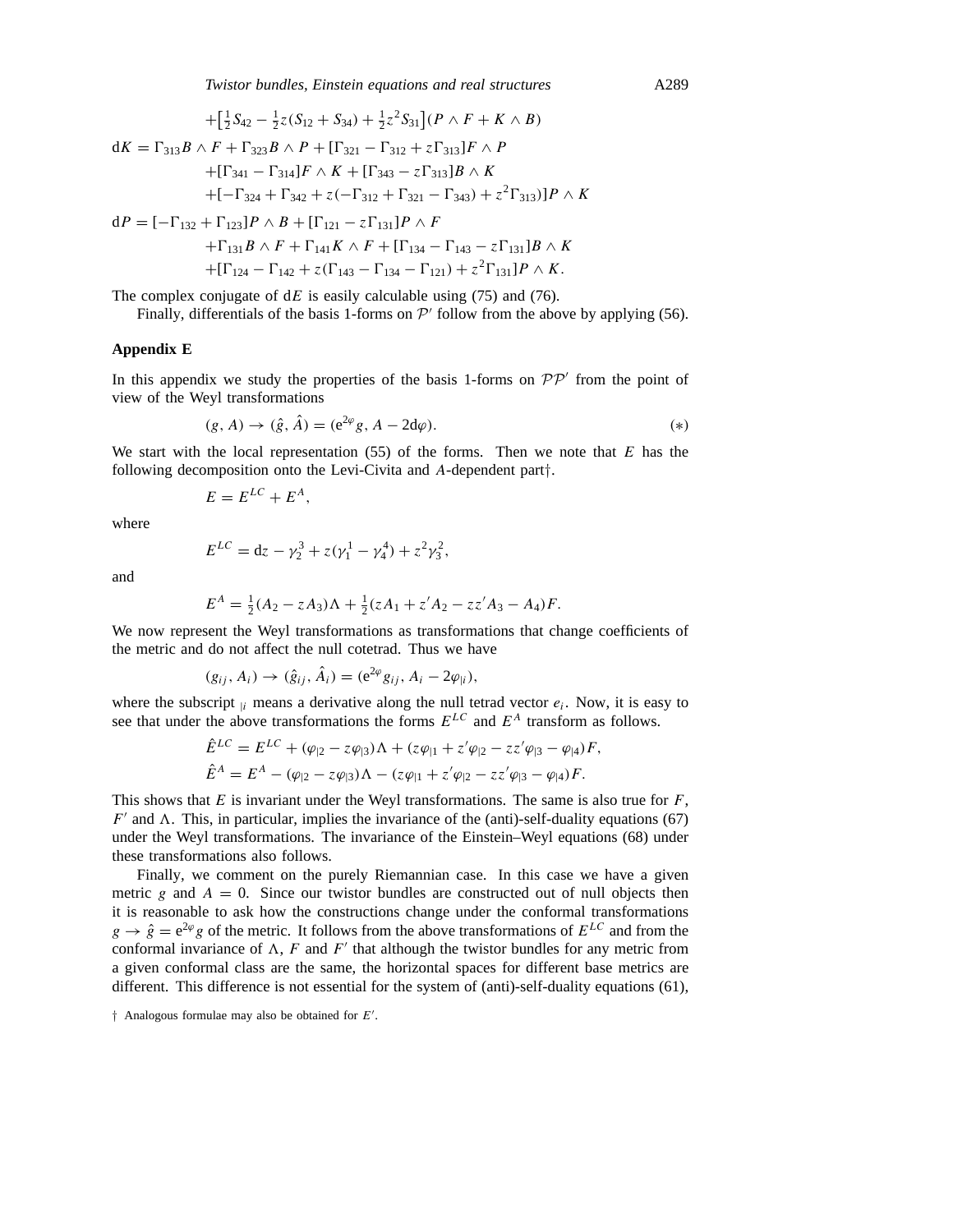$$+\left[\tfrac{1}{2}S_{42} - \tfrac{1}{2}z(S_{12} + S_{34}) + \tfrac{1}{2}z^2 S_{31}\right](P \wedge F + K \wedge B)$$

$$\begin{aligned}
\mathrm{d}K &= \Gamma_{313} B \wedge F + \Gamma_{323} B \wedge P + [\Gamma_{321} - \Gamma_{312} + z\Gamma_{313}] F \wedge P \\
&\quad + [\Gamma_{341} - \Gamma_{314}] F \wedge K + [\Gamma_{343} - z\Gamma_{313}] B \wedge K \\
&\quad + [-\Gamma_{324} + \Gamma_{342} + z(-\Gamma_{312} + \Gamma_{321} - \Gamma_{343}) + z^2\Gamma_{313})] P \wedge K \\
\mathrm{d}P &= [-\Gamma_{132} + \Gamma_{123}] P \wedge B + [\Gamma_{121} - z\Gamma_{131}] P \wedge F \\
&\quad + \Gamma_{131} B \wedge F + \Gamma_{141} K \wedge F + [\Gamma_{134} - \Gamma_{143} - z\Gamma_{131}] B \wedge K \\
&\quad + [\Gamma_{124} - \Gamma_{142} + z(\Gamma_{143} - \Gamma_{134} - \Gamma_{121}) + z^2\Gamma_{131}] P \wedge K.
\end{aligned}$$

The complex conjugate of $\mathrm{d}E$ is easily calculable using (75) and (76).

Finally, differentials of the basis 1-forms on $\mathcal{P}'$ follow from the above by applying (56).

## Appendix E

In this appendix we study the properties of the basis 1-forms on $\mathcal{P}\mathcal{P}'$ from the point of view of the Weyl transformations

$$(g, A) \to (\hat{g}, \hat{A}) = (\mathrm{e}^{2\varphi} g, A - 2\mathrm{d}\varphi). \tag{$*$}$$

We start with the local representation (55) of the forms. Then we note that $E$ has the following decomposition onto the Levi-Civita and $A$-dependent part†.

$$E = E^{LC} + E^{A},$$

where

$$E^{LC} = \mathrm{d}z - \gamma_2^3 + z(\gamma_1^1 - \gamma_4^4) + z^2\gamma_3^2,$$

and

$$E^{A} = \tfrac{1}{2}(A_2 - zA_3)\Lambda + \tfrac{1}{2}(zA_1 + z'A_2 - zz'A_3 - A_4)F.$$

We now represent the Weyl transformations as transformations that change coefficients of the metric and do not affect the null cotetrad. Thus we have

$$(g_{ij}, A_i) \to (\hat{g}_{ij}, \hat{A}_i) = (\mathrm{e}^{2\varphi} g_{ij}, A_i - 2\varphi_{|i}),$$

where the subscript $_{|i}$ means a derivative along the null tetrad vector $e_i$. Now, it is easy to see that under the above transformations the forms $E^{LC}$ and $E^{A}$ transform as follows.

$$\begin{aligned}
\hat{E}^{LC} &= E^{LC} + (\varphi_{|2} - z\varphi_{|3})\Lambda + (z\varphi_{|1} + z'\varphi_{|2} - zz'\varphi_{|3} - \varphi_{|4})F, \\
\hat{E}^{A} &= E^{A} - (\varphi_{|2} - z\varphi_{|3})\Lambda - (z\varphi_{|1} + z'\varphi_{|2} - zz'\varphi_{|3} - \varphi_{|4})F.
\end{aligned}$$

This shows that $E$ is invariant under the Weyl transformations. The same is also true for $F$, $F'$ and $\Lambda$. This, in particular, implies the invariance of the (anti)-self-duality equations (67) under the Weyl transformations. The invariance of the Einstein–Weyl equations (68) under these transformations also follows.

Finally, we comment on the purely Riemannian case. In this case we have a given metric $g$ and $A = 0$. Since our twistor bundles are constructed out of null objects then it is reasonable to ask how the constructions change under the conformal transformations $g \to \hat{g} = \mathrm{e}^{2\varphi} g$ of the metric. It follows from the above transformations of $E^{LC}$ and from the conformal invariance of $\Lambda$, $F$ and $F'$ that although the twistor bundles for any metric from a given conformal class are the same, the horizontal spaces for different base metrics are different. This difference is not essential for the system of (anti)-self-duality equations (61),

† Analogous formulae may also be obtained for $E'$.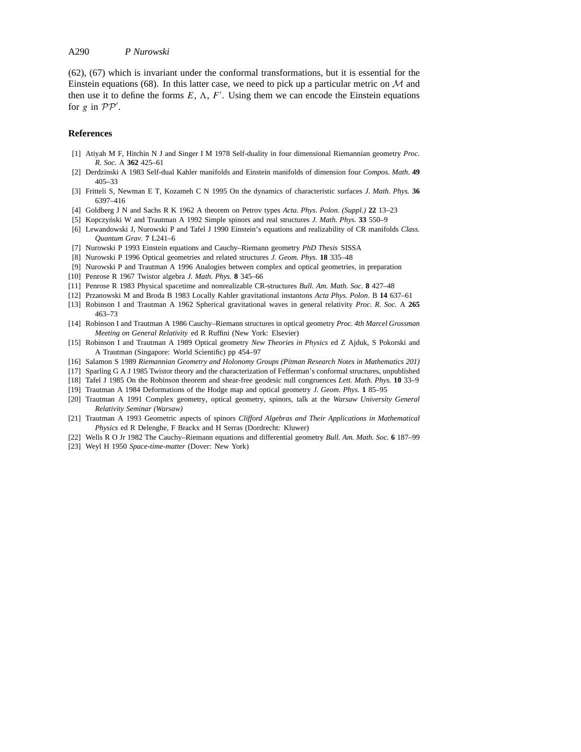(62), (67) which is invariant under the conformal transformations, but it is essential for the Einstein equations (68). In this latter case, we need to pick up a particular metric on $\mathcal{M}$ and then use it to define the forms $E$, $\Lambda$, $F'$. Using them we can encode the Einstein equations for $g$ in $\mathcal{PP}'$.

## References

[1] Atiyah M F, Hitchin N J and Singer I M 1978 Self-duality in four dimensional Riemannian geometry *Proc. R. Soc.* A **362** 425–61

[2] Derdzinski A 1983 Self-dual Kahler manifolds and Einstein manifolds of dimension four *Compos. Math.* **49** 405–33

[3] Fritteli S, Newman E T, Kozameh C N 1995 On the dynamics of characteristic surfaces *J. Math. Phys.* **36** 6397–416

[4] Goldberg J N and Sachs R K 1962 A theorem on Petrov types *Acta. Phys. Polon. (Suppl.)* **22** 13–23

[5] Kopczyński W and Trautman A 1992 Simple spinors and real structures *J. Math. Phys.* **33** 550–9

[6] Lewandowski J, Nurowski P and Tafel J 1990 Einstein's equations and realizability of CR manifolds *Class. Quantum Grav.* **7** L241–6

[7] Nurowski P 1993 Einstein equations and Cauchy–Riemann geometry *PhD Thesis* SISSA

[8] Nurowski P 1996 Optical geometries and related structures *J. Geom. Phys.* **18** 335–48

[9] Nurowski P and Trautman A 1996 Analogies between complex and optical geometries, in preparation

[10] Penrose R 1967 Twistor algebra *J. Math. Phys.* **8** 345–66

[11] Penrose R 1983 Physical spacetime and nonrealizable CR-structures *Bull. Am. Math. Soc.* **8** 427–48

[12] Przanowski M and Broda B 1983 Locally Kahler gravitational instantons *Acta Phys. Polon.* B **14** 637–61

[13] Robinson I and Trautman A 1962 Spherical gravitational waves in general relativity *Proc. R. Soc.* A **265** 463–73

[14] Robinson I and Trautman A 1986 Cauchy–Riemann structures in optical geometry *Proc. 4th Marcel Grossman Meeting on General Relativity* ed R Ruffini (New York: Elsevier)

[15] Robinson I and Trautman A 1989 Optical geometry *New Theories in Physics* ed Z Ajduk, S Pokorski and A Trautman (Singapore: World Scientific) pp 454–97

[16] Salamon S 1989 *Riemannian Geometry and Holonomy Groups (Pitman Research Notes in Mathematics 201)*

[17] Sparling G A J 1985 Twistor theory and the characterization of Fefferman's conformal structures, unpublished

[18] Tafel J 1985 On the Robinson theorem and shear-free geodesic null congruences *Lett. Math. Phys.* **10** 33–9

[19] Trautman A 1984 Deformations of the Hodge map and optical geometry *J. Geom. Phys.* **1** 85–95

[20] Trautman A 1991 Complex geometry, optical geometry, spinors, talk at the *Warsaw University General Relativity Seminar (Warsaw)*

[21] Trautman A 1993 Geometric aspects of spinors *Clifford Algebras and Their Applications in Mathematical Physics* ed R Delenghe, F Brackx and H Serras (Dordrecht: Kluwer)

[22] Wells R O Jr 1982 The Cauchy–Riemann equations and differential geometry *Bull. Am. Math. Soc.* **6** 187–99

[23] Weyl H 1950 *Space-time-matter* (Dover: New York)